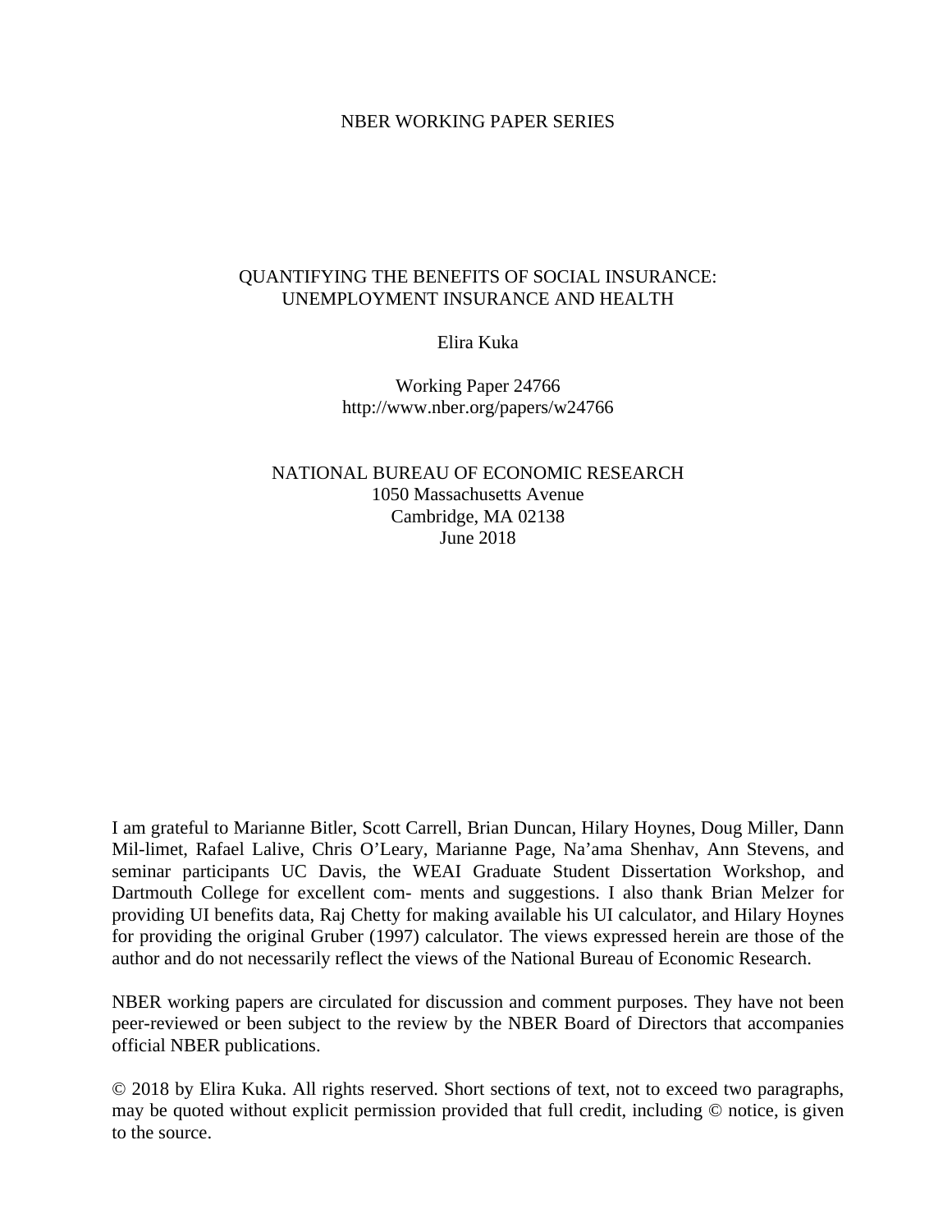NBER WORKING PAPER SERIES

# QUANTIFYING THE BENEFITS OF SOCIAL INSURANCE: UNEMPLOYMENT INSURANCE AND HEALTH

Elira Kuka

Working Paper 24766
http://www.nber.org/papers/w24766

NATIONAL BUREAU OF ECONOMIC RESEARCH
1050 Massachusetts Avenue
Cambridge, MA 02138
June 2018

I am grateful to Marianne Bitler, Scott Carrell, Brian Duncan, Hilary Hoynes, Doug Miller, Dann Mil-limet, Rafael Lalive, Chris O'Leary, Marianne Page, Na'ama Shenhav, Ann Stevens, and seminar participants UC Davis, the WEAI Graduate Student Dissertation Workshop, and Dartmouth College for excellent com- ments and suggestions. I also thank Brian Melzer for providing UI benefits data, Raj Chetty for making available his UI calculator, and Hilary Hoynes for providing the original Gruber (1997) calculator. The views expressed herein are those of the author and do not necessarily reflect the views of the National Bureau of Economic Research.

NBER working papers are circulated for discussion and comment purposes. They have not been peer-reviewed or been subject to the review by the NBER Board of Directors that accompanies official NBER publications.

© 2018 by Elira Kuka. All rights reserved. Short sections of text, not to exceed two paragraphs, may be quoted without explicit permission provided that full credit, including © notice, is given to the source.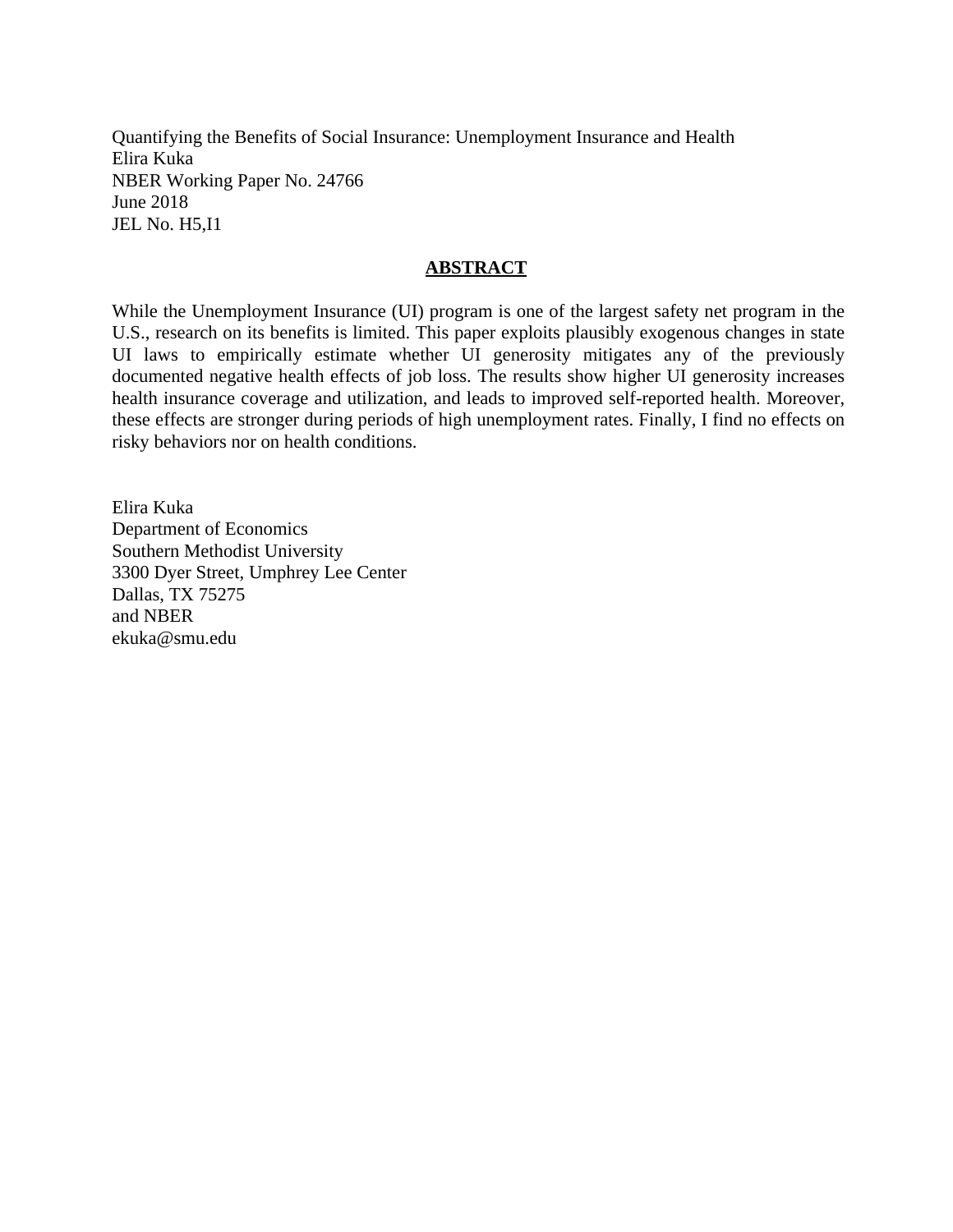Quantifying the Benefits of Social Insurance: Unemployment Insurance and Health
Elira Kuka
NBER Working Paper No. 24766
June 2018
JEL No. H5,I1

## ABSTRACT

While the Unemployment Insurance (UI) program is one of the largest safety net program in the U.S., research on its benefits is limited. This paper exploits plausibly exogenous changes in state UI laws to empirically estimate whether UI generosity mitigates any of the previously documented negative health effects of job loss. The results show higher UI generosity increases health insurance coverage and utilization, and leads to improved self-reported health. Moreover, these effects are stronger during periods of high unemployment rates. Finally, I find no effects on risky behaviors nor on health conditions.

Elira Kuka
Department of Economics
Southern Methodist University
3300 Dyer Street, Umphrey Lee Center
Dallas, TX 75275
and NBER
ekuka@smu.edu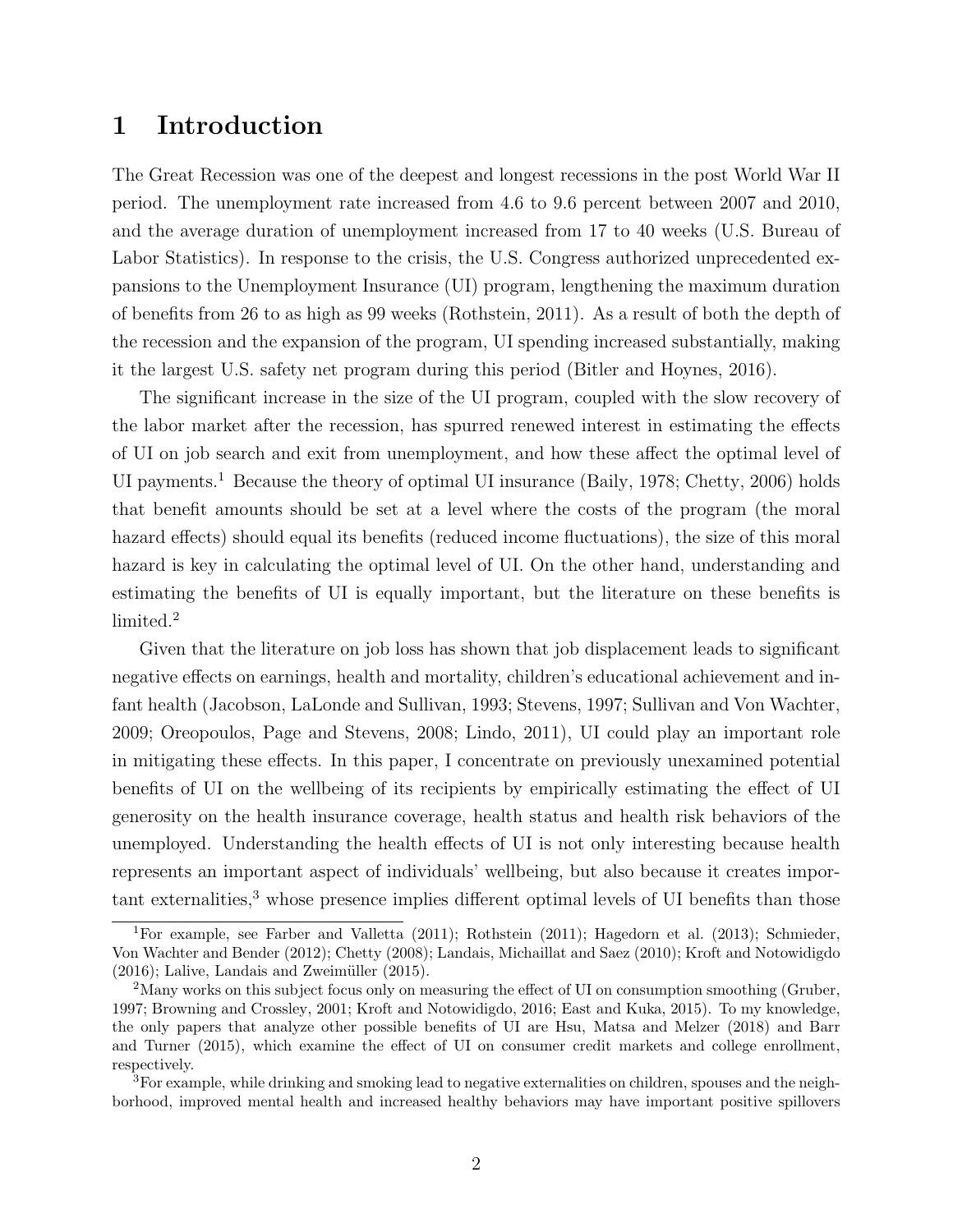# 1 Introduction

The Great Recession was one of the deepest and longest recessions in the post World War II period. The unemployment rate increased from 4.6 to 9.6 percent between 2007 and 2010, and the average duration of unemployment increased from 17 to 40 weeks (U.S. Bureau of Labor Statistics). In response to the crisis, the U.S. Congress authorized unprecedented expansions to the Unemployment Insurance (UI) program, lengthening the maximum duration of benefits from 26 to as high as 99 weeks (Rothstein, 2011). As a result of both the depth of the recession and the expansion of the program, UI spending increased substantially, making it the largest U.S. safety net program during this period (Bitler and Hoynes, 2016).

The significant increase in the size of the UI program, coupled with the slow recovery of the labor market after the recession, has spurred renewed interest in estimating the effects of UI on job search and exit from unemployment, and how these affect the optimal level of UI payments.[1] Because the theory of optimal UI insurance (Baily, 1978; Chetty, 2006) holds that benefit amounts should be set at a level where the costs of the program (the moral hazard effects) should equal its benefits (reduced income fluctuations), the size of this moral hazard is key in calculating the optimal level of UI. On the other hand, understanding and estimating the benefits of UI is equally important, but the literature on these benefits is limited.[2]

Given that the literature on job loss has shown that job displacement leads to significant negative effects on earnings, health and mortality, children's educational achievement and infant health (Jacobson, LaLonde and Sullivan, 1993; Stevens, 1997; Sullivan and Von Wachter, 2009; Oreopoulos, Page and Stevens, 2008; Lindo, 2011), UI could play an important role in mitigating these effects. In this paper, I concentrate on previously unexamined potential benefits of UI on the wellbeing of its recipients by empirically estimating the effect of UI generosity on the health insurance coverage, health status and health risk behaviors of the unemployed. Understanding the health effects of UI is not only interesting because health represents an important aspect of individuals' wellbeing, but also because it creates important externalities,[3] whose presence implies different optimal levels of UI benefits than those

[1] For example, see Farber and Valletta (2011); Rothstein (2011); Hagedorn et al. (2013); Schmieder, Von Wachter and Bender (2012); Chetty (2008); Landais, Michaillat and Saez (2010); Kroft and Notowidigdo (2016); Lalive, Landais and Zweimüller (2015).

[2] Many works on this subject focus only on measuring the effect of UI on consumption smoothing (Gruber, 1997; Browning and Crossley, 2001; Kroft and Notowidigdo, 2016; East and Kuka, 2015). To my knowledge, the only papers that analyze other possible benefits of UI are Hsu, Matsa and Melzer (2018) and Barr and Turner (2015), which examine the effect of UI on consumer credit markets and college enrollment, respectively.

[3] For example, while drinking and smoking lead to negative externalities on children, spouses and the neighborhood, improved mental health and increased healthy behaviors may have important positive spillovers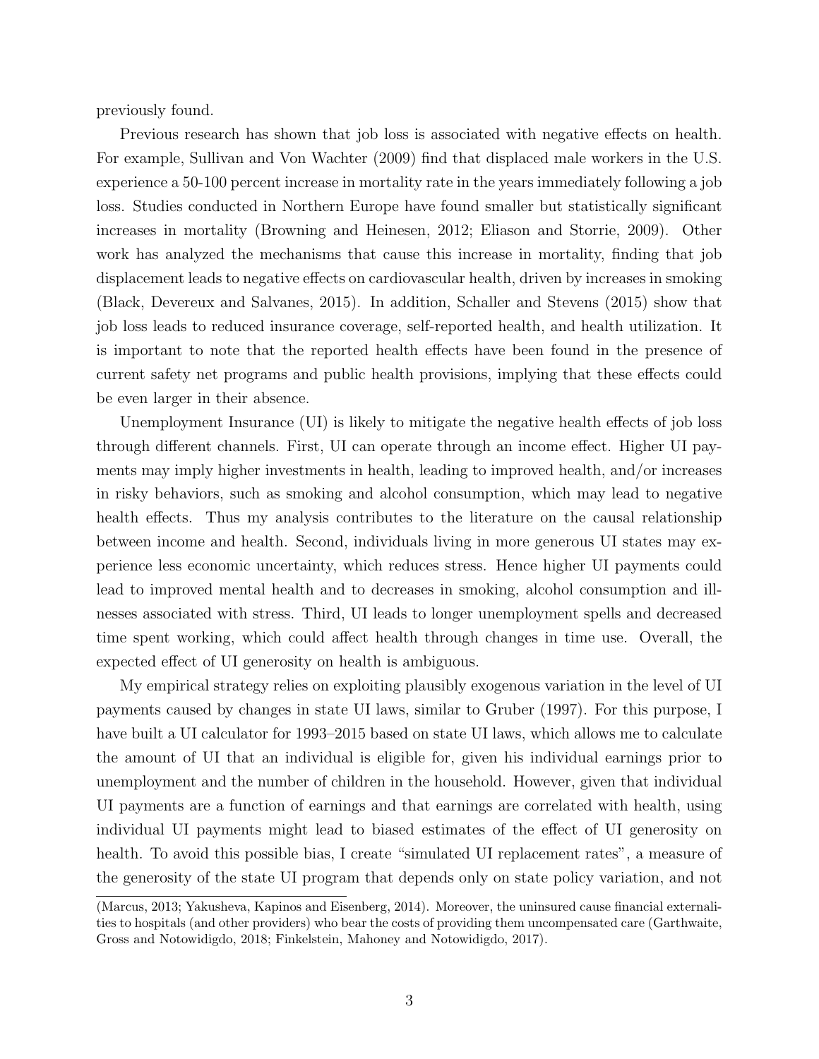previously found.

Previous research has shown that job loss is associated with negative effects on health. For example, Sullivan and Von Wachter (2009) find that displaced male workers in the U.S. experience a 50-100 percent increase in mortality rate in the years immediately following a job loss. Studies conducted in Northern Europe have found smaller but statistically significant increases in mortality (Browning and Heinesen, 2012; Eliason and Storrie, 2009). Other work has analyzed the mechanisms that cause this increase in mortality, finding that job displacement leads to negative effects on cardiovascular health, driven by increases in smoking (Black, Devereux and Salvanes, 2015). In addition, Schaller and Stevens (2015) show that job loss leads to reduced insurance coverage, self-reported health, and health utilization. It is important to note that the reported health effects have been found in the presence of current safety net programs and public health provisions, implying that these effects could be even larger in their absence.

Unemployment Insurance (UI) is likely to mitigate the negative health effects of job loss through different channels. First, UI can operate through an income effect. Higher UI payments may imply higher investments in health, leading to improved health, and/or increases in risky behaviors, such as smoking and alcohol consumption, which may lead to negative health effects. Thus my analysis contributes to the literature on the causal relationship between income and health. Second, individuals living in more generous UI states may experience less economic uncertainty, which reduces stress. Hence higher UI payments could lead to improved mental health and to decreases in smoking, alcohol consumption and illnesses associated with stress. Third, UI leads to longer unemployment spells and decreased time spent working, which could affect health through changes in time use. Overall, the expected effect of UI generosity on health is ambiguous.

My empirical strategy relies on exploiting plausibly exogenous variation in the level of UI payments caused by changes in state UI laws, similar to Gruber (1997). For this purpose, I have built a UI calculator for 1993–2015 based on state UI laws, which allows me to calculate the amount of UI that an individual is eligible for, given his individual earnings prior to unemployment and the number of children in the household. However, given that individual UI payments are a function of earnings and that earnings are correlated with health, using individual UI payments might lead to biased estimates of the effect of UI generosity on health. To avoid this possible bias, I create "simulated UI replacement rates", a measure of the generosity of the state UI program that depends only on state policy variation, and not

(Marcus, 2013; Yakusheva, Kapinos and Eisenberg, 2014). Moreover, the uninsured cause financial externalities to hospitals (and other providers) who bear the costs of providing them uncompensated care (Garthwaite, Gross and Notowidigdo, 2018; Finkelstein, Mahoney and Notowidigdo, 2017).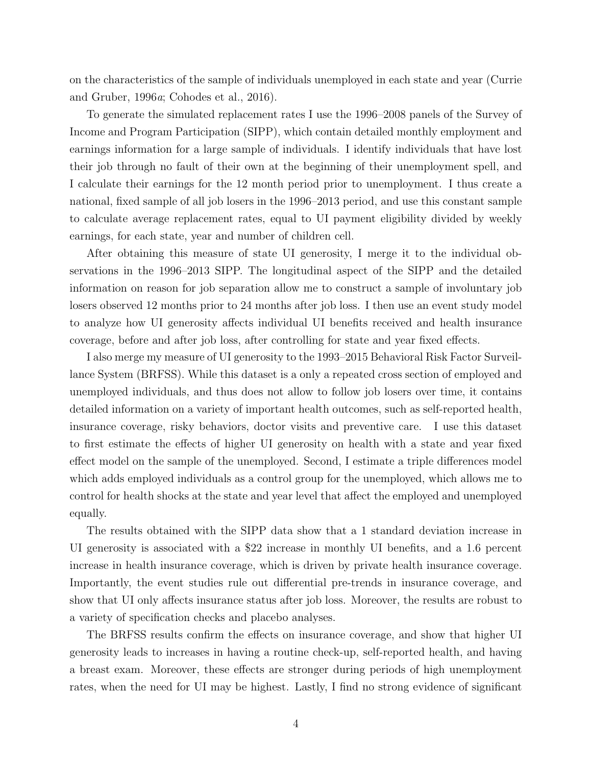on the characteristics of the sample of individuals unemployed in each state and year (Currie and Gruber, 1996*a*; Cohodes et al., 2016).

To generate the simulated replacement rates I use the 1996–2008 panels of the Survey of Income and Program Participation (SIPP), which contain detailed monthly employment and earnings information for a large sample of individuals. I identify individuals that have lost their job through no fault of their own at the beginning of their unemployment spell, and I calculate their earnings for the 12 month period prior to unemployment. I thus create a national, fixed sample of all job losers in the 1996–2013 period, and use this constant sample to calculate average replacement rates, equal to UI payment eligibility divided by weekly earnings, for each state, year and number of children cell.

After obtaining this measure of state UI generosity, I merge it to the individual observations in the 1996–2013 SIPP. The longitudinal aspect of the SIPP and the detailed information on reason for job separation allow me to construct a sample of involuntary job losers observed 12 months prior to 24 months after job loss. I then use an event study model to analyze how UI generosity affects individual UI benefits received and health insurance coverage, before and after job loss, after controlling for state and year fixed effects.

I also merge my measure of UI generosity to the 1993–2015 Behavioral Risk Factor Surveillance System (BRFSS). While this dataset is a only a repeated cross section of employed and unemployed individuals, and thus does not allow to follow job losers over time, it contains detailed information on a variety of important health outcomes, such as self-reported health, insurance coverage, risky behaviors, doctor visits and preventive care. I use this dataset to first estimate the effects of higher UI generosity on health with a state and year fixed effect model on the sample of the unemployed. Second, I estimate a triple differences model which adds employed individuals as a control group for the unemployed, which allows me to control for health shocks at the state and year level that affect the employed and unemployed equally.

The results obtained with the SIPP data show that a 1 standard deviation increase in UI generosity is associated with a $22 increase in monthly UI benefits, and a 1.6 percent increase in health insurance coverage, which is driven by private health insurance coverage. Importantly, the event studies rule out differential pre-trends in insurance coverage, and show that UI only affects insurance status after job loss. Moreover, the results are robust to a variety of specification checks and placebo analyses.

The BRFSS results confirm the effects on insurance coverage, and show that higher UI generosity leads to increases in having a routine check-up, self-reported health, and having a breast exam. Moreover, these effects are stronger during periods of high unemployment rates, when the need for UI may be highest. Lastly, I find no strong evidence of significant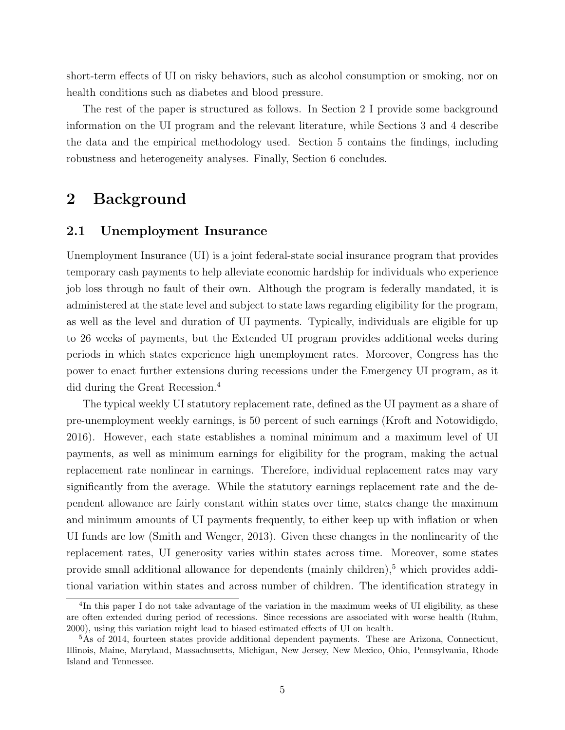short-term effects of UI on risky behaviors, such as alcohol consumption or smoking, nor on health conditions such as diabetes and blood pressure.

The rest of the paper is structured as follows. In Section 2 I provide some background information on the UI program and the relevant literature, while Sections 3 and 4 describe the data and the empirical methodology used. Section 5 contains the findings, including robustness and heterogeneity analyses. Finally, Section 6 concludes.

# 2 Background

## 2.1 Unemployment Insurance

Unemployment Insurance (UI) is a joint federal-state social insurance program that provides temporary cash payments to help alleviate economic hardship for individuals who experience job loss through no fault of their own. Although the program is federally mandated, it is administered at the state level and subject to state laws regarding eligibility for the program, as well as the level and duration of UI payments. Typically, individuals are eligible for up to 26 weeks of payments, but the Extended UI program provides additional weeks during periods in which states experience high unemployment rates. Moreover, Congress has the power to enact further extensions during recessions under the Emergency UI program, as it did during the Great Recession.[4]

The typical weekly UI statutory replacement rate, defined as the UI payment as a share of pre-unemployment weekly earnings, is 50 percent of such earnings (Kroft and Notowidigdo, 2016). However, each state establishes a nominal minimum and a maximum level of UI payments, as well as minimum earnings for eligibility for the program, making the actual replacement rate nonlinear in earnings. Therefore, individual replacement rates may vary significantly from the average. While the statutory earnings replacement rate and the dependent allowance are fairly constant within states over time, states change the maximum and minimum amounts of UI payments frequently, to either keep up with inflation or when UI funds are low (Smith and Wenger, 2013). Given these changes in the nonlinearity of the replacement rates, UI generosity varies within states across time. Moreover, some states provide small additional allowance for dependents (mainly children),[5] which provides additional variation within states and across number of children. The identification strategy in

[4] In this paper I do not take advantage of the variation in the maximum weeks of UI eligibility, as these are often extended during period of recessions. Since recessions are associated with worse health (Ruhm, 2000), using this variation might lead to biased estimated effects of UI on health.

[5] As of 2014, fourteen states provide additional dependent payments. These are Arizona, Connecticut, Illinois, Maine, Maryland, Massachusetts, Michigan, New Jersey, New Mexico, Ohio, Pennsylvania, Rhode Island and Tennessee.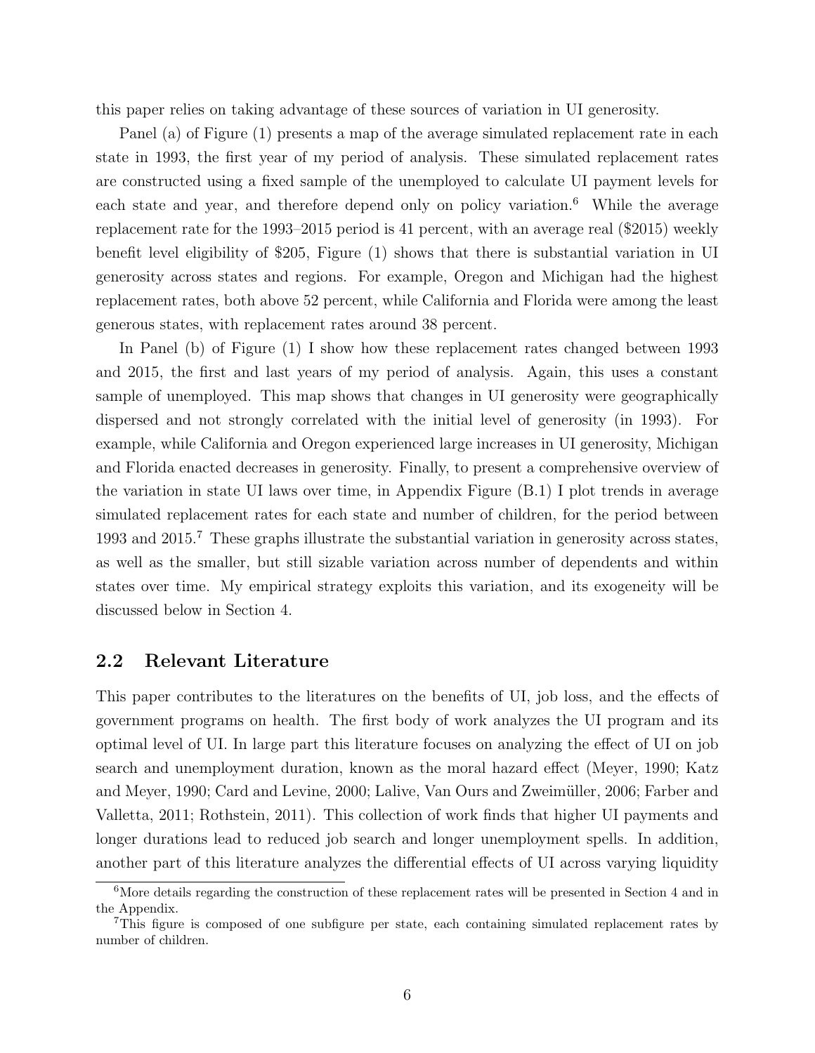this paper relies on taking advantage of these sources of variation in UI generosity.

Panel (a) of Figure (1) presents a map of the average simulated replacement rate in each state in 1993, the first year of my period of analysis. These simulated replacement rates are constructed using a fixed sample of the unemployed to calculate UI payment levels for each state and year, and therefore depend only on policy variation.[6] While the average replacement rate for the 1993–2015 period is 41 percent, with an average real ($2015) weekly benefit level eligibility of $205, Figure (1) shows that there is substantial variation in UI generosity across states and regions. For example, Oregon and Michigan had the highest replacement rates, both above 52 percent, while California and Florida were among the least generous states, with replacement rates around 38 percent.

In Panel (b) of Figure (1) I show how these replacement rates changed between 1993 and 2015, the first and last years of my period of analysis. Again, this uses a constant sample of unemployed. This map shows that changes in UI generosity were geographically dispersed and not strongly correlated with the initial level of generosity (in 1993). For example, while California and Oregon experienced large increases in UI generosity, Michigan and Florida enacted decreases in generosity. Finally, to present a comprehensive overview of the variation in state UI laws over time, in Appendix Figure (B.1) I plot trends in average simulated replacement rates for each state and number of children, for the period between 1993 and 2015.[7] These graphs illustrate the substantial variation in generosity across states, as well as the smaller, but still sizable variation across number of dependents and within states over time. My empirical strategy exploits this variation, and its exogeneity will be discussed below in Section 4.

## 2.2 Relevant Literature

This paper contributes to the literatures on the benefits of UI, job loss, and the effects of government programs on health. The first body of work analyzes the UI program and its optimal level of UI. In large part this literature focuses on analyzing the effect of UI on job search and unemployment duration, known as the moral hazard effect (Meyer, 1990; Katz and Meyer, 1990; Card and Levine, 2000; Lalive, Van Ours and Zweimüller, 2006; Farber and Valletta, 2011; Rothstein, 2011). This collection of work finds that higher UI payments and longer durations lead to reduced job search and longer unemployment spells. In addition, another part of this literature analyzes the differential effects of UI across varying liquidity

---

[6] More details regarding the construction of these replacement rates will be presented in Section 4 and in the Appendix.

[7] This figure is composed of one subfigure per state, each containing simulated replacement rates by number of children.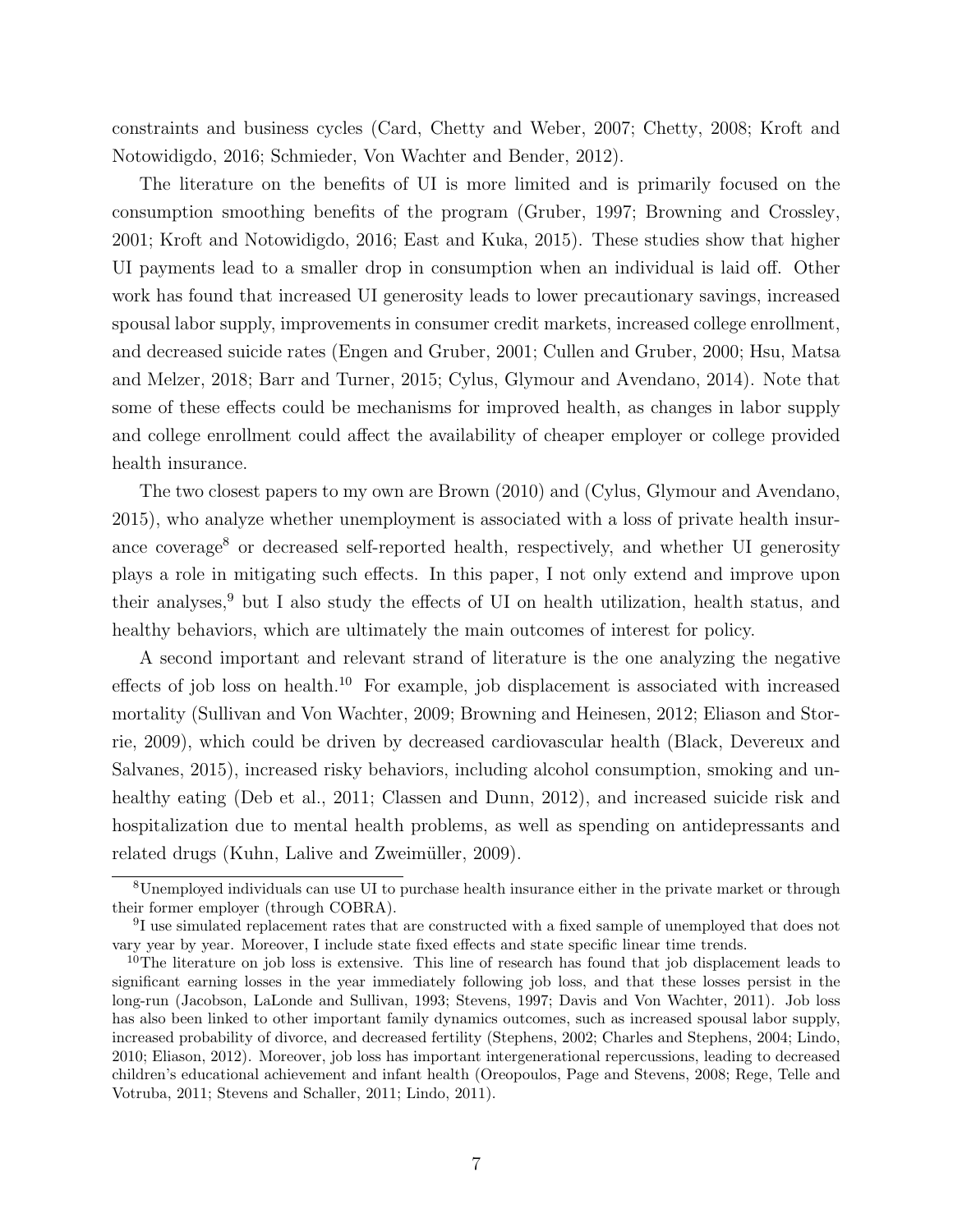constraints and business cycles (Card, Chetty and Weber, 2007; Chetty, 2008; Kroft and Notowidigdo, 2016; Schmieder, Von Wachter and Bender, 2012).

The literature on the benefits of UI is more limited and is primarily focused on the consumption smoothing benefits of the program (Gruber, 1997; Browning and Crossley, 2001; Kroft and Notowidigdo, 2016; East and Kuka, 2015). These studies show that higher UI payments lead to a smaller drop in consumption when an individual is laid off. Other work has found that increased UI generosity leads to lower precautionary savings, increased spousal labor supply, improvements in consumer credit markets, increased college enrollment, and decreased suicide rates (Engen and Gruber, 2001; Cullen and Gruber, 2000; Hsu, Matsa and Melzer, 2018; Barr and Turner, 2015; Cylus, Glymour and Avendano, 2014). Note that some of these effects could be mechanisms for improved health, as changes in labor supply and college enrollment could affect the availability of cheaper employer or college provided health insurance.

The two closest papers to my own are Brown (2010) and (Cylus, Glymour and Avendano, 2015), who analyze whether unemployment is associated with a loss of private health insurance coverage[8] or decreased self-reported health, respectively, and whether UI generosity plays a role in mitigating such effects. In this paper, I not only extend and improve upon their analyses,[9] but I also study the effects of UI on health utilization, health status, and healthy behaviors, which are ultimately the main outcomes of interest for policy.

A second important and relevant strand of literature is the one analyzing the negative effects of job loss on health.[10] For example, job displacement is associated with increased mortality (Sullivan and Von Wachter, 2009; Browning and Heinesen, 2012; Eliason and Storrie, 2009), which could be driven by decreased cardiovascular health (Black, Devereux and Salvanes, 2015), increased risky behaviors, including alcohol consumption, smoking and unhealthy eating (Deb et al., 2011; Classen and Dunn, 2012), and increased suicide risk and hospitalization due to mental health problems, as well as spending on antidepressants and related drugs (Kuhn, Lalive and Zweimüller, 2009).

[8] Unemployed individuals can use UI to purchase health insurance either in the private market or through their former employer (through COBRA).

[9] I use simulated replacement rates that are constructed with a fixed sample of unemployed that does not vary year by year. Moreover, I include state fixed effects and state specific linear time trends.

[10] The literature on job loss is extensive. This line of research has found that job displacement leads to significant earning losses in the year immediately following job loss, and that these losses persist in the long-run (Jacobson, LaLonde and Sullivan, 1993; Stevens, 1997; Davis and Von Wachter, 2011). Job loss has also been linked to other important family dynamics outcomes, such as increased spousal labor supply, increased probability of divorce, and decreased fertility (Stephens, 2002; Charles and Stephens, 2004; Lindo, 2010; Eliason, 2012). Moreover, job loss has important intergenerational repercussions, leading to decreased children's educational achievement and infant health (Oreopoulos, Page and Stevens, 2008; Rege, Telle and Votruba, 2011; Stevens and Schaller, 2011; Lindo, 2011).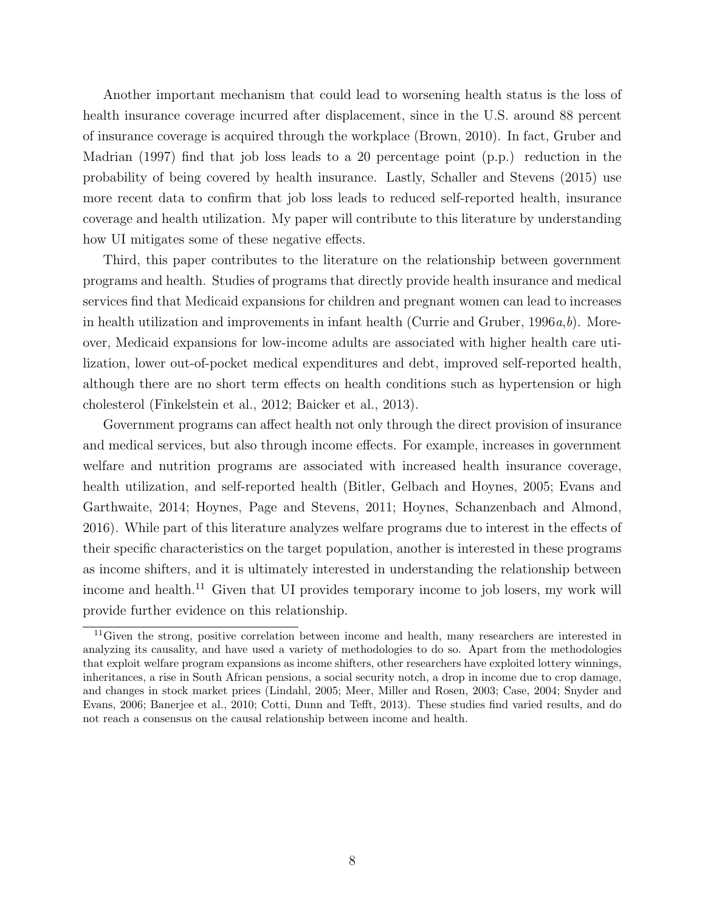Another important mechanism that could lead to worsening health status is the loss of health insurance coverage incurred after displacement, since in the U.S. around 88 percent of insurance coverage is acquired through the workplace (Brown, 2010). In fact, Gruber and Madrian (1997) find that job loss leads to a 20 percentage point (p.p.) reduction in the probability of being covered by health insurance. Lastly, Schaller and Stevens (2015) use more recent data to confirm that job loss leads to reduced self-reported health, insurance coverage and health utilization. My paper will contribute to this literature by understanding how UI mitigates some of these negative effects.

Third, this paper contributes to the literature on the relationship between government programs and health. Studies of programs that directly provide health insurance and medical services find that Medicaid expansions for children and pregnant women can lead to increases in health utilization and improvements in infant health (Currie and Gruber, 1996*a*,*b*). Moreover, Medicaid expansions for low-income adults are associated with higher health care utilization, lower out-of-pocket medical expenditures and debt, improved self-reported health, although there are no short term effects on health conditions such as hypertension or high cholesterol (Finkelstein et al., 2012; Baicker et al., 2013).

Government programs can affect health not only through the direct provision of insurance and medical services, but also through income effects. For example, increases in government welfare and nutrition programs are associated with increased health insurance coverage, health utilization, and self-reported health (Bitler, Gelbach and Hoynes, 2005; Evans and Garthwaite, 2014; Hoynes, Page and Stevens, 2011; Hoynes, Schanzenbach and Almond, 2016). While part of this literature analyzes welfare programs due to interest in the effects of their specific characteristics on the target population, another is interested in these programs as income shifters, and it is ultimately interested in understanding the relationship between income and health.[11] Given that UI provides temporary income to job losers, my work will provide further evidence on this relationship.

[11] Given the strong, positive correlation between income and health, many researchers are interested in analyzing its causality, and have used a variety of methodologies to do so. Apart from the methodologies that exploit welfare program expansions as income shifters, other researchers have exploited lottery winnings, inheritances, a rise in South African pensions, a social security notch, a drop in income due to crop damage, and changes in stock market prices (Lindahl, 2005; Meer, Miller and Rosen, 2003; Case, 2004; Snyder and Evans, 2006; Banerjee et al., 2010; Cotti, Dunn and Tefft, 2013). These studies find varied results, and do not reach a consensus on the causal relationship between income and health.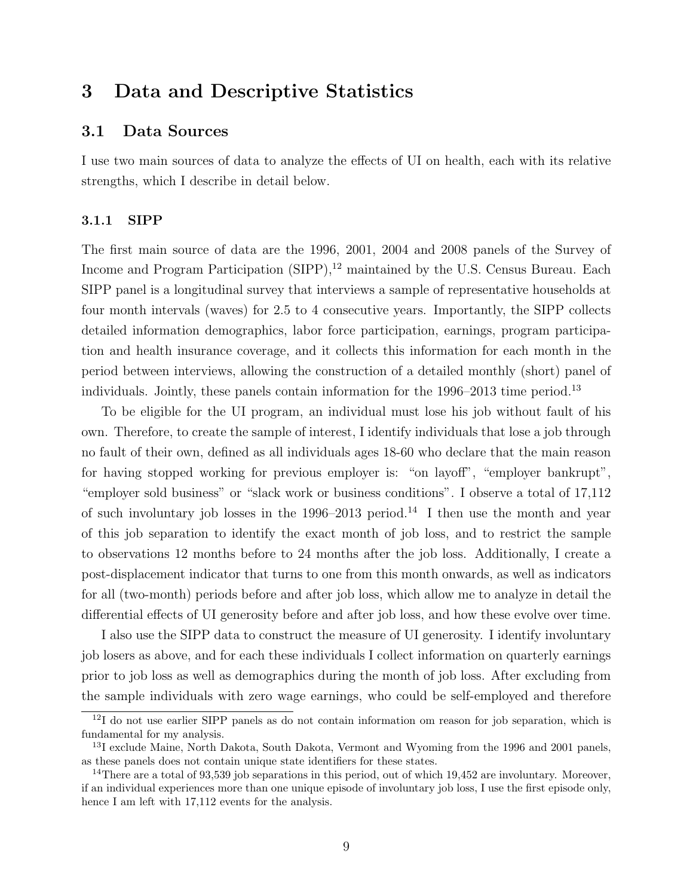# 3 Data and Descriptive Statistics

## 3.1 Data Sources

I use two main sources of data to analyze the effects of UI on health, each with its relative strengths, which I describe in detail below.

### 3.1.1 SIPP

The first main source of data are the 1996, 2001, 2004 and 2008 panels of the Survey of Income and Program Participation (SIPP),[12] maintained by the U.S. Census Bureau. Each SIPP panel is a longitudinal survey that interviews a sample of representative households at four month intervals (waves) for 2.5 to 4 consecutive years. Importantly, the SIPP collects detailed information demographics, labor force participation, earnings, program participation and health insurance coverage, and it collects this information for each month in the period between interviews, allowing the construction of a detailed monthly (short) panel of individuals. Jointly, these panels contain information for the 1996–2013 time period.[13]

To be eligible for the UI program, an individual must lose his job without fault of his own. Therefore, to create the sample of interest, I identify individuals that lose a job through no fault of their own, defined as all individuals ages 18-60 who declare that the main reason for having stopped working for previous employer is: "on layoff", "employer bankrupt", "employer sold business" or "slack work or business conditions". I observe a total of 17,112 of such involuntary job losses in the 1996–2013 period.[14] I then use the month and year of this job separation to identify the exact month of job loss, and to restrict the sample to observations 12 months before to 24 months after the job loss. Additionally, I create a post-displacement indicator that turns to one from this month onwards, as well as indicators for all (two-month) periods before and after job loss, which allow me to analyze in detail the differential effects of UI generosity before and after job loss, and how these evolve over time.

I also use the SIPP data to construct the measure of UI generosity. I identify involuntary job losers as above, and for each these individuals I collect information on quarterly earnings prior to job loss as well as demographics during the month of job loss. After excluding from the sample individuals with zero wage earnings, who could be self-employed and therefore

[12] I do not use earlier SIPP panels as do not contain information om reason for job separation, which is fundamental for my analysis.

[13] I exclude Maine, North Dakota, South Dakota, Vermont and Wyoming from the 1996 and 2001 panels, as these panels does not contain unique state identifiers for these states.

[14] There are a total of 93,539 job separations in this period, out of which 19,452 are involuntary. Moreover, if an individual experiences more than one unique episode of involuntary job loss, I use the first episode only, hence I am left with 17,112 events for the analysis.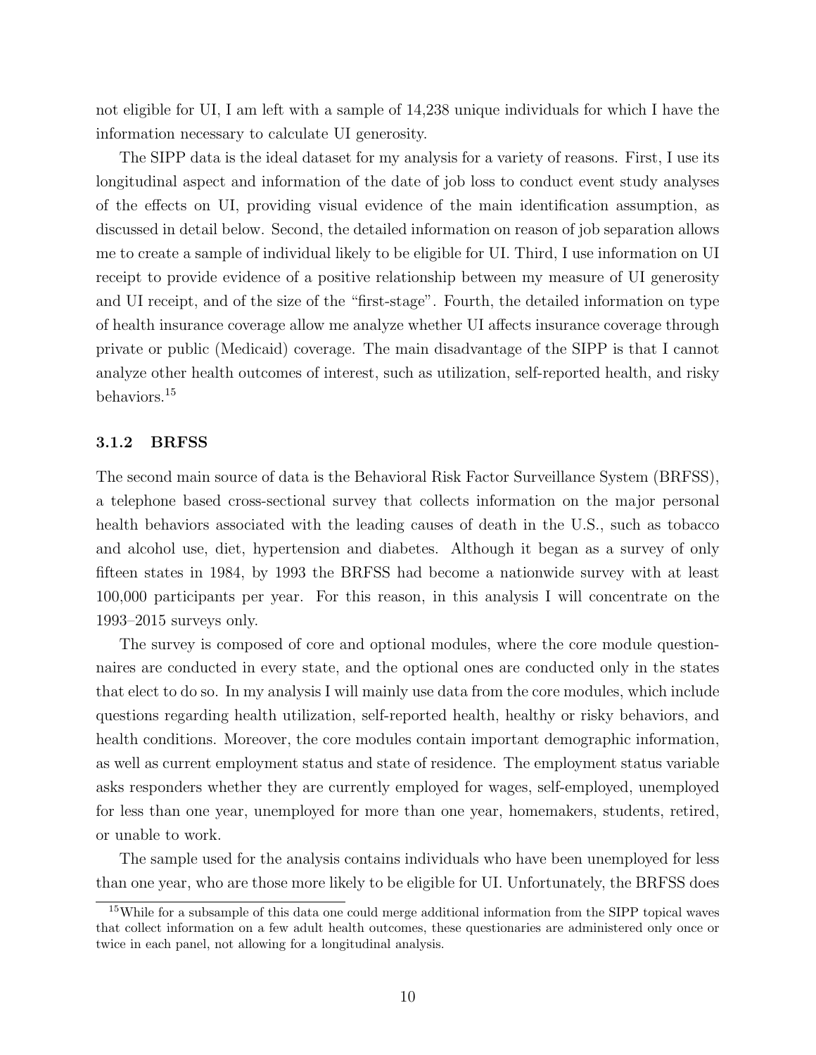not eligible for UI, I am left with a sample of 14,238 unique individuals for which I have the information necessary to calculate UI generosity.

The SIPP data is the ideal dataset for my analysis for a variety of reasons. First, I use its longitudinal aspect and information of the date of job loss to conduct event study analyses of the effects on UI, providing visual evidence of the main identification assumption, as discussed in detail below. Second, the detailed information on reason of job separation allows me to create a sample of individual likely to be eligible for UI. Third, I use information on UI receipt to provide evidence of a positive relationship between my measure of UI generosity and UI receipt, and of the size of the "first-stage". Fourth, the detailed information on type of health insurance coverage allow me analyze whether UI affects insurance coverage through private or public (Medicaid) coverage. The main disadvantage of the SIPP is that I cannot analyze other health outcomes of interest, such as utilization, self-reported health, and risky behaviors.[15]

### 3.1.2 BRFSS

The second main source of data is the Behavioral Risk Factor Surveillance System (BRFSS), a telephone based cross-sectional survey that collects information on the major personal health behaviors associated with the leading causes of death in the U.S., such as tobacco and alcohol use, diet, hypertension and diabetes. Although it began as a survey of only fifteen states in 1984, by 1993 the BRFSS had become a nationwide survey with at least 100,000 participants per year. For this reason, in this analysis I will concentrate on the 1993–2015 surveys only.

The survey is composed of core and optional modules, where the core module questionnaires are conducted in every state, and the optional ones are conducted only in the states that elect to do so. In my analysis I will mainly use data from the core modules, which include questions regarding health utilization, self-reported health, healthy or risky behaviors, and health conditions. Moreover, the core modules contain important demographic information, as well as current employment status and state of residence. The employment status variable asks responders whether they are currently employed for wages, self-employed, unemployed for less than one year, unemployed for more than one year, homemakers, students, retired, or unable to work.

The sample used for the analysis contains individuals who have been unemployed for less than one year, who are those more likely to be eligible for UI. Unfortunately, the BRFSS does

[15]While for a subsample of this data one could merge additional information from the SIPP topical waves that collect information on a few adult health outcomes, these questionaries are administered only once or twice in each panel, not allowing for a longitudinal analysis.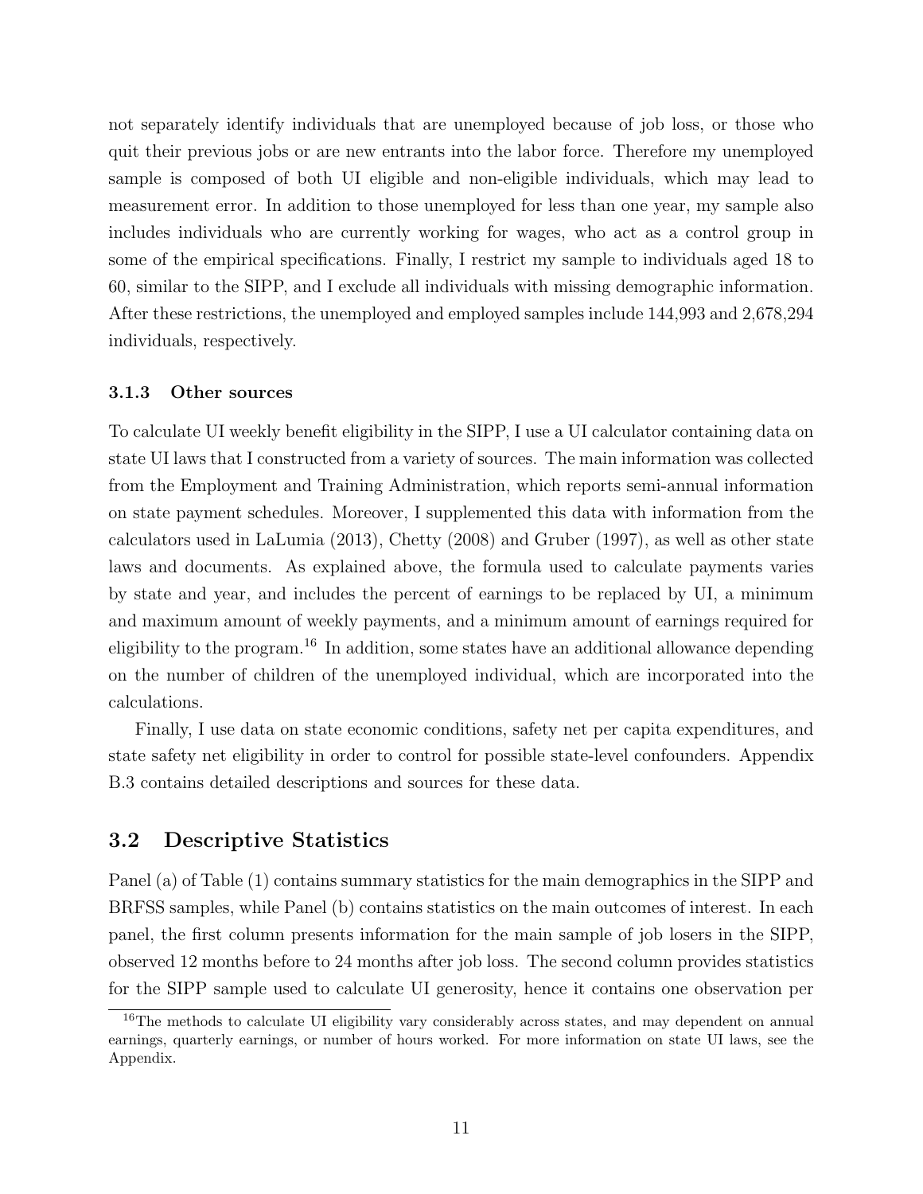not separately identify individuals that are unemployed because of job loss, or those who quit their previous jobs or are new entrants into the labor force. Therefore my unemployed sample is composed of both UI eligible and non-eligible individuals, which may lead to measurement error. In addition to those unemployed for less than one year, my sample also includes individuals who are currently working for wages, who act as a control group in some of the empirical specifications. Finally, I restrict my sample to individuals aged 18 to 60, similar to the SIPP, and I exclude all individuals with missing demographic information. After these restrictions, the unemployed and employed samples include 144,993 and 2,678,294 individuals, respectively.

### 3.1.3 Other sources

To calculate UI weekly benefit eligibility in the SIPP, I use a UI calculator containing data on state UI laws that I constructed from a variety of sources. The main information was collected from the Employment and Training Administration, which reports semi-annual information on state payment schedules. Moreover, I supplemented this data with information from the calculators used in LaLumia (2013), Chetty (2008) and Gruber (1997), as well as other state laws and documents. As explained above, the formula used to calculate payments varies by state and year, and includes the percent of earnings to be replaced by UI, a minimum and maximum amount of weekly payments, and a minimum amount of earnings required for eligibility to the program.[16] In addition, some states have an additional allowance depending on the number of children of the unemployed individual, which are incorporated into the calculations.

Finally, I use data on state economic conditions, safety net per capita expenditures, and state safety net eligibility in order to control for possible state-level confounders. Appendix B.3 contains detailed descriptions and sources for these data.

## 3.2 Descriptive Statistics

Panel (a) of Table (1) contains summary statistics for the main demographics in the SIPP and BRFSS samples, while Panel (b) contains statistics on the main outcomes of interest. In each panel, the first column presents information for the main sample of job losers in the SIPP, observed 12 months before to 24 months after job loss. The second column provides statistics for the SIPP sample used to calculate UI generosity, hence it contains one observation per

[16]The methods to calculate UI eligibility vary considerably across states, and may dependent on annual earnings, quarterly earnings, or number of hours worked. For more information on state UI laws, see the Appendix.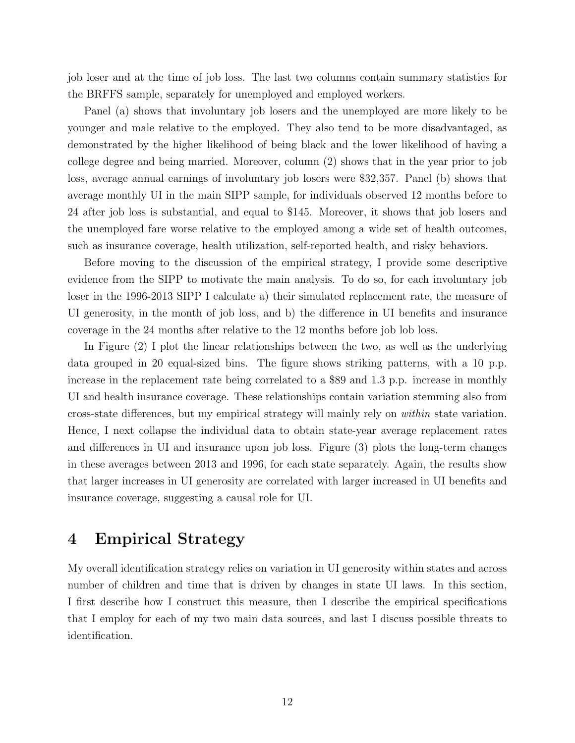job loser and at the time of job loss. The last two columns contain summary statistics for the BRFFS sample, separately for unemployed and employed workers.

Panel (a) shows that involuntary job losers and the unemployed are more likely to be younger and male relative to the employed. They also tend to be more disadvantaged, as demonstrated by the higher likelihood of being black and the lower likelihood of having a college degree and being married. Moreover, column (2) shows that in the year prior to job loss, average annual earnings of involuntary job losers were $32,357. Panel (b) shows that average monthly UI in the main SIPP sample, for individuals observed 12 months before to 24 after job loss is substantial, and equal to $145. Moreover, it shows that job losers and the unemployed fare worse relative to the employed among a wide set of health outcomes, such as insurance coverage, health utilization, self-reported health, and risky behaviors.

Before moving to the discussion of the empirical strategy, I provide some descriptive evidence from the SIPP to motivate the main analysis. To do so, for each involuntary job loser in the 1996-2013 SIPP I calculate a) their simulated replacement rate, the measure of UI generosity, in the month of job loss, and b) the difference in UI benefits and insurance coverage in the 24 months after relative to the 12 months before job lob loss.

In Figure (2) I plot the linear relationships between the two, as well as the underlying data grouped in 20 equal-sized bins. The figure shows striking patterns, with a 10 p.p. increase in the replacement rate being correlated to a $89 and 1.3 p.p. increase in monthly UI and health insurance coverage. These relationships contain variation stemming also from cross-state differences, but my empirical strategy will mainly rely on *within* state variation. Hence, I next collapse the individual data to obtain state-year average replacement rates and differences in UI and insurance upon job loss. Figure (3) plots the long-term changes in these averages between 2013 and 1996, for each state separately. Again, the results show that larger increases in UI generosity are correlated with larger increased in UI benefits and insurance coverage, suggesting a causal role for UI.

# 4 Empirical Strategy

My overall identification strategy relies on variation in UI generosity within states and across number of children and time that is driven by changes in state UI laws. In this section, I first describe how I construct this measure, then I describe the empirical specifications that I employ for each of my two main data sources, and last I discuss possible threats to identification.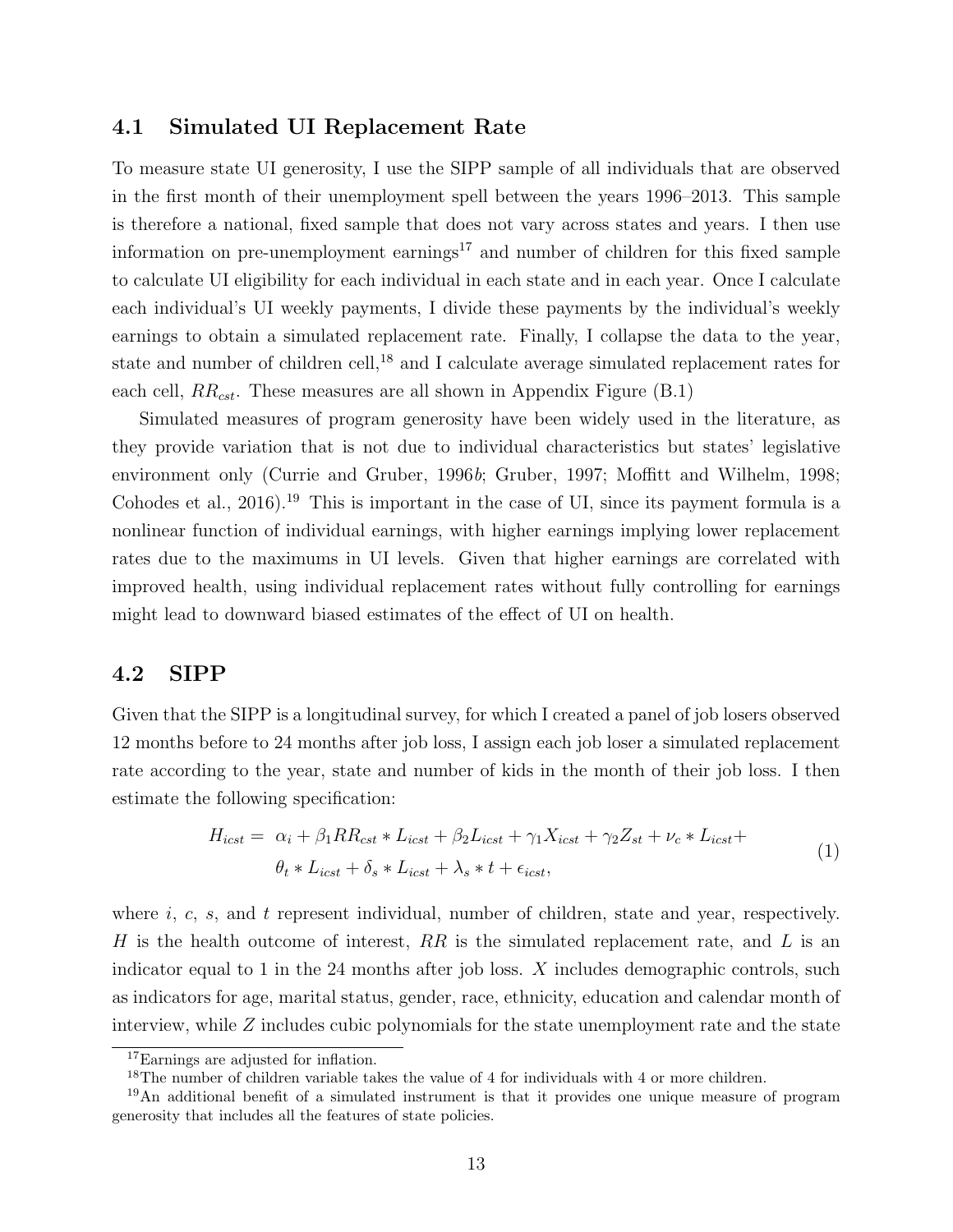## 4.1 Simulated UI Replacement Rate

To measure state UI generosity, I use the SIPP sample of all individuals that are observed in the first month of their unemployment spell between the years 1996–2013. This sample is therefore a national, fixed sample that does not vary across states and years. I then use information on pre-unemployment earnings[17] and number of children for this fixed sample to calculate UI eligibility for each individual in each state and in each year. Once I calculate each individual's UI weekly payments, I divide these payments by the individual's weekly earnings to obtain a simulated replacement rate. Finally, I collapse the data to the year, state and number of children cell,[18] and I calculate average simulated replacement rates for each cell, $RR_{cst}$. These measures are all shown in Appendix Figure (B.1)

Simulated measures of program generosity have been widely used in the literature, as they provide variation that is not due to individual characteristics but states' legislative environment only (Currie and Gruber, 1996*b*; Gruber, 1997; Moffitt and Wilhelm, 1998; Cohodes et al., 2016).[19] This is important in the case of UI, since its payment formula is a nonlinear function of individual earnings, with higher earnings implying lower replacement rates due to the maximums in UI levels. Given that higher earnings are correlated with improved health, using individual replacement rates without fully controlling for earnings might lead to downward biased estimates of the effect of UI on health.

## 4.2 SIPP

Given that the SIPP is a longitudinal survey, for which I created a panel of job losers observed 12 months before to 24 months after job loss, I assign each job loser a simulated replacement rate according to the year, state and number of kids in the month of their job loss. I then estimate the following specification:

$$\begin{aligned} H_{icst} = \;& \alpha_i + \beta_1 RR_{cst} * L_{icst} + \beta_2 L_{icst} + \gamma_1 X_{icst} + \gamma_2 Z_{st} + \nu_c * L_{icst} + \\ & \theta_t * L_{icst} + \delta_s * L_{icst} + \lambda_s * t + \epsilon_{icst}, \end{aligned} \tag{1}$$

where $i$, $c$, $s$, and $t$ represent individual, number of children, state and year, respectively. $H$ is the health outcome of interest, $RR$ is the simulated replacement rate, and $L$ is an indicator equal to 1 in the 24 months after job loss. $X$ includes demographic controls, such as indicators for age, marital status, gender, race, ethnicity, education and calendar month of interview, while $Z$ includes cubic polynomials for the state unemployment rate and the state

[17] Earnings are adjusted for inflation.

[18] The number of children variable takes the value of 4 for individuals with 4 or more children.

[19] An additional benefit of a simulated instrument is that it provides one unique measure of program generosity that includes all the features of state policies.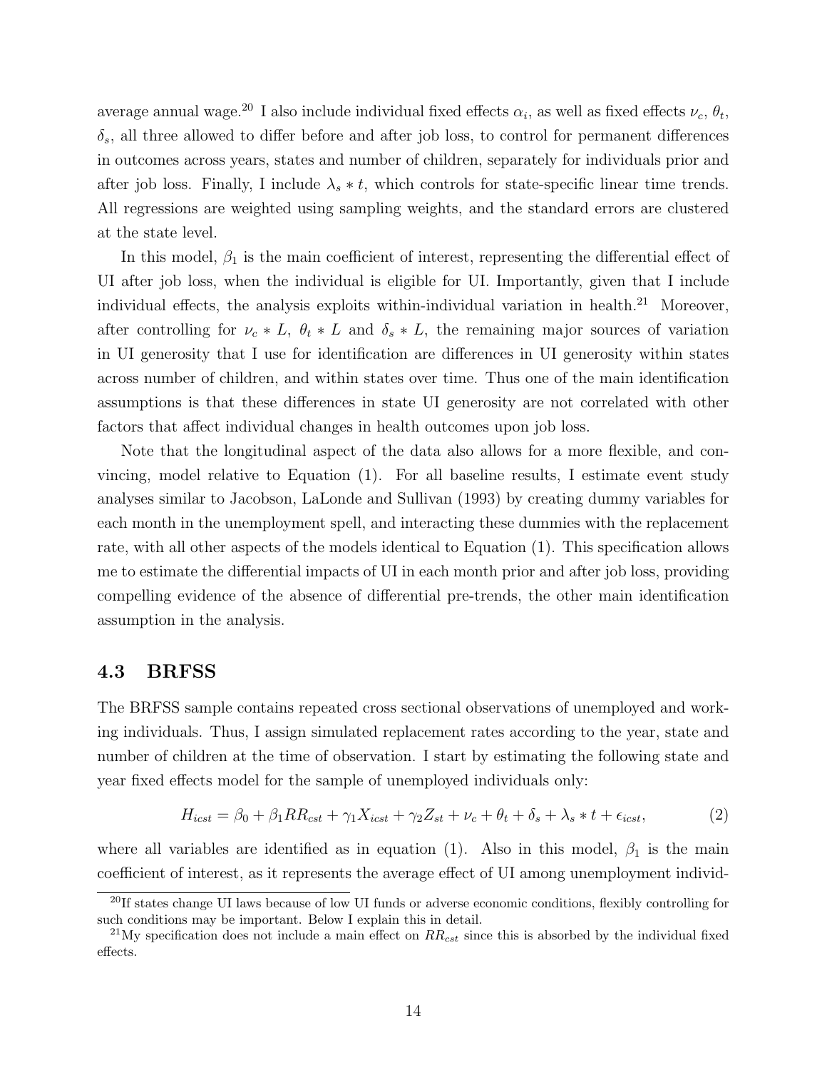average annual wage.[20] I also include individual fixed effects $\alpha_i$, as well as fixed effects $\nu_c$, $\theta_t$, $\delta_s$, all three allowed to differ before and after job loss, to control for permanent differences in outcomes across years, states and number of children, separately for individuals prior and after job loss. Finally, I include $\lambda_s * t$, which controls for state-specific linear time trends. All regressions are weighted using sampling weights, and the standard errors are clustered at the state level.

In this model, $\beta_1$ is the main coefficient of interest, representing the differential effect of UI after job loss, when the individual is eligible for UI. Importantly, given that I include individual effects, the analysis exploits within-individual variation in health.[21] Moreover, after controlling for $\nu_c * L$, $\theta_t * L$ and $\delta_s * L$, the remaining major sources of variation in UI generosity that I use for identification are differences in UI generosity within states across number of children, and within states over time. Thus one of the main identification assumptions is that these differences in state UI generosity are not correlated with other factors that affect individual changes in health outcomes upon job loss.

Note that the longitudinal aspect of the data also allows for a more flexible, and convincing, model relative to Equation (1). For all baseline results, I estimate event study analyses similar to Jacobson, LaLonde and Sullivan (1993) by creating dummy variables for each month in the unemployment spell, and interacting these dummies with the replacement rate, with all other aspects of the models identical to Equation (1). This specification allows me to estimate the differential impacts of UI in each month prior and after job loss, providing compelling evidence of the absence of differential pre-trends, the other main identification assumption in the analysis.

### 4.3 BRFSS

The BRFSS sample contains repeated cross sectional observations of unemployed and working individuals. Thus, I assign simulated replacement rates according to the year, state and number of children at the time of observation. I start by estimating the following state and year fixed effects model for the sample of unemployed individuals only:

$$H_{icst} = \beta_0 + \beta_1 RR_{cst} + \gamma_1 X_{icst} + \gamma_2 Z_{st} + \nu_c + \theta_t + \delta_s + \lambda_s * t + \epsilon_{icst}, \tag{2}$$

where all variables are identified as in equation (1). Also in this model, $\beta_1$ is the main coefficient of interest, as it represents the average effect of UI among unemployment individ-

[20] If states change UI laws because of low UI funds or adverse economic conditions, flexibly controlling for such conditions may be important. Below I explain this in detail.

[21] My specification does not include a main effect on $RR_{cst}$ since this is absorbed by the individual fixed effects.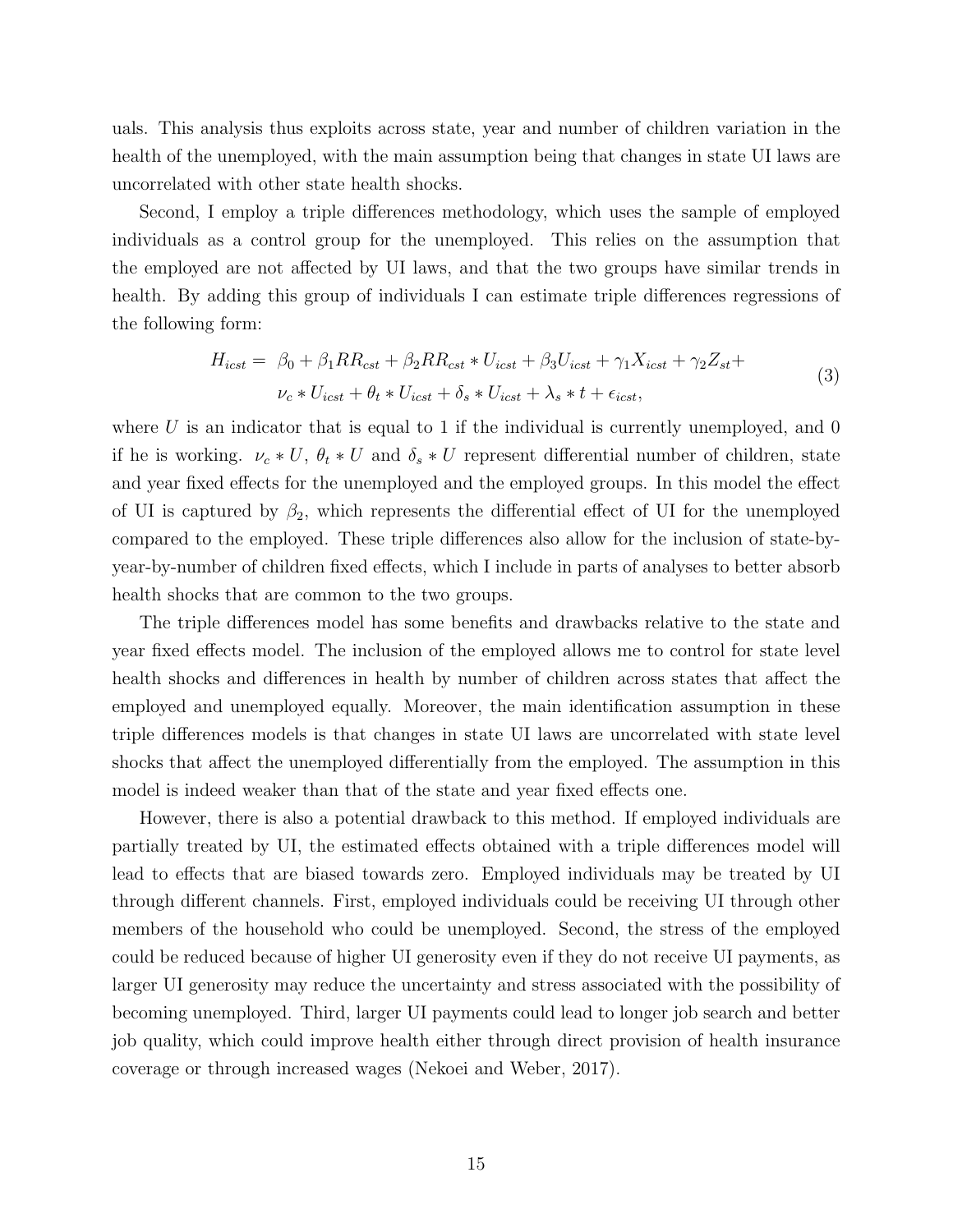uals. This analysis thus exploits across state, year and number of children variation in the health of the unemployed, with the main assumption being that changes in state UI laws are uncorrelated with other state health shocks.

Second, I employ a triple differences methodology, which uses the sample of employed individuals as a control group for the unemployed. This relies on the assumption that the employed are not affected by UI laws, and that the two groups have similar trends in health. By adding this group of individuals I can estimate triple differences regressions of the following form:

$$
\begin{aligned}
H_{icst} = \; & \beta_0 + \beta_1 RR_{cst} + \beta_2 RR_{cst} * U_{icst} + \beta_3 U_{icst} + \gamma_1 X_{icst} + \gamma_2 Z_{st} + \\
& \nu_c * U_{icst} + \theta_t * U_{icst} + \delta_s * U_{icst} + \lambda_s * t + \epsilon_{icst},
\end{aligned} \tag{3}
$$

where $U$ is an indicator that is equal to 1 if the individual is currently unemployed, and 0 if he is working. $\nu_c * U$, $\theta_t * U$ and $\delta_s * U$ represent differential number of children, state and year fixed effects for the unemployed and the employed groups. In this model the effect of UI is captured by $\beta_2$, which represents the differential effect of UI for the unemployed compared to the employed. These triple differences also allow for the inclusion of state-by-year-by-number of children fixed effects, which I include in parts of analyses to better absorb health shocks that are common to the two groups.

The triple differences model has some benefits and drawbacks relative to the state and year fixed effects model. The inclusion of the employed allows me to control for state level health shocks and differences in health by number of children across states that affect the employed and unemployed equally. Moreover, the main identification assumption in these triple differences models is that changes in state UI laws are uncorrelated with state level shocks that affect the unemployed differentially from the employed. The assumption in this model is indeed weaker than that of the state and year fixed effects one.

However, there is also a potential drawback to this method. If employed individuals are partially treated by UI, the estimated effects obtained with a triple differences model will lead to effects that are biased towards zero. Employed individuals may be treated by UI through different channels. First, employed individuals could be receiving UI through other members of the household who could be unemployed. Second, the stress of the employed could be reduced because of higher UI generosity even if they do not receive UI payments, as larger UI generosity may reduce the uncertainty and stress associated with the possibility of becoming unemployed. Third, larger UI payments could lead to longer job search and better job quality, which could improve health either through direct provision of health insurance coverage or through increased wages (Nekoei and Weber, 2017).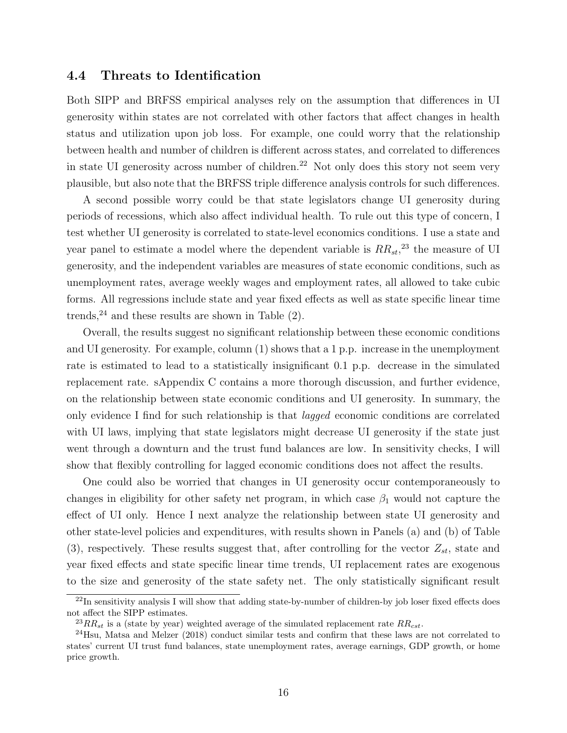### 4.4 Threats to Identification

Both SIPP and BRFSS empirical analyses rely on the assumption that differences in UI generosity within states are not correlated with other factors that affect changes in health status and utilization upon job loss. For example, one could worry that the relationship between health and number of children is different across states, and correlated to differences in state UI generosity across number of children.[22] Not only does this story not seem very plausible, but also note that the BRFSS triple difference analysis controls for such differences.

A second possible worry could be that state legislators change UI generosity during periods of recessions, which also affect individual health. To rule out this type of concern, I test whether UI generosity is correlated to state-level economics conditions. I use a state and year panel to estimate a model where the dependent variable is $RR_{st}$,[23] the measure of UI generosity, and the independent variables are measures of state economic conditions, such as unemployment rates, average weekly wages and employment rates, all allowed to take cubic forms. All regressions include state and year fixed effects as well as state specific linear time trends,[24] and these results are shown in Table (2).

Overall, the results suggest no significant relationship between these economic conditions and UI generosity. For example, column (1) shows that a 1 p.p. increase in the unemployment rate is estimated to lead to a statistically insignificant 0.1 p.p. decrease in the simulated replacement rate. sAppendix C contains a more thorough discussion, and further evidence, on the relationship between state economic conditions and UI generosity. In summary, the only evidence I find for such relationship is that *lagged* economic conditions are correlated with UI laws, implying that state legislators might decrease UI generosity if the state just went through a downturn and the trust fund balances are low. In sensitivity checks, I will show that flexibly controlling for lagged economic conditions does not affect the results.

One could also be worried that changes in UI generosity occur contemporaneously to changes in eligibility for other safety net program, in which case $\beta_1$ would not capture the effect of UI only. Hence I next analyze the relationship between state UI generosity and other state-level policies and expenditures, with results shown in Panels (a) and (b) of Table (3), respectively. These results suggest that, after controlling for the vector $Z_{st}$, state and year fixed effects and state specific linear time trends, UI replacement rates are exogenous to the size and generosity of the state safety net. The only statistically significant result

[22] In sensitivity analysis I will show that adding state-by-number of children-by job loser fixed effects does not affect the SIPP estimates.

[23] $RR_{st}$ is a (state by year) weighted average of the simulated replacement rate $RR_{cst}$.

[24] Hsu, Matsa and Melzer (2018) conduct similar tests and confirm that these laws are not correlated to states' current UI trust fund balances, state unemployment rates, average earnings, GDP growth, or home price growth.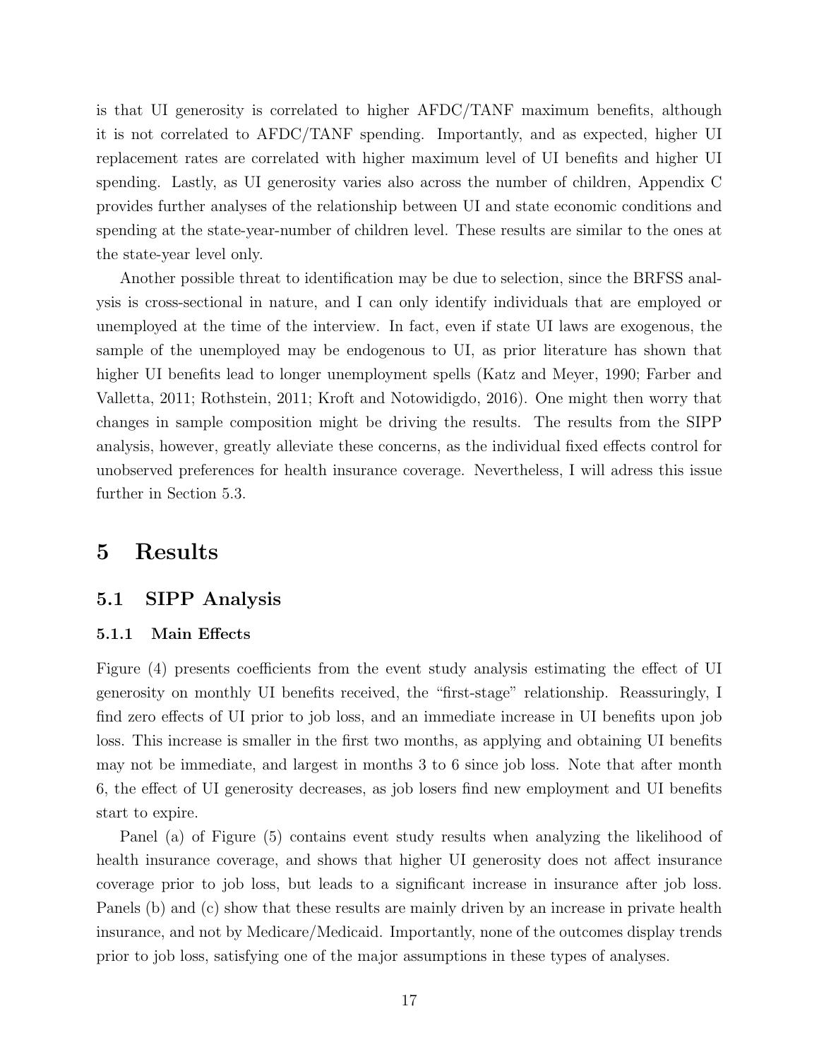is that UI generosity is correlated to higher AFDC/TANF maximum benefits, although it is not correlated to AFDC/TANF spending. Importantly, and as expected, higher UI replacement rates are correlated with higher maximum level of UI benefits and higher UI spending. Lastly, as UI generosity varies also across the number of children, Appendix C provides further analyses of the relationship between UI and state economic conditions and spending at the state-year-number of children level. These results are similar to the ones at the state-year level only.

Another possible threat to identification may be due to selection, since the BRFSS analysis is cross-sectional in nature, and I can only identify individuals that are employed or unemployed at the time of the interview. In fact, even if state UI laws are exogenous, the sample of the unemployed may be endogenous to UI, as prior literature has shown that higher UI benefits lead to longer unemployment spells (Katz and Meyer, 1990; Farber and Valletta, 2011; Rothstein, 2011; Kroft and Notowidigdo, 2016). One might then worry that changes in sample composition might be driving the results. The results from the SIPP analysis, however, greatly alleviate these concerns, as the individual fixed effects control for unobserved preferences for health insurance coverage. Nevertheless, I will adress this issue further in Section 5.3.

# 5 Results

## 5.1 SIPP Analysis

### 5.1.1 Main Effects

Figure (4) presents coefficients from the event study analysis estimating the effect of UI generosity on monthly UI benefits received, the "first-stage" relationship. Reassuringly, I find zero effects of UI prior to job loss, and an immediate increase in UI benefits upon job loss. This increase is smaller in the first two months, as applying and obtaining UI benefits may not be immediate, and largest in months 3 to 6 since job loss. Note that after month 6, the effect of UI generosity decreases, as job losers find new employment and UI benefits start to expire.

Panel (a) of Figure (5) contains event study results when analyzing the likelihood of health insurance coverage, and shows that higher UI generosity does not affect insurance coverage prior to job loss, but leads to a significant increase in insurance after job loss. Panels (b) and (c) show that these results are mainly driven by an increase in private health insurance, and not by Medicare/Medicaid. Importantly, none of the outcomes display trends prior to job loss, satisfying one of the major assumptions in these types of analyses.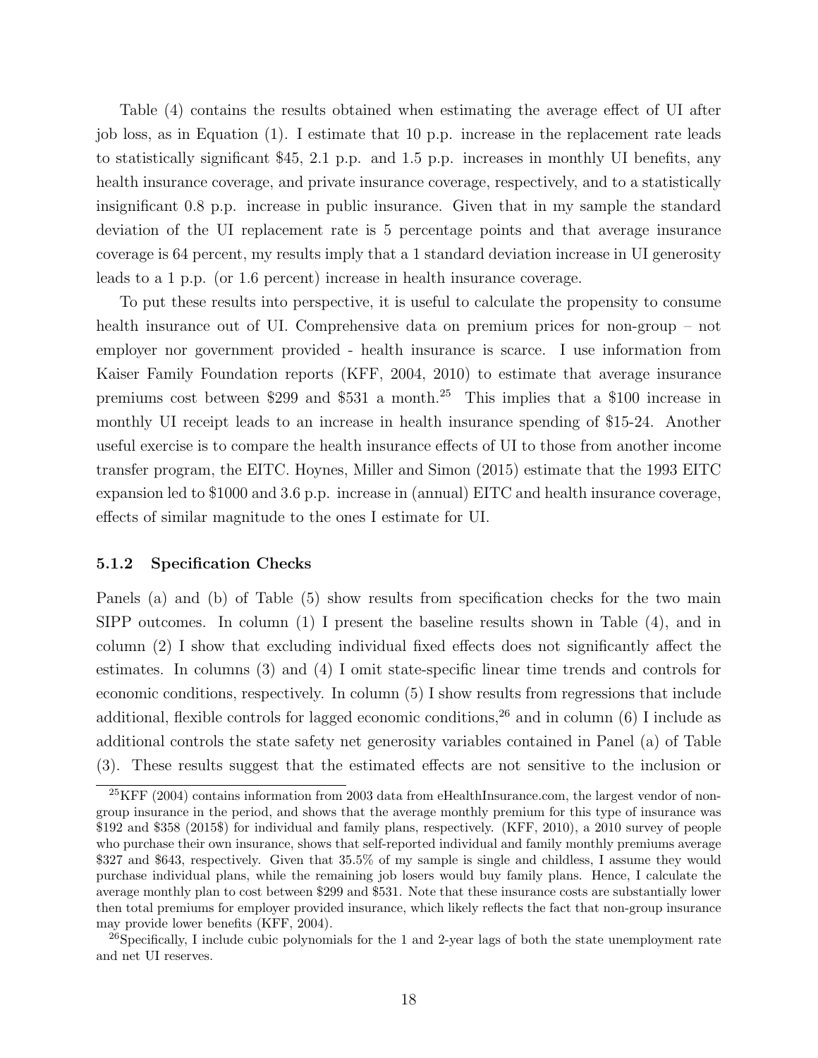Table (4) contains the results obtained when estimating the average effect of UI after job loss, as in Equation (1). I estimate that 10 p.p. increase in the replacement rate leads to statistically significant $45, 2.1 p.p. and 1.5 p.p. increases in monthly UI benefits, any health insurance coverage, and private insurance coverage, respectively, and to a statistically insignificant 0.8 p.p. increase in public insurance. Given that in my sample the standard deviation of the UI replacement rate is 5 percentage points and that average insurance coverage is 64 percent, my results imply that a 1 standard deviation increase in UI generosity leads to a 1 p.p. (or 1.6 percent) increase in health insurance coverage.

To put these results into perspective, it is useful to calculate the propensity to consume health insurance out of UI. Comprehensive data on premium prices for non-group – not employer nor government provided - health insurance is scarce. I use information from Kaiser Family Foundation reports (KFF, 2004, 2010) to estimate that average insurance premiums cost between $299 and $531 a month.[25] This implies that a $100 increase in monthly UI receipt leads to an increase in health insurance spending of $15-24. Another useful exercise is to compare the health insurance effects of UI to those from another income transfer program, the EITC. Hoynes, Miller and Simon (2015) estimate that the 1993 EITC expansion led to $1000 and 3.6 p.p. increase in (annual) EITC and health insurance coverage, effects of similar magnitude to the ones I estimate for UI.

#### 5.1.2 Specification Checks

Panels (a) and (b) of Table (5) show results from specification checks for the two main SIPP outcomes. In column (1) I present the baseline results shown in Table (4), and in column (2) I show that excluding individual fixed effects does not significantly affect the estimates. In columns (3) and (4) I omit state-specific linear time trends and controls for economic conditions, respectively. In column (5) I show results from regressions that include additional, flexible controls for lagged economic conditions,[26] and in column (6) I include as additional controls the state safety net generosity variables contained in Panel (a) of Table (3). These results suggest that the estimated effects are not sensitive to the inclusion or

[25] KFF (2004) contains information from 2003 data from eHealthInsurance.com, the largest vendor of non-group insurance in the period, and shows that the average monthly premium for this type of insurance was $192 and $358 (2015$) for individual and family plans, respectively. (KFF, 2010), a 2010 survey of people who purchase their own insurance, shows that self-reported individual and family monthly premiums average $327 and $643, respectively. Given that 35.5% of my sample is single and childless, I assume they would purchase individual plans, while the remaining job losers would buy family plans. Hence, I calculate the average monthly plan to cost between $299 and $531. Note that these insurance costs are substantially lower then total premiums for employer provided insurance, which likely reflects the fact that non-group insurance may provide lower benefits (KFF, 2004).

[26] Specifically, I include cubic polynomials for the 1 and 2-year lags of both the state unemployment rate and net UI reserves.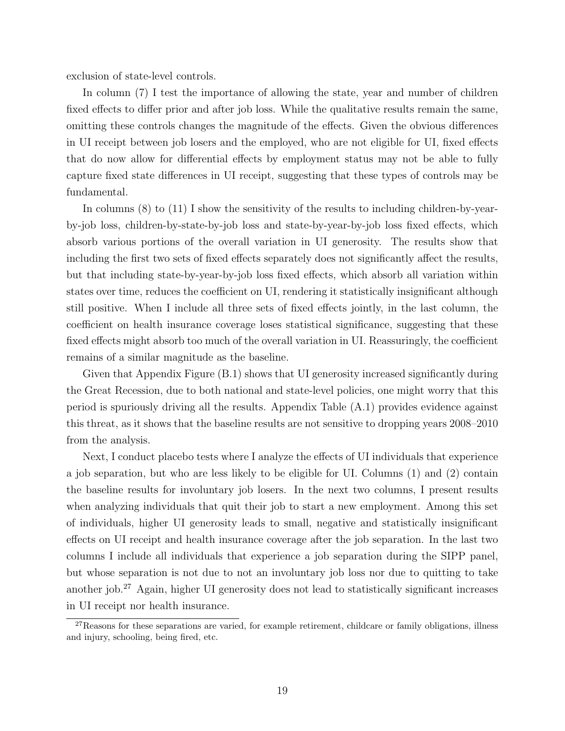exclusion of state-level controls.

In column (7) I test the importance of allowing the state, year and number of children fixed effects to differ prior and after job loss. While the qualitative results remain the same, omitting these controls changes the magnitude of the effects. Given the obvious differences in UI receipt between job losers and the employed, who are not eligible for UI, fixed effects that do now allow for differential effects by employment status may not be able to fully capture fixed state differences in UI receipt, suggesting that these types of controls may be fundamental.

In columns (8) to (11) I show the sensitivity of the results to including children-by-year-by-job loss, children-by-state-by-job loss and state-by-year-by-job loss fixed effects, which absorb various portions of the overall variation in UI generosity. The results show that including the first two sets of fixed effects separately does not significantly affect the results, but that including state-by-year-by-job loss fixed effects, which absorb all variation within states over time, reduces the coefficient on UI, rendering it statistically insignificant although still positive. When I include all three sets of fixed effects jointly, in the last column, the coefficient on health insurance coverage loses statistical significance, suggesting that these fixed effects might absorb too much of the overall variation in UI. Reassuringly, the coefficient remains of a similar magnitude as the baseline.

Given that Appendix Figure (B.1) shows that UI generosity increased significantly during the Great Recession, due to both national and state-level policies, one might worry that this period is spuriously driving all the results. Appendix Table (A.1) provides evidence against this threat, as it shows that the baseline results are not sensitive to dropping years 2008–2010 from the analysis.

Next, I conduct placebo tests where I analyze the effects of UI individuals that experience a job separation, but who are less likely to be eligible for UI. Columns (1) and (2) contain the baseline results for involuntary job losers. In the next two columns, I present results when analyzing individuals that quit their job to start a new employment. Among this set of individuals, higher UI generosity leads to small, negative and statistically insignificant effects on UI receipt and health insurance coverage after the job separation. In the last two columns I include all individuals that experience a job separation during the SIPP panel, but whose separation is not due to not an involuntary job loss nor due to quitting to take another job.[27] Again, higher UI generosity does not lead to statistically significant increases in UI receipt nor health insurance.

[27]Reasons for these separations are varied, for example retirement, childcare or family obligations, illness and injury, schooling, being fired, etc.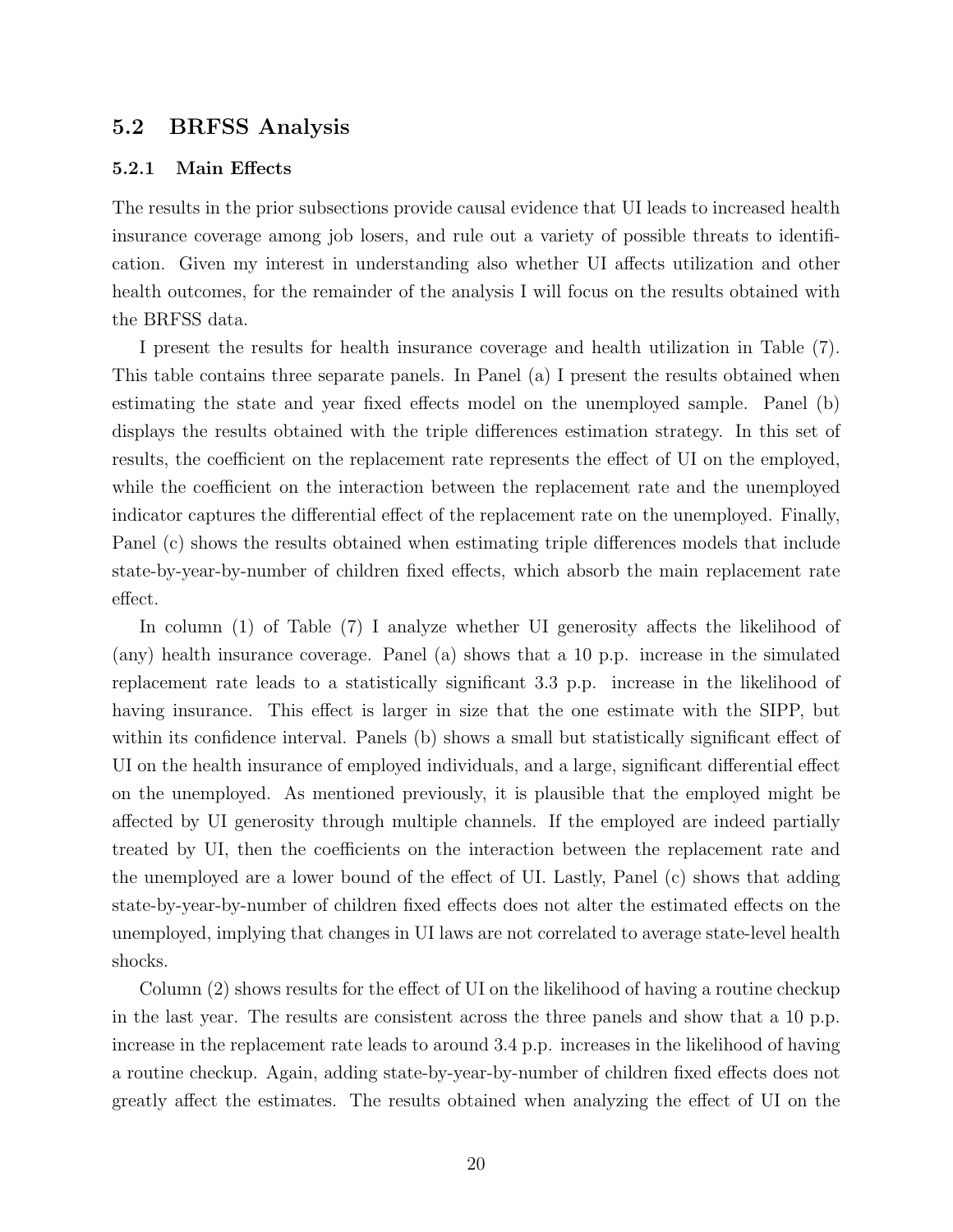## 5.2 BRFSS Analysis

### 5.2.1 Main Effects

The results in the prior subsections provide causal evidence that UI leads to increased health insurance coverage among job losers, and rule out a variety of possible threats to identification. Given my interest in understanding also whether UI affects utilization and other health outcomes, for the remainder of the analysis I will focus on the results obtained with the BRFSS data.

I present the results for health insurance coverage and health utilization in Table (7). This table contains three separate panels. In Panel (a) I present the results obtained when estimating the state and year fixed effects model on the unemployed sample. Panel (b) displays the results obtained with the triple differences estimation strategy. In this set of results, the coefficient on the replacement rate represents the effect of UI on the employed, while the coefficient on the interaction between the replacement rate and the unemployed indicator captures the differential effect of the replacement rate on the unemployed. Finally, Panel (c) shows the results obtained when estimating triple differences models that include state-by-year-by-number of children fixed effects, which absorb the main replacement rate effect.

In column (1) of Table (7) I analyze whether UI generosity affects the likelihood of (any) health insurance coverage. Panel (a) shows that a 10 p.p. increase in the simulated replacement rate leads to a statistically significant 3.3 p.p. increase in the likelihood of having insurance. This effect is larger in size that the one estimate with the SIPP, but within its confidence interval. Panels (b) shows a small but statistically significant effect of UI on the health insurance of employed individuals, and a large, significant differential effect on the unemployed. As mentioned previously, it is plausible that the employed might be affected by UI generosity through multiple channels. If the employed are indeed partially treated by UI, then the coefficients on the interaction between the replacement rate and the unemployed are a lower bound of the effect of UI. Lastly, Panel (c) shows that adding state-by-year-by-number of children fixed effects does not alter the estimated effects on the unemployed, implying that changes in UI laws are not correlated to average state-level health shocks.

Column (2) shows results for the effect of UI on the likelihood of having a routine checkup in the last year. The results are consistent across the three panels and show that a 10 p.p. increase in the replacement rate leads to around 3.4 p.p. increases in the likelihood of having a routine checkup. Again, adding state-by-year-by-number of children fixed effects does not greatly affect the estimates. The results obtained when analyzing the effect of UI on the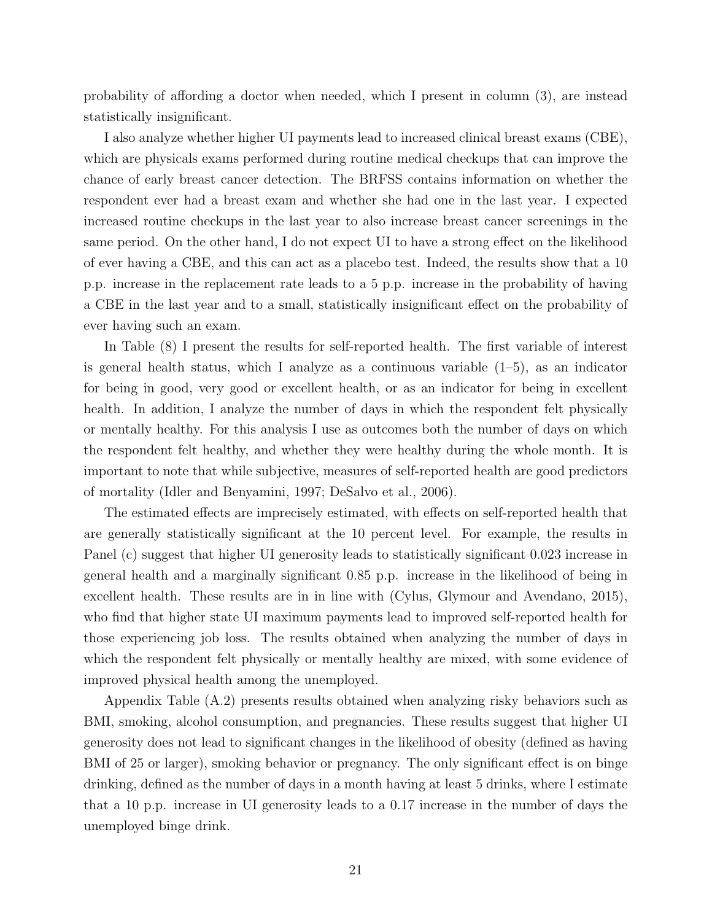probability of affording a doctor when needed, which I present in column (3), are instead statistically insignificant.

I also analyze whether higher UI payments lead to increased clinical breast exams (CBE), which are physicals exams performed during routine medical checkups that can improve the chance of early breast cancer detection. The BRFSS contains information on whether the respondent ever had a breast exam and whether she had one in the last year. I expected increased routine checkups in the last year to also increase breast cancer screenings in the same period. On the other hand, I do not expect UI to have a strong effect on the likelihood of ever having a CBE, and this can act as a placebo test. Indeed, the results show that a 10 p.p. increase in the replacement rate leads to a 5 p.p. increase in the probability of having a CBE in the last year and to a small, statistically insignificant effect on the probability of ever having such an exam.

In Table (8) I present the results for self-reported health. The first variable of interest is general health status, which I analyze as a continuous variable (1–5), as an indicator for being in good, very good or excellent health, or as an indicator for being in excellent health. In addition, I analyze the number of days in which the respondent felt physically or mentally healthy. For this analysis I use as outcomes both the number of days on which the respondent felt healthy, and whether they were healthy during the whole month. It is important to note that while subjective, measures of self-reported health are good predictors of mortality (Idler and Benyamini, 1997; DeSalvo et al., 2006).

The estimated effects are imprecisely estimated, with effects on self-reported health that are generally statistically significant at the 10 percent level. For example, the results in Panel (c) suggest that higher UI generosity leads to statistically significant 0.023 increase in general health and a marginally significant 0.85 p.p. increase in the likelihood of being in excellent health. These results are in in line with (Cylus, Glymour and Avendano, 2015), who find that higher state UI maximum payments lead to improved self-reported health for those experiencing job loss. The results obtained when analyzing the number of days in which the respondent felt physically or mentally healthy are mixed, with some evidence of improved physical health among the unemployed.

Appendix Table (A.2) presents results obtained when analyzing risky behaviors such as BMI, smoking, alcohol consumption, and pregnancies. These results suggest that higher UI generosity does not lead to significant changes in the likelihood of obesity (defined as having BMI of 25 or larger), smoking behavior or pregnancy. The only significant effect is on binge drinking, defined as the number of days in a month having at least 5 drinks, where I estimate that a 10 p.p. increase in UI generosity leads to a 0.17 increase in the number of days the unemployed binge drink.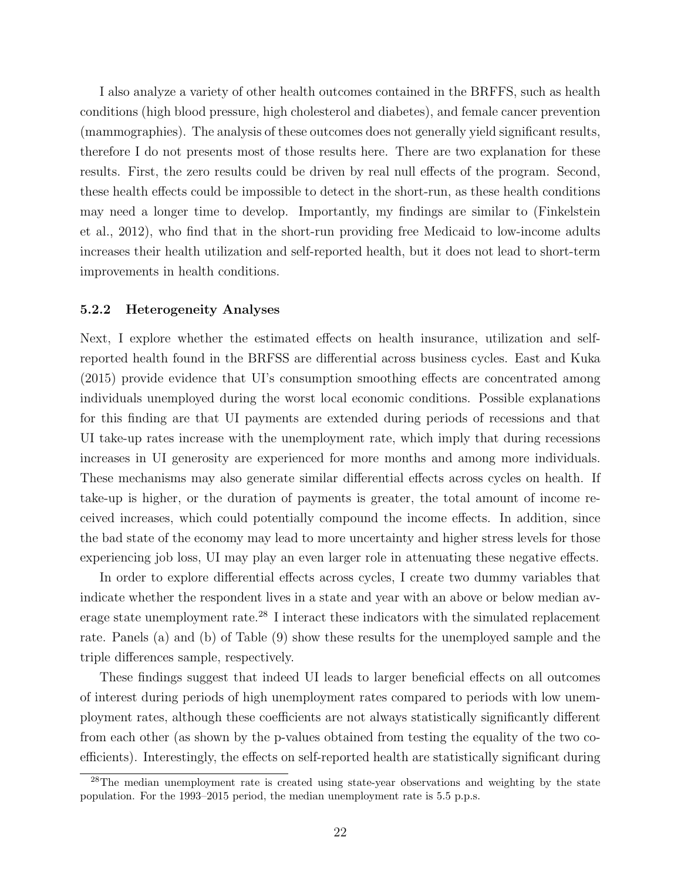I also analyze a variety of other health outcomes contained in the BRFFS, such as health conditions (high blood pressure, high cholesterol and diabetes), and female cancer prevention (mammographies). The analysis of these outcomes does not generally yield significant results, therefore I do not presents most of those results here. There are two explanation for these results. First, the zero results could be driven by real null effects of the program. Second, these health effects could be impossible to detect in the short-run, as these health conditions may need a longer time to develop. Importantly, my findings are similar to (Finkelstein et al., 2012), who find that in the short-run providing free Medicaid to low-income adults increases their health utilization and self-reported health, but it does not lead to short-term improvements in health conditions.

### 5.2.2 Heterogeneity Analyses

Next, I explore whether the estimated effects on health insurance, utilization and self-reported health found in the BRFSS are differential across business cycles. East and Kuka (2015) provide evidence that UI's consumption smoothing effects are concentrated among individuals unemployed during the worst local economic conditions. Possible explanations for this finding are that UI payments are extended during periods of recessions and that UI take-up rates increase with the unemployment rate, which imply that during recessions increases in UI generosity are experienced for more months and among more individuals. These mechanisms may also generate similar differential effects across cycles on health. If take-up is higher, or the duration of payments is greater, the total amount of income received increases, which could potentially compound the income effects. In addition, since the bad state of the economy may lead to more uncertainty and higher stress levels for those experiencing job loss, UI may play an even larger role in attenuating these negative effects.

In order to explore differential effects across cycles, I create two dummy variables that indicate whether the respondent lives in a state and year with an above or below median average state unemployment rate.[28] I interact these indicators with the simulated replacement rate. Panels (a) and (b) of Table (9) show these results for the unemployed sample and the triple differences sample, respectively.

These findings suggest that indeed UI leads to larger beneficial effects on all outcomes of interest during periods of high unemployment rates compared to periods with low unemployment rates, although these coefficients are not always statistically significantly different from each other (as shown by the p-values obtained from testing the equality of the two coefficients). Interestingly, the effects on self-reported health are statistically significant during

[28] The median unemployment rate is created using state-year observations and weighting by the state population. For the 1993–2015 period, the median unemployment rate is 5.5 p.p.s.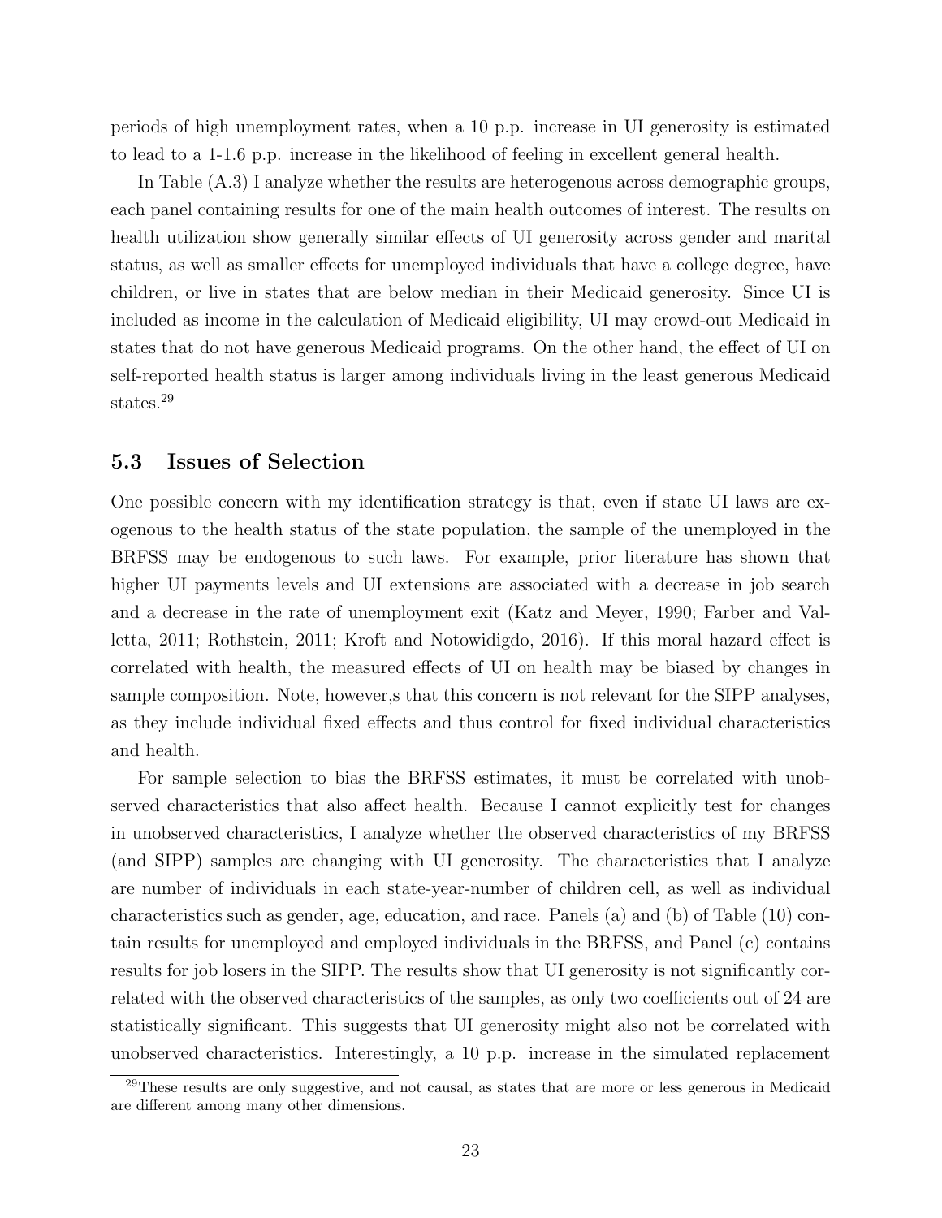periods of high unemployment rates, when a 10 p.p. increase in UI generosity is estimated to lead to a 1-1.6 p.p. increase in the likelihood of feeling in excellent general health.

In Table (A.3) I analyze whether the results are heterogenous across demographic groups, each panel containing results for one of the main health outcomes of interest. The results on health utilization show generally similar effects of UI generosity across gender and marital status, as well as smaller effects for unemployed individuals that have a college degree, have children, or live in states that are below median in their Medicaid generosity. Since UI is included as income in the calculation of Medicaid eligibility, UI may crowd-out Medicaid in states that do not have generous Medicaid programs. On the other hand, the effect of UI on self-reported health status is larger among individuals living in the least generous Medicaid states.[29]

### 5.3 Issues of Selection

One possible concern with my identification strategy is that, even if state UI laws are exogenous to the health status of the state population, the sample of the unemployed in the BRFSS may be endogenous to such laws. For example, prior literature has shown that higher UI payments levels and UI extensions are associated with a decrease in job search and a decrease in the rate of unemployment exit (Katz and Meyer, 1990; Farber and Valletta, 2011; Rothstein, 2011; Kroft and Notowidigdo, 2016). If this moral hazard effect is correlated with health, the measured effects of UI on health may be biased by changes in sample composition. Note, however,s that this concern is not relevant for the SIPP analyses, as they include individual fixed effects and thus control for fixed individual characteristics and health.

For sample selection to bias the BRFSS estimates, it must be correlated with unobserved characteristics that also affect health. Because I cannot explicitly test for changes in unobserved characteristics, I analyze whether the observed characteristics of my BRFSS (and SIPP) samples are changing with UI generosity. The characteristics that I analyze are number of individuals in each state-year-number of children cell, as well as individual characteristics such as gender, age, education, and race. Panels (a) and (b) of Table (10) contain results for unemployed and employed individuals in the BRFSS, and Panel (c) contains results for job losers in the SIPP. The results show that UI generosity is not significantly correlated with the observed characteristics of the samples, as only two coefficients out of 24 are statistically significant. This suggests that UI generosity might also not be correlated with unobserved characteristics. Interestingly, a 10 p.p. increase in the simulated replacement

[29] These results are only suggestive, and not causal, as states that are more or less generous in Medicaid are different among many other dimensions.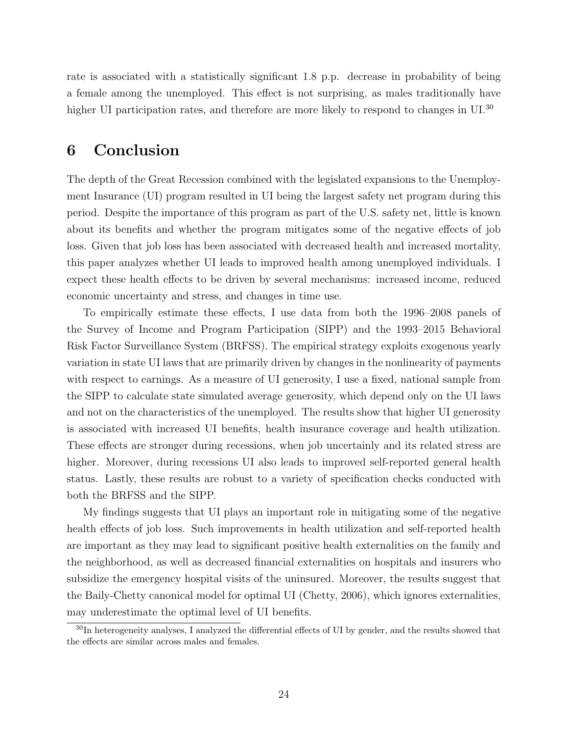rate is associated with a statistically significant 1.8 p.p. decrease in probability of being a female among the unemployed. This effect is not surprising, as males traditionally have higher UI participation rates, and therefore are more likely to respond to changes in UI.[30]

# 6 Conclusion

The depth of the Great Recession combined with the legislated expansions to the Unemployment Insurance (UI) program resulted in UI being the largest safety net program during this period. Despite the importance of this program as part of the U.S. safety net, little is known about its benefits and whether the program mitigates some of the negative effects of job loss. Given that job loss has been associated with decreased health and increased mortality, this paper analyzes whether UI leads to improved health among unemployed individuals. I expect these health effects to be driven by several mechanisms: increased income, reduced economic uncertainty and stress, and changes in time use.

To empirically estimate these effects, I use data from both the 1996–2008 panels of the Survey of Income and Program Participation (SIPP) and the 1993–2015 Behavioral Risk Factor Surveillance System (BRFSS). The empirical strategy exploits exogenous yearly variation in state UI laws that are primarily driven by changes in the nonlinearity of payments with respect to earnings. As a measure of UI generosity, I use a fixed, national sample from the SIPP to calculate state simulated average generosity, which depend only on the UI laws and not on the characteristics of the unemployed. The results show that higher UI generosity is associated with increased UI benefits, health insurance coverage and health utilization. These effects are stronger during recessions, when job uncertainly and its related stress are higher. Moreover, during recessions UI also leads to improved self-reported general health status. Lastly, these results are robust to a variety of specification checks conducted with both the BRFSS and the SIPP.

My findings suggests that UI plays an important role in mitigating some of the negative health effects of job loss. Such improvements in health utilization and self-reported health are important as they may lead to significant positive health externalities on the family and the neighborhood, as well as decreased financial externalities on hospitals and insurers who subsidize the emergency hospital visits of the uninsured. Moreover, the results suggest that the Baily-Chetty canonical model for optimal UI (Chetty, 2006), which ignores externalities, may underestimate the optimal level of UI benefits.

[30] In heterogeneity analyses, I analyzed the differential effects of UI by gender, and the results showed that the effects are similar across males and females.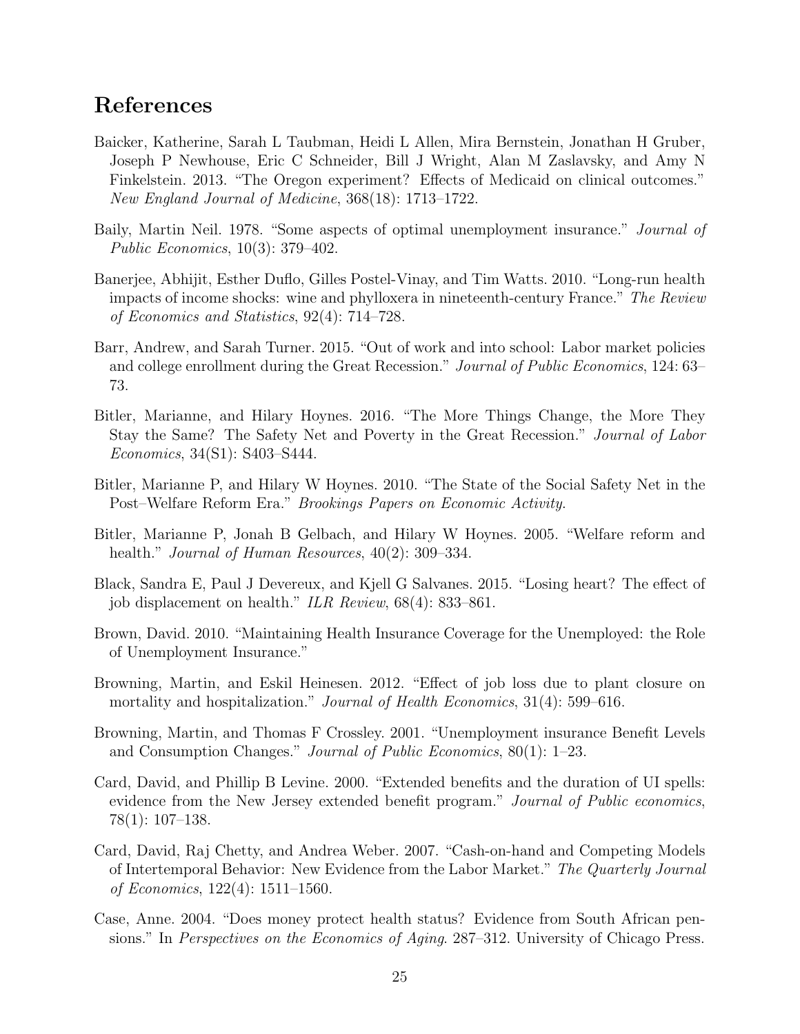# References

Baicker, Katherine, Sarah L Taubman, Heidi L Allen, Mira Bernstein, Jonathan H Gruber, Joseph P Newhouse, Eric C Schneider, Bill J Wright, Alan M Zaslavsky, and Amy N Finkelstein. 2013. "The Oregon experiment? Effects of Medicaid on clinical outcomes." *New England Journal of Medicine*, 368(18): 1713–1722.

Baily, Martin Neil. 1978. "Some aspects of optimal unemployment insurance." *Journal of Public Economics*, 10(3): 379–402.

Banerjee, Abhijit, Esther Duflo, Gilles Postel-Vinay, and Tim Watts. 2010. "Long-run health impacts of income shocks: wine and phylloxera in nineteenth-century France." *The Review of Economics and Statistics*, 92(4): 714–728.

Barr, Andrew, and Sarah Turner. 2015. "Out of work and into school: Labor market policies and college enrollment during the Great Recession." *Journal of Public Economics*, 124: 63–73.

Bitler, Marianne, and Hilary Hoynes. 2016. "The More Things Change, the More They Stay the Same? The Safety Net and Poverty in the Great Recession." *Journal of Labor Economics*, 34(S1): S403–S444.

Bitler, Marianne P, and Hilary W Hoynes. 2010. "The State of the Social Safety Net in the Post–Welfare Reform Era." *Brookings Papers on Economic Activity*.

Bitler, Marianne P, Jonah B Gelbach, and Hilary W Hoynes. 2005. "Welfare reform and health." *Journal of Human Resources*, 40(2): 309–334.

Black, Sandra E, Paul J Devereux, and Kjell G Salvanes. 2015. "Losing heart? The effect of job displacement on health." *ILR Review*, 68(4): 833–861.

Brown, David. 2010. "Maintaining Health Insurance Coverage for the Unemployed: the Role of Unemployment Insurance."

Browning, Martin, and Eskil Heinesen. 2012. "Effect of job loss due to plant closure on mortality and hospitalization." *Journal of Health Economics*, 31(4): 599–616.

Browning, Martin, and Thomas F Crossley. 2001. "Unemployment insurance Benefit Levels and Consumption Changes." *Journal of Public Economics*, 80(1): 1–23.

Card, David, and Phillip B Levine. 2000. "Extended benefits and the duration of UI spells: evidence from the New Jersey extended benefit program." *Journal of Public economics*, 78(1): 107–138.

Card, David, Raj Chetty, and Andrea Weber. 2007. "Cash-on-hand and Competing Models of Intertemporal Behavior: New Evidence from the Labor Market." *The Quarterly Journal of Economics*, 122(4): 1511–1560.

Case, Anne. 2004. "Does money protect health status? Evidence from South African pensions." In *Perspectives on the Economics of Aging*. 287–312. University of Chicago Press.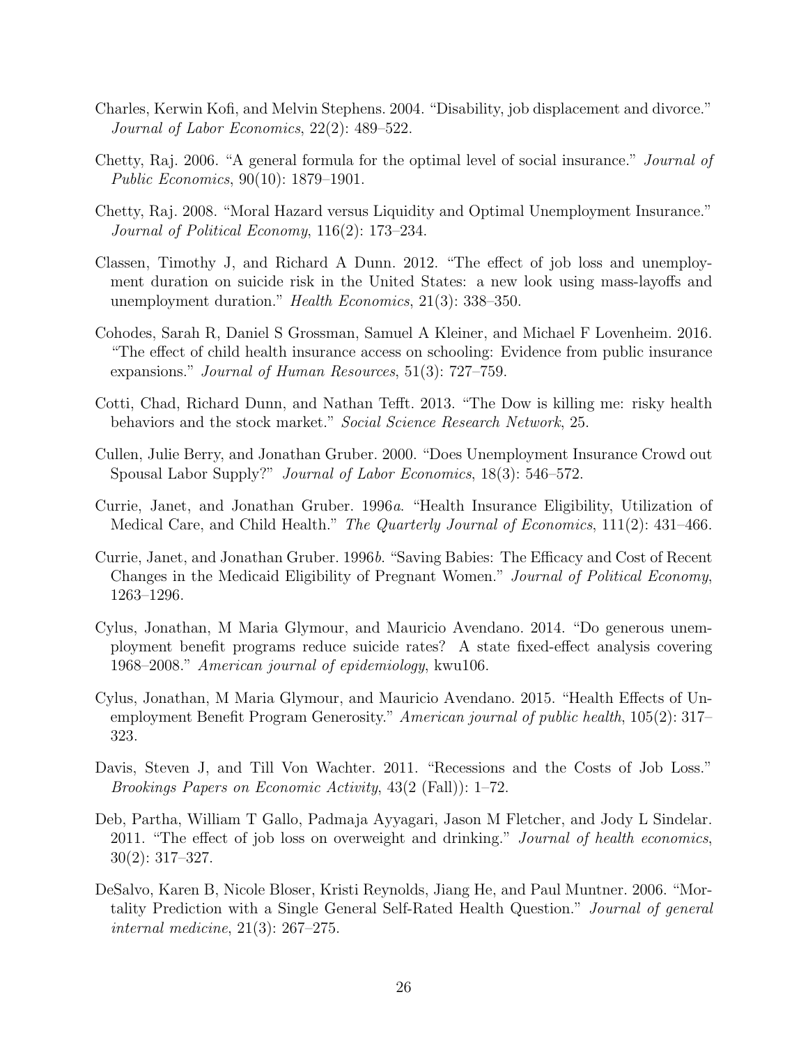Charles, Kerwin Kofi, and Melvin Stephens. 2004. "Disability, job displacement and divorce." *Journal of Labor Economics*, 22(2): 489–522.

Chetty, Raj. 2006. "A general formula for the optimal level of social insurance." *Journal of Public Economics*, 90(10): 1879–1901.

Chetty, Raj. 2008. "Moral Hazard versus Liquidity and Optimal Unemployment Insurance." *Journal of Political Economy*, 116(2): 173–234.

Classen, Timothy J, and Richard A Dunn. 2012. "The effect of job loss and unemployment duration on suicide risk in the United States: a new look using mass-layoffs and unemployment duration." *Health Economics*, 21(3): 338–350.

Cohodes, Sarah R, Daniel S Grossman, Samuel A Kleiner, and Michael F Lovenheim. 2016. "The effect of child health insurance access on schooling: Evidence from public insurance expansions." *Journal of Human Resources*, 51(3): 727–759.

Cotti, Chad, Richard Dunn, and Nathan Tefft. 2013. "The Dow is killing me: risky health behaviors and the stock market." *Social Science Research Network*, 25.

Cullen, Julie Berry, and Jonathan Gruber. 2000. "Does Unemployment Insurance Crowd out Spousal Labor Supply?" *Journal of Labor Economics*, 18(3): 546–572.

Currie, Janet, and Jonathan Gruber. 1996*a*. "Health Insurance Eligibility, Utilization of Medical Care, and Child Health." *The Quarterly Journal of Economics*, 111(2): 431–466.

Currie, Janet, and Jonathan Gruber. 1996*b*. "Saving Babies: The Efficacy and Cost of Recent Changes in the Medicaid Eligibility of Pregnant Women." *Journal of Political Economy*, 1263–1296.

Cylus, Jonathan, M Maria Glymour, and Mauricio Avendano. 2014. "Do generous unemployment benefit programs reduce suicide rates? A state fixed-effect analysis covering 1968–2008." *American journal of epidemiology*, kwu106.

Cylus, Jonathan, M Maria Glymour, and Mauricio Avendano. 2015. "Health Effects of Unemployment Benefit Program Generosity." *American journal of public health*, 105(2): 317–323.

Davis, Steven J, and Till Von Wachter. 2011. "Recessions and the Costs of Job Loss." *Brookings Papers on Economic Activity*, 43(2 (Fall)): 1–72.

Deb, Partha, William T Gallo, Padmaja Ayyagari, Jason M Fletcher, and Jody L Sindelar. 2011. "The effect of job loss on overweight and drinking." *Journal of health economics*, 30(2): 317–327.

DeSalvo, Karen B, Nicole Bloser, Kristi Reynolds, Jiang He, and Paul Muntner. 2006. "Mortality Prediction with a Single General Self-Rated Health Question." *Journal of general internal medicine*, 21(3): 267–275.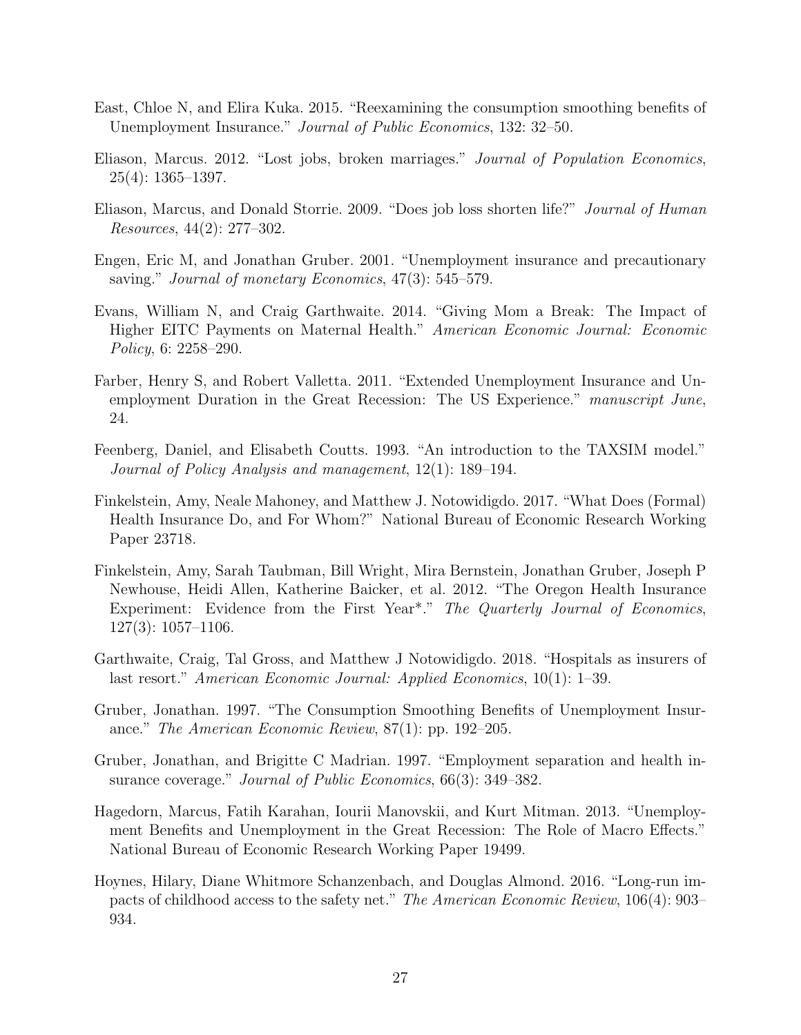East, Chloe N, and Elira Kuka. 2015. "Reexamining the consumption smoothing benefits of Unemployment Insurance." *Journal of Public Economics*, 132: 32–50.

Eliason, Marcus. 2012. "Lost jobs, broken marriages." *Journal of Population Economics*, 25(4): 1365–1397.

Eliason, Marcus, and Donald Storrie. 2009. "Does job loss shorten life?" *Journal of Human Resources*, 44(2): 277–302.

Engen, Eric M, and Jonathan Gruber. 2001. "Unemployment insurance and precautionary saving." *Journal of monetary Economics*, 47(3): 545–579.

Evans, William N, and Craig Garthwaite. 2014. "Giving Mom a Break: The Impact of Higher EITC Payments on Maternal Health." *American Economic Journal: Economic Policy*, 6: 2258–290.

Farber, Henry S, and Robert Valletta. 2011. "Extended Unemployment Insurance and Unemployment Duration in the Great Recession: The US Experience." *manuscript June*, 24.

Feenberg, Daniel, and Elisabeth Coutts. 1993. "An introduction to the TAXSIM model." *Journal of Policy Analysis and management*, 12(1): 189–194.

Finkelstein, Amy, Neale Mahoney, and Matthew J. Notowidigdo. 2017. "What Does (Formal) Health Insurance Do, and For Whom?" National Bureau of Economic Research Working Paper 23718.

Finkelstein, Amy, Sarah Taubman, Bill Wright, Mira Bernstein, Jonathan Gruber, Joseph P Newhouse, Heidi Allen, Katherine Baicker, et al. 2012. "The Oregon Health Insurance Experiment: Evidence from the First Year*." *The Quarterly Journal of Economics*, 127(3): 1057–1106.

Garthwaite, Craig, Tal Gross, and Matthew J Notowidigdo. 2018. "Hospitals as insurers of last resort." *American Economic Journal: Applied Economics*, 10(1): 1–39.

Gruber, Jonathan. 1997. "The Consumption Smoothing Benefits of Unemployment Insurance." *The American Economic Review*, 87(1): pp. 192–205.

Gruber, Jonathan, and Brigitte C Madrian. 1997. "Employment separation and health insurance coverage." *Journal of Public Economics*, 66(3): 349–382.

Hagedorn, Marcus, Fatih Karahan, Iourii Manovskii, and Kurt Mitman. 2013. "Unemployment Benefits and Unemployment in the Great Recession: The Role of Macro Effects." National Bureau of Economic Research Working Paper 19499.

Hoynes, Hilary, Diane Whitmore Schanzenbach, and Douglas Almond. 2016. "Long-run impacts of childhood access to the safety net." *The American Economic Review*, 106(4): 903–934.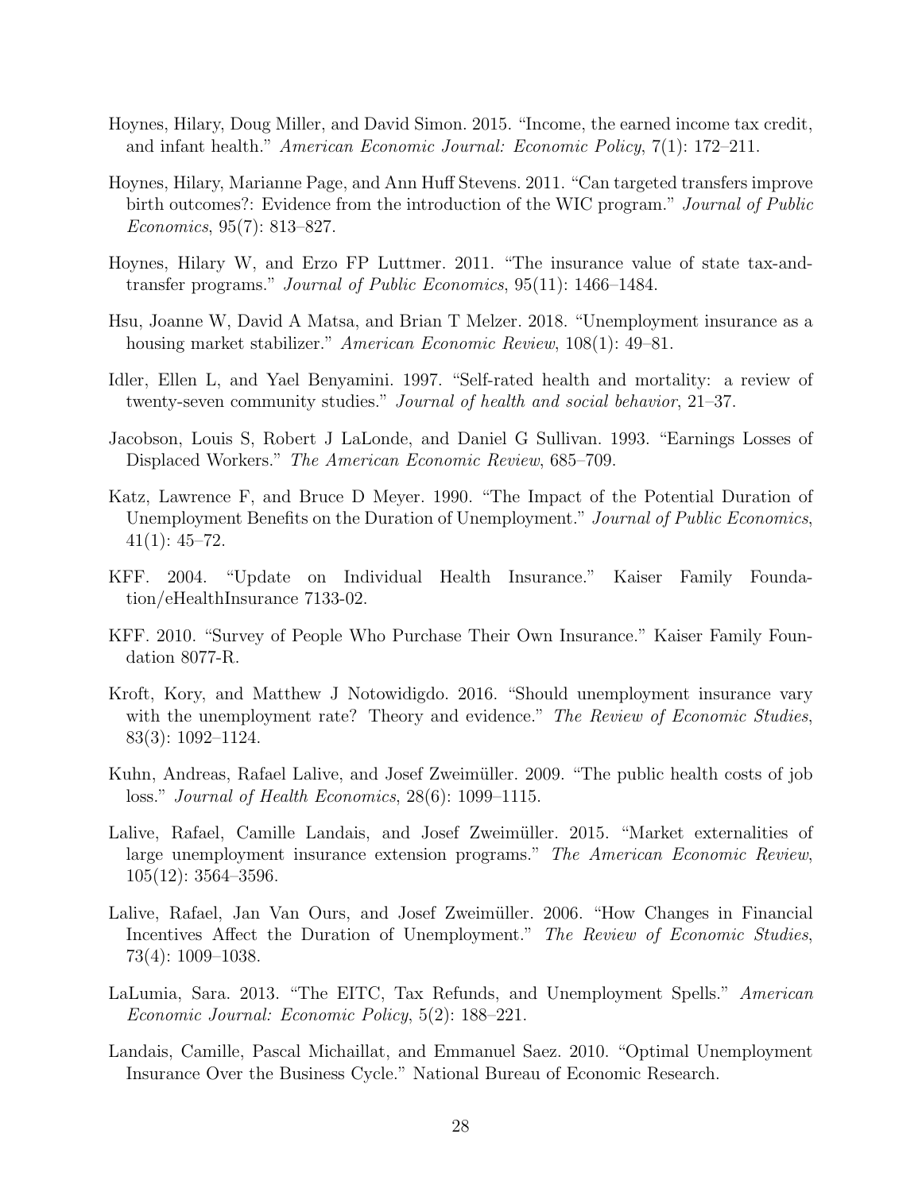Hoynes, Hilary, Doug Miller, and David Simon. 2015. "Income, the earned income tax credit, and infant health." *American Economic Journal: Economic Policy*, 7(1): 172–211.

Hoynes, Hilary, Marianne Page, and Ann Huff Stevens. 2011. "Can targeted transfers improve birth outcomes?: Evidence from the introduction of the WIC program." *Journal of Public Economics*, 95(7): 813–827.

Hoynes, Hilary W, and Erzo FP Luttmer. 2011. "The insurance value of state tax-and-transfer programs." *Journal of Public Economics*, 95(11): 1466–1484.

Hsu, Joanne W, David A Matsa, and Brian T Melzer. 2018. "Unemployment insurance as a housing market stabilizer." *American Economic Review*, 108(1): 49–81.

Idler, Ellen L, and Yael Benyamini. 1997. "Self-rated health and mortality: a review of twenty-seven community studies." *Journal of health and social behavior*, 21–37.

Jacobson, Louis S, Robert J LaLonde, and Daniel G Sullivan. 1993. "Earnings Losses of Displaced Workers." *The American Economic Review*, 685–709.

Katz, Lawrence F, and Bruce D Meyer. 1990. "The Impact of the Potential Duration of Unemployment Benefits on the Duration of Unemployment." *Journal of Public Economics*, 41(1): 45–72.

KFF. 2004. "Update on Individual Health Insurance." Kaiser Family Foundation/eHealthInsurance 7133-02.

KFF. 2010. "Survey of People Who Purchase Their Own Insurance." Kaiser Family Foundation 8077-R.

Kroft, Kory, and Matthew J Notowidigdo. 2016. "Should unemployment insurance vary with the unemployment rate? Theory and evidence." *The Review of Economic Studies*, 83(3): 1092–1124.

Kuhn, Andreas, Rafael Lalive, and Josef Zweimüller. 2009. "The public health costs of job loss." *Journal of Health Economics*, 28(6): 1099–1115.

Lalive, Rafael, Camille Landais, and Josef Zweimüller. 2015. "Market externalities of large unemployment insurance extension programs." *The American Economic Review*, 105(12): 3564–3596.

Lalive, Rafael, Jan Van Ours, and Josef Zweimüller. 2006. "How Changes in Financial Incentives Affect the Duration of Unemployment." *The Review of Economic Studies*, 73(4): 1009–1038.

LaLumia, Sara. 2013. "The EITC, Tax Refunds, and Unemployment Spells." *American Economic Journal: Economic Policy*, 5(2): 188–221.

Landais, Camille, Pascal Michaillat, and Emmanuel Saez. 2010. "Optimal Unemployment Insurance Over the Business Cycle." National Bureau of Economic Research.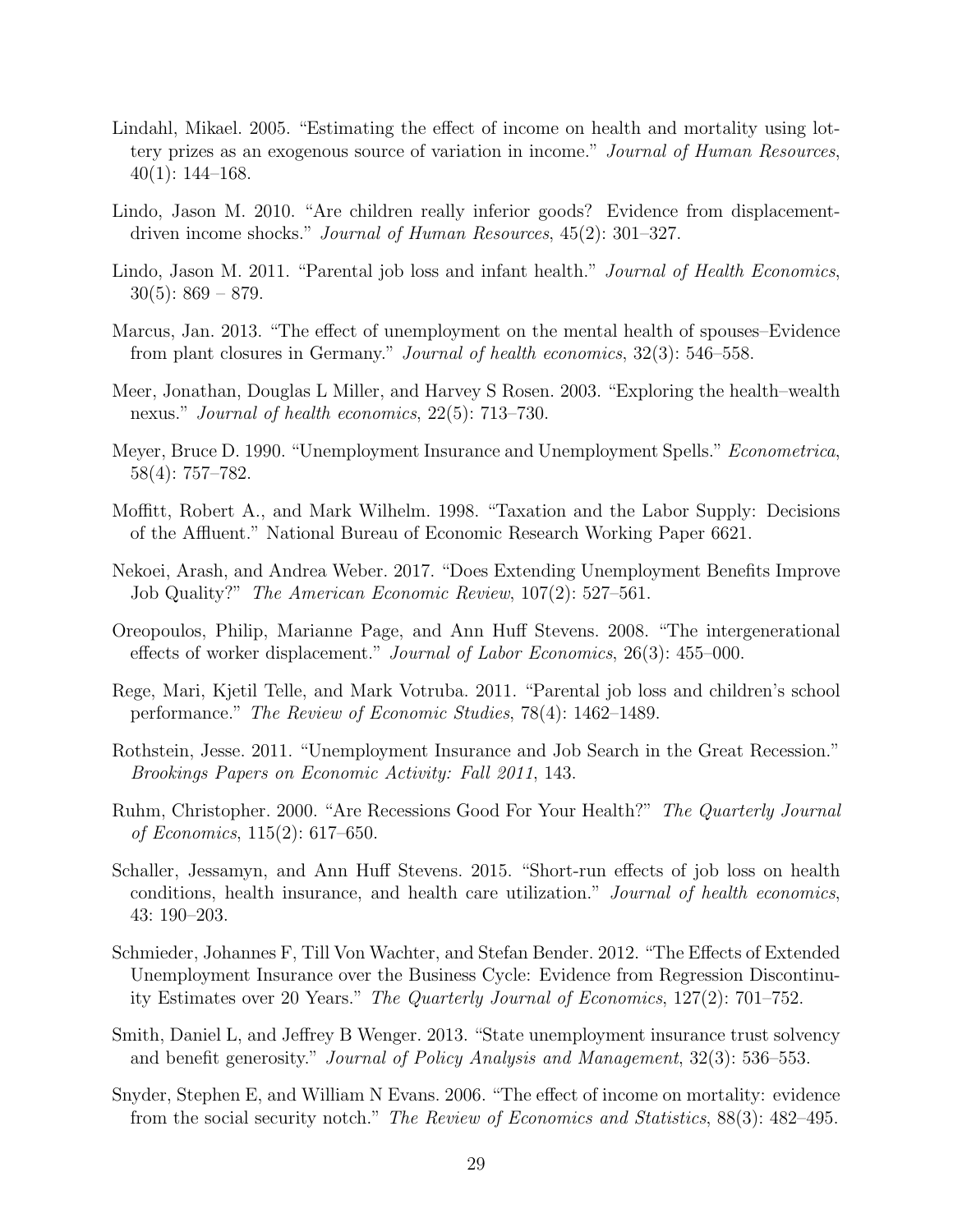Lindahl, Mikael. 2005. "Estimating the effect of income on health and mortality using lottery prizes as an exogenous source of variation in income." *Journal of Human Resources*, 40(1): 144–168.

Lindo, Jason M. 2010. "Are children really inferior goods? Evidence from displacement-driven income shocks." *Journal of Human Resources*, 45(2): 301–327.

Lindo, Jason M. 2011. "Parental job loss and infant health." *Journal of Health Economics*, 30(5): 869 – 879.

Marcus, Jan. 2013. "The effect of unemployment on the mental health of spouses–Evidence from plant closures in Germany." *Journal of health economics*, 32(3): 546–558.

Meer, Jonathan, Douglas L Miller, and Harvey S Rosen. 2003. "Exploring the health–wealth nexus." *Journal of health economics*, 22(5): 713–730.

Meyer, Bruce D. 1990. "Unemployment Insurance and Unemployment Spells." *Econometrica*, 58(4): 757–782.

Moffitt, Robert A., and Mark Wilhelm. 1998. "Taxation and the Labor Supply: Decisions of the Affluent." National Bureau of Economic Research Working Paper 6621.

Nekoei, Arash, and Andrea Weber. 2017. "Does Extending Unemployment Benefits Improve Job Quality?" *The American Economic Review*, 107(2): 527–561.

Oreopoulos, Philip, Marianne Page, and Ann Huff Stevens. 2008. "The intergenerational effects of worker displacement." *Journal of Labor Economics*, 26(3): 455–000.

Rege, Mari, Kjetil Telle, and Mark Votruba. 2011. "Parental job loss and children's school performance." *The Review of Economic Studies*, 78(4): 1462–1489.

Rothstein, Jesse. 2011. "Unemployment Insurance and Job Search in the Great Recession." *Brookings Papers on Economic Activity: Fall 2011*, 143.

Ruhm, Christopher. 2000. "Are Recessions Good For Your Health?" *The Quarterly Journal of Economics*, 115(2): 617–650.

Schaller, Jessamyn, and Ann Huff Stevens. 2015. "Short-run effects of job loss on health conditions, health insurance, and health care utilization." *Journal of health economics*, 43: 190–203.

Schmieder, Johannes F, Till Von Wachter, and Stefan Bender. 2012. "The Effects of Extended Unemployment Insurance over the Business Cycle: Evidence from Regression Discontinuity Estimates over 20 Years." *The Quarterly Journal of Economics*, 127(2): 701–752.

Smith, Daniel L, and Jeffrey B Wenger. 2013. "State unemployment insurance trust solvency and benefit generosity." *Journal of Policy Analysis and Management*, 32(3): 536–553.

Snyder, Stephen E, and William N Evans. 2006. "The effect of income on mortality: evidence from the social security notch." *The Review of Economics and Statistics*, 88(3): 482–495.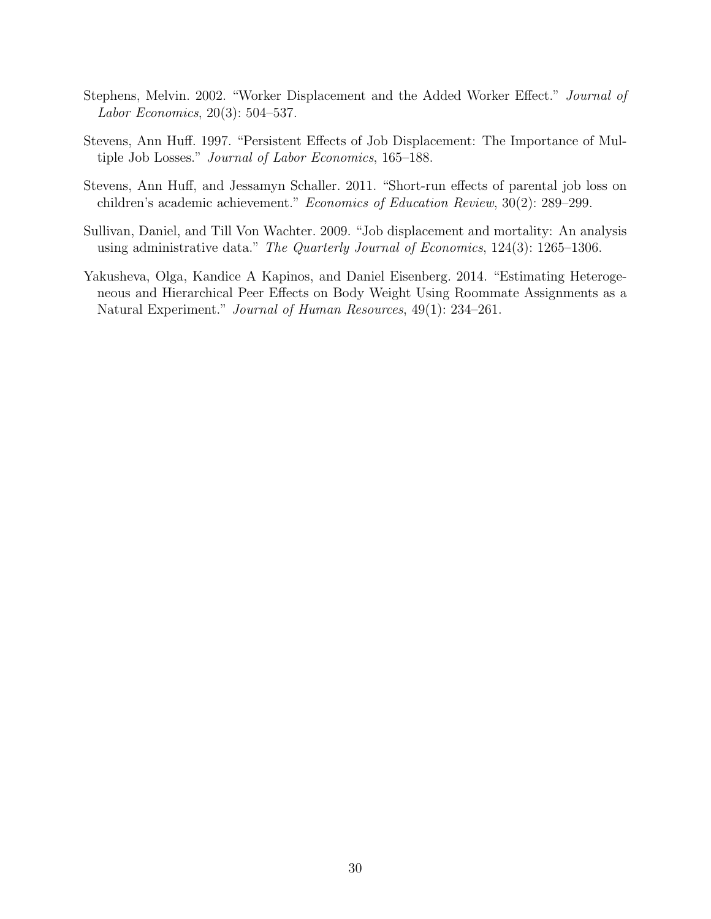Stephens, Melvin. 2002. "Worker Displacement and the Added Worker Effect." *Journal of Labor Economics*, 20(3): 504–537.

Stevens, Ann Huff. 1997. "Persistent Effects of Job Displacement: The Importance of Multiple Job Losses." *Journal of Labor Economics*, 165–188.

Stevens, Ann Huff, and Jessamyn Schaller. 2011. "Short-run effects of parental job loss on children's academic achievement." *Economics of Education Review*, 30(2): 289–299.

Sullivan, Daniel, and Till Von Wachter. 2009. "Job displacement and mortality: An analysis using administrative data." *The Quarterly Journal of Economics*, 124(3): 1265–1306.

Yakusheva, Olga, Kandice A Kapinos, and Daniel Eisenberg. 2014. "Estimating Heterogeneous and Hierarchical Peer Effects on Body Weight Using Roommate Assignments as a Natural Experiment." *Journal of Human Resources*, 49(1): 234–261.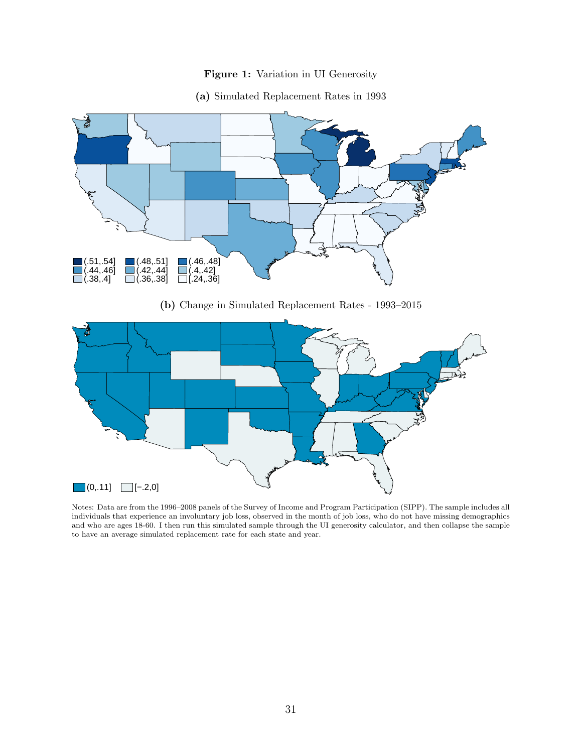**Figure 1:** Variation in UI Generosity

**(a)** Simulated Replacement Rates in 1993

(.51,.54] (.48,.51] (.46,.48] (.44,.46] (.42,.44] (.4,.42] (.38,.4] (.36,.38] [.24,.36]

**(b)** Change in Simulated Replacement Rates - 1993–2015

(0,.11] [−.2,0]

Notes: Data are from the 1996–2008 panels of the Survey of Income and Program Participation (SIPP). The sample includes all individuals that experience an involuntary job loss, observed in the month of job loss, who do not have missing demographics and who are ages 18-60. I then run this simulated sample through the UI generosity calculator, and then collapse the sample to have an average simulated replacement rate for each state and year.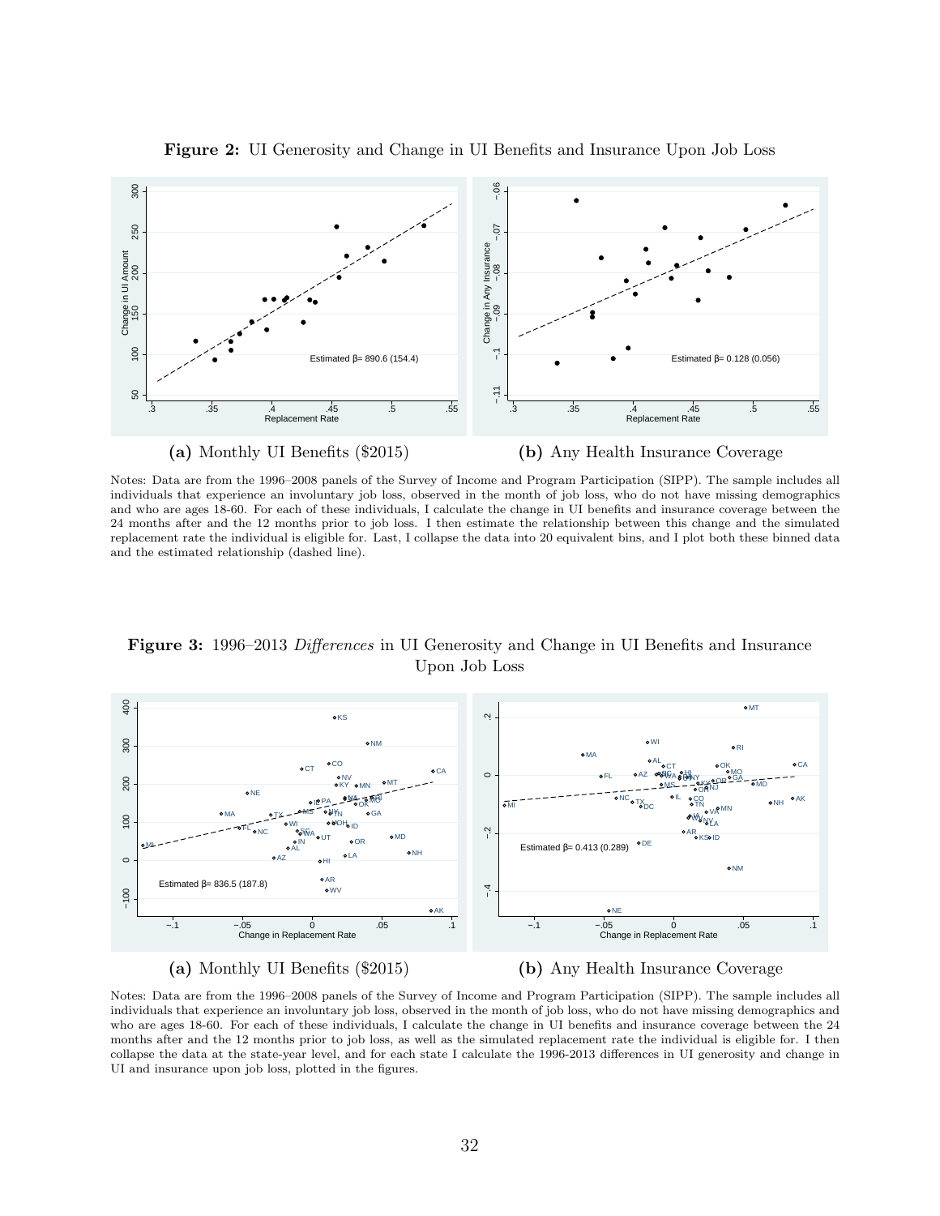**Figure 2:** UI Generosity and Change in UI Benefits and Insurance Upon Job Loss

**(a)** Monthly UI Benefits ($2015)

**(b)** Any Health Insurance Coverage

Notes: Data are from the 1996–2008 panels of the Survey of Income and Program Participation (SIPP). The sample includes all individuals that experience an involuntary job loss, observed in the month of job loss, who do not have missing demographics and who are ages 18-60. For each of these individuals, I calculate the change in UI benefits and insurance coverage between the 24 months after and the 12 months prior to job loss. I then estimate the relationship between this change and the simulated replacement rate the individual is eligible for. Last, I collapse the data into 20 equivalent bins, and I plot both these binned data and the estimated relationship (dashed line).

**Figure 3:** 1996–2013 *Differences* in UI Generosity and Change in UI Benefits and Insurance Upon Job Loss

**(a)** Monthly UI Benefits ($2015)

**(b)** Any Health Insurance Coverage

Notes: Data are from the 1996–2008 panels of the Survey of Income and Program Participation (SIPP). The sample includes all individuals that experience an involuntary job loss, observed in the month of job loss, who do not have missing demographics and who are ages 18-60. For each of these individuals, I calculate the change in UI benefits and insurance coverage between the 24 months after and the 12 months prior to job loss, as well as the simulated replacement rate the individual is eligible for. I then collapse the data at the state-year level, and for each state I calculate the 1996-2013 differences in UI generosity and change in UI and insurance upon job loss, plotted in the figures.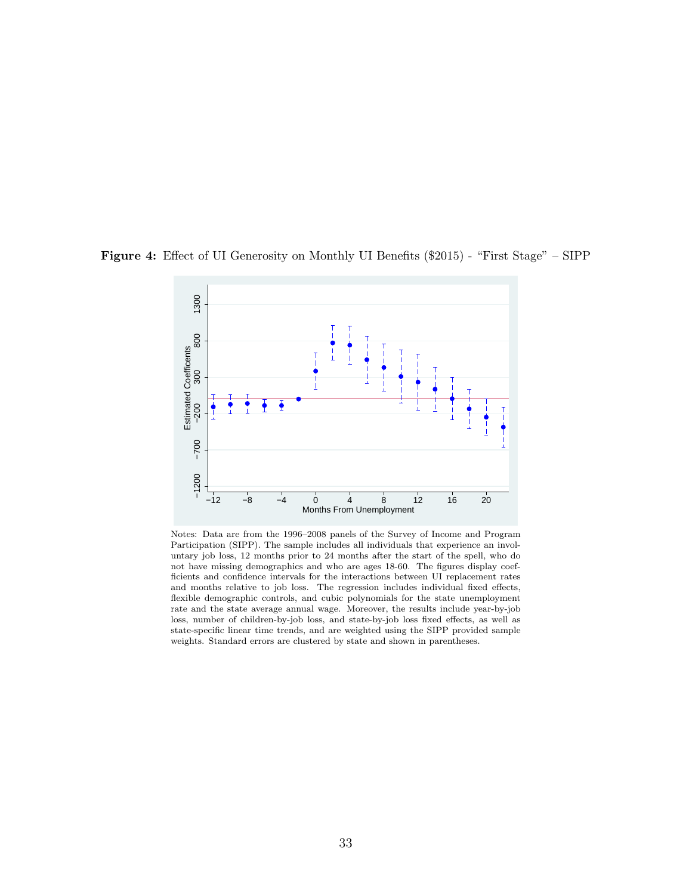**Figure 4:** Effect of UI Generosity on Monthly UI Benefits ($2015) - "First Stage" – SIPP

Notes: Data are from the 1996–2008 panels of the Survey of Income and Program Participation (SIPP). The sample includes all individuals that experience an involuntary job loss, 12 months prior to 24 months after the start of the spell, who do not have missing demographics and who are ages 18-60. The figures display coefficients and confidence intervals for the interactions between UI replacement rates and months relative to job loss. The regression includes individual fixed effects, flexible demographic controls, and cubic polynomials for the state unemployment rate and the state average annual wage. Moreover, the results include year-by-job loss, number of children-by-job loss, and state-by-job loss fixed effects, as well as state-specific linear time trends, and are weighted using the SIPP provided sample weights. Standard errors are clustered by state and shown in parentheses.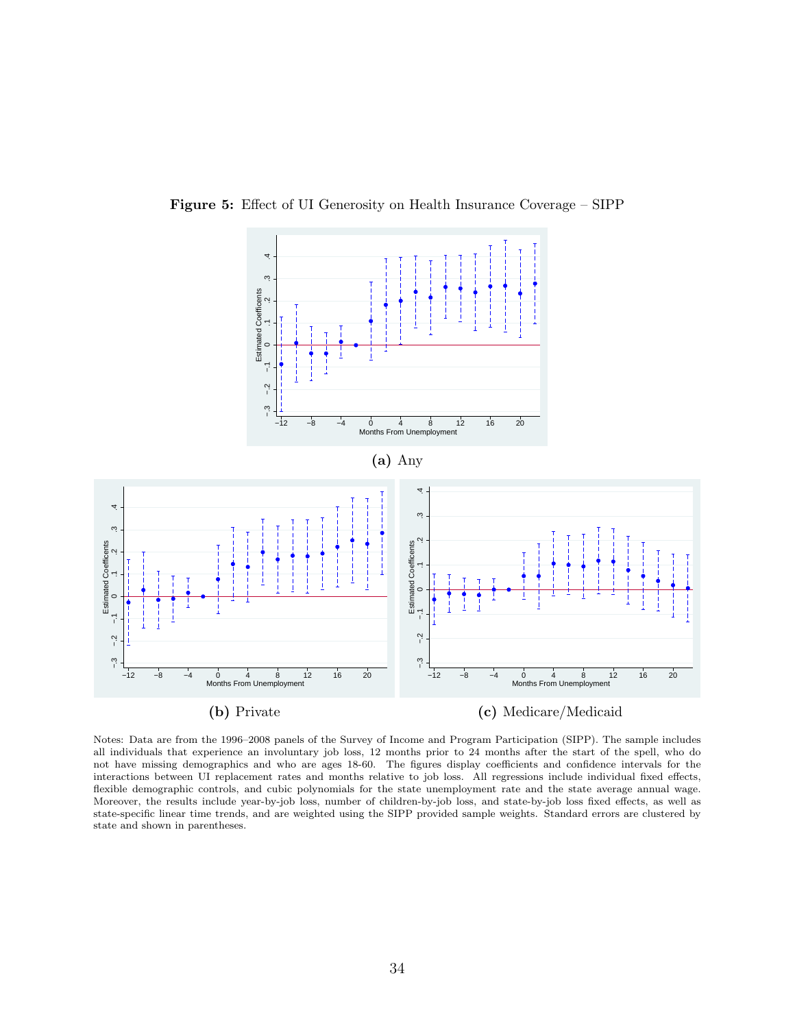**Figure 5:** Effect of UI Generosity on Health Insurance Coverage – SIPP

**(a)** Any

**(b)** Private

**(c)** Medicare/Medicaid

Notes: Data are from the 1996–2008 panels of the Survey of Income and Program Participation (SIPP). The sample includes all individuals that experience an involuntary job loss, 12 months prior to 24 months after the start of the spell, who do not have missing demographics and who are ages 18-60. The figures display coefficients and confidence intervals for the interactions between UI replacement rates and months relative to job loss. All regressions include individual fixed effects, flexible demographic controls, and cubic polynomials for the state unemployment rate and the state average annual wage. Moreover, the results include year-by-job loss, number of children-by-job loss, and state-by-job loss fixed effects, as well as state-specific linear time trends, and are weighted using the SIPP provided sample weights. Standard errors are clustered by state and shown in parentheses.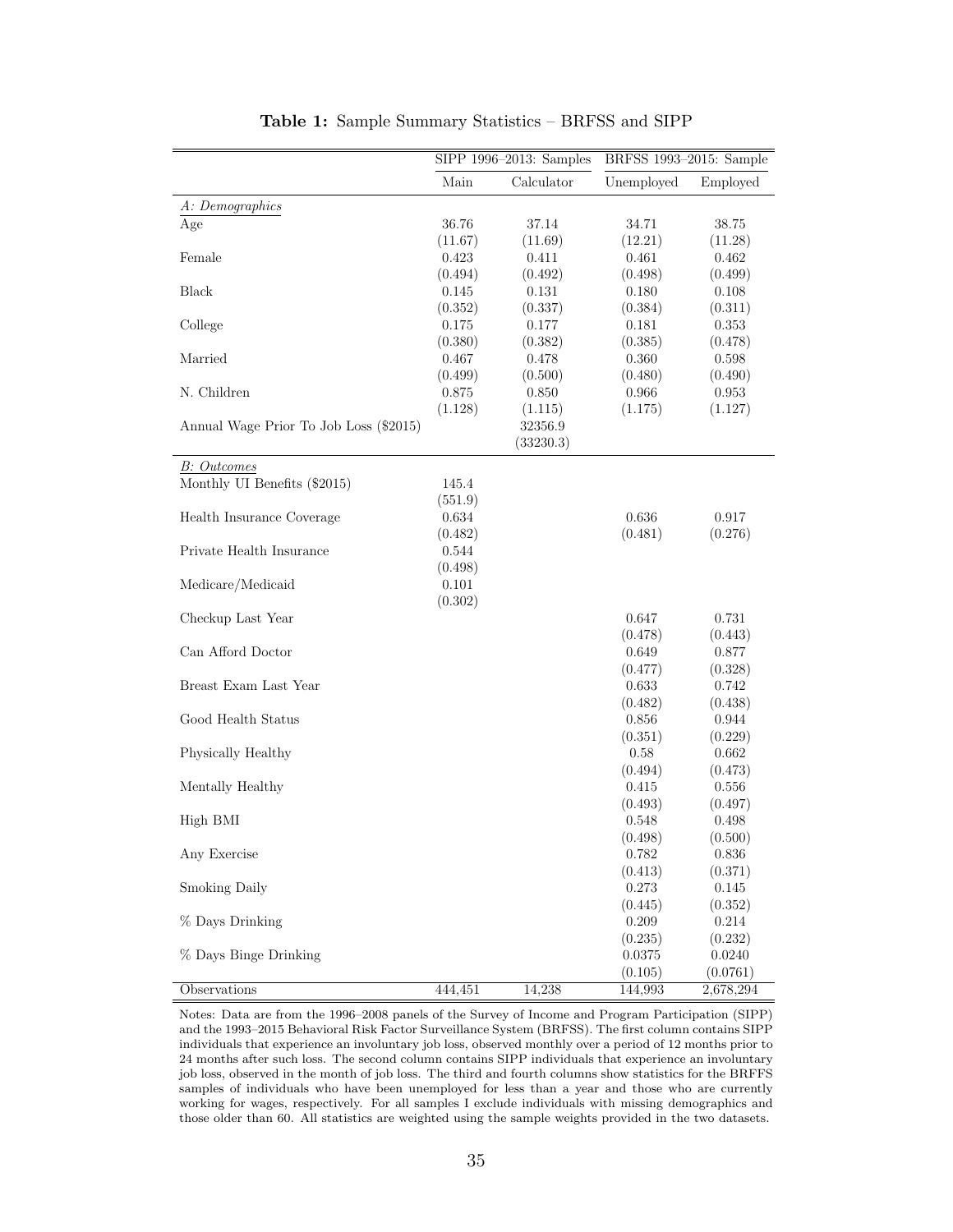**Table 1:** Sample Summary Statistics – BRFSS and SIPP

| | SIPP 1996–2013: Samples | | BRFSS 1993–2015: Sample | |
|---|---|---|---|---|
| | Main | Calculator | Unemployed | Employed |
| *A: Demographics* | | | | |
| Age | 36.76 | 37.14 | 34.71 | 38.75 |
| | (11.67) | (11.69) | (12.21) | (11.28) |
| Female | 0.423 | 0.411 | 0.461 | 0.462 |
| | (0.494) | (0.492) | (0.498) | (0.499) |
| Black | 0.145 | 0.131 | 0.180 | 0.108 |
| | (0.352) | (0.337) | (0.384) | (0.311) |
| College | 0.175 | 0.177 | 0.181 | 0.353 |
| | (0.380) | (0.382) | (0.385) | (0.478) |
| Married | 0.467 | 0.478 | 0.360 | 0.598 |
| | (0.499) | (0.500) | (0.480) | (0.490) |
| N. Children | 0.875 | 0.850 | 0.966 | 0.953 |
| | (1.128) | (1.115) | (1.175) | (1.127) |
| Annual Wage Prior To Job Loss ($2015) | | 32356.9 | | |
| | | (33230.3) | | |
| *B: Outcomes* | | | | |
| Monthly UI Benefits ($2015) | 145.4 | | | |
| | (551.9) | | | |
| Health Insurance Coverage | 0.634 | | 0.636 | 0.917 |
| | (0.482) | | (0.481) | (0.276) |
| Private Health Insurance | 0.544 | | | |
| | (0.498) | | | |
| Medicare/Medicaid | 0.101 | | | |
| | (0.302) | | | |
| Checkup Last Year | | | 0.647 | 0.731 |
| | | | (0.478) | (0.443) |
| Can Afford Doctor | | | 0.649 | 0.877 |
| | | | (0.477) | (0.328) |
| Breast Exam Last Year | | | 0.633 | 0.742 |
| | | | (0.482) | (0.438) |
| Good Health Status | | | 0.856 | 0.944 |
| | | | (0.351) | (0.229) |
| Physically Healthy | | | 0.58 | 0.662 |
| | | | (0.494) | (0.473) |
| Mentally Healthy | | | 0.415 | 0.556 |
| | | | (0.493) | (0.497) |
| High BMI | | | 0.548 | 0.498 |
| | | | (0.498) | (0.500) |
| Any Exercise | | | 0.782 | 0.836 |
| | | | (0.413) | (0.371) |
| Smoking Daily | | | 0.273 | 0.145 |
| | | | (0.445) | (0.352) |
| % Days Drinking | | | 0.209 | 0.214 |
| | | | (0.235) | (0.232) |
| % Days Binge Drinking | | | 0.0375 | 0.0240 |
| | | | (0.105) | (0.0761) |
| Observations | 444,451 | 14,238 | 144,993 | 2,678,294 |

Notes: Data are from the 1996–2008 panels of the Survey of Income and Program Participation (SIPP) and the 1993–2015 Behavioral Risk Factor Surveillance System (BRFSS). The first column contains SIPP individuals that experience an involuntary job loss, observed monthly over a period of 12 months prior to 24 months after such loss. The second column contains SIPP individuals that experience an involuntary job loss, observed in the month of job loss. The third and fourth columns show statistics for the BRFFS samples of individuals who have been unemployed for less than a year and those who are currently working for wages, respectively. For all samples I exclude individuals with missing demographics and those older than 60. All statistics are weighted using the sample weights provided in the two datasets.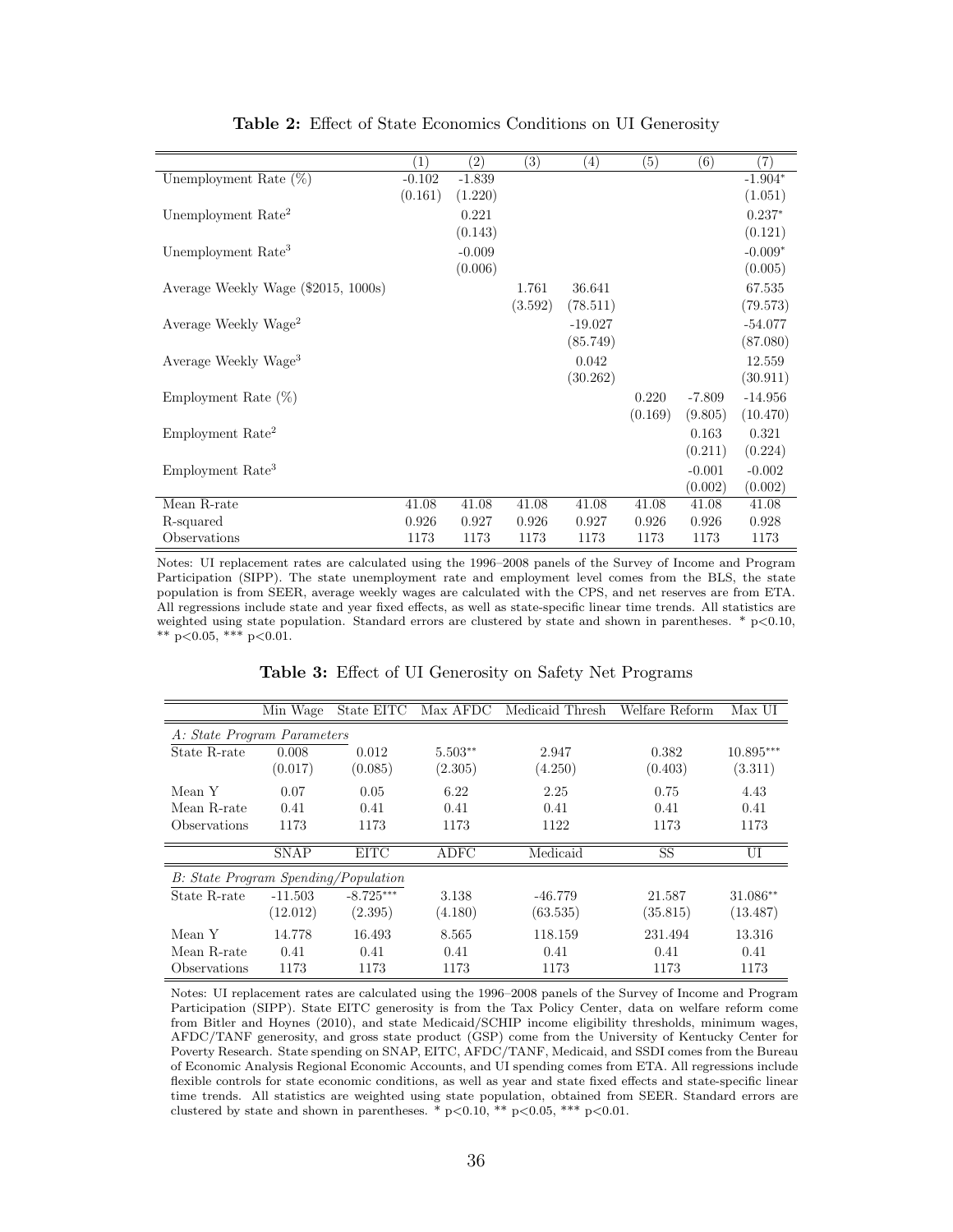**Table 2:** Effect of State Economics Conditions on UI Generosity

| | (1) | (2) | (3) | (4) | (5) | (6) | (7) |
|---|---|---|---|---|---|---|---|
| Unemployment Rate (%) | -0.102 | -1.839 | | | | | -1.904* |
| | (0.161) | (1.220) | | | | | (1.051) |
| Unemployment Rate$^2$ | | 0.221 | | | | | 0.237* |
| | | (0.143) | | | | | (0.121) |
| Unemployment Rate$^3$ | | -0.009 | | | | | -0.009* |
| | | (0.006) | | | | | (0.005) |
| Average Weekly Wage ($2015, 1000s) | | | 1.761 | 36.641 | | | 67.535 |
| | | | (3.592) | (78.511) | | | (79.573) |
| Average Weekly Wage$^2$ | | | | -19.027 | | | -54.077 |
| | | | | (85.749) | | | (87.080) |
| Average Weekly Wage$^3$ | | | | 0.042 | | | 12.559 |
| | | | | (30.262) | | | (30.911) |
| Employment Rate (%) | | | | | 0.220 | -7.809 | -14.956 |
| | | | | | (0.169) | (9.805) | (10.470) |
| Employment Rate$^2$ | | | | | | 0.163 | 0.321 |
| | | | | | | (0.211) | (0.224) |
| Employment Rate$^3$ | | | | | | -0.001 | -0.002 |
| | | | | | | (0.002) | (0.002) |
| Mean R-rate | 41.08 | 41.08 | 41.08 | 41.08 | 41.08 | 41.08 | 41.08 |
| R-squared | 0.926 | 0.927 | 0.926 | 0.927 | 0.926 | 0.926 | 0.928 |
| Observations | 1173 | 1173 | 1173 | 1173 | 1173 | 1173 | 1173 |

Notes: UI replacement rates are calculated using the 1996–2008 panels of the Survey of Income and Program Participation (SIPP). The state unemployment rate and employment level comes from the BLS, the state population is from SEER, average weekly wages are calculated with the CPS, and net reserves are from ETA. All regressions include state and year fixed effects, as well as state-specific linear time trends. All statistics are weighted using state population. Standard errors are clustered by state and shown in parentheses. * p<0.10, ** p<0.05, *** p<0.01.

**Table 3:** Effect of UI Generosity on Safety Net Programs

| | Min Wage | State EITC | Max AFDC | Medicaid Thresh | Welfare Reform | Max UI |
|---|---|---|---|---|---|---|
| *A: State Program Parameters* | | | | | | |
| State R-rate | 0.008 | 0.012 | 5.503** | 2.947 | 0.382 | 10.895*** |
| | (0.017) | (0.085) | (2.305) | (4.250) | (0.403) | (3.311) |
| Mean Y | 0.07 | 0.05 | 6.22 | 2.25 | 0.75 | 4.43 |
| Mean R-rate | 0.41 | 0.41 | 0.41 | 0.41 | 0.41 | 0.41 |
| Observations | 1173 | 1173 | 1173 | 1122 | 1173 | 1173 |
| | SNAP | EITC | ADFC | Medicaid | SS | UI |
| *B: State Program Spending/Population* | | | | | | |
| State R-rate | -11.503 | -8.725*** | 3.138 | -46.779 | 21.587 | 31.086** |
| | (12.012) | (2.395) | (4.180) | (63.535) | (35.815) | (13.487) |
| Mean Y | 14.778 | 16.493 | 8.565 | 118.159 | 231.494 | 13.316 |
| Mean R-rate | 0.41 | 0.41 | 0.41 | 0.41 | 0.41 | 0.41 |
| Observations | 1173 | 1173 | 1173 | 1173 | 1173 | 1173 |

Notes: UI replacement rates are calculated using the 1996–2008 panels of the Survey of Income and Program Participation (SIPP). State EITC generosity is from the Tax Policy Center, data on welfare reform come from Bitler and Hoynes (2010), and state Medicaid/SCHIP income eligibility thresholds, minimum wages, AFDC/TANF generosity, and gross state product (GSP) come from the University of Kentucky Center for Poverty Research. State spending on SNAP, EITC, AFDC/TANF, Medicaid, and SSDI comes from the Bureau of Economic Analysis Regional Economic Accounts, and UI spending comes from ETA. All regressions include flexible controls for state economic conditions, as well as year and state fixed effects and state-specific linear time trends. All statistics are weighted using state population, obtained from SEER. Standard errors are clustered by state and shown in parentheses. * p<0.10, ** p<0.05, *** p<0.01.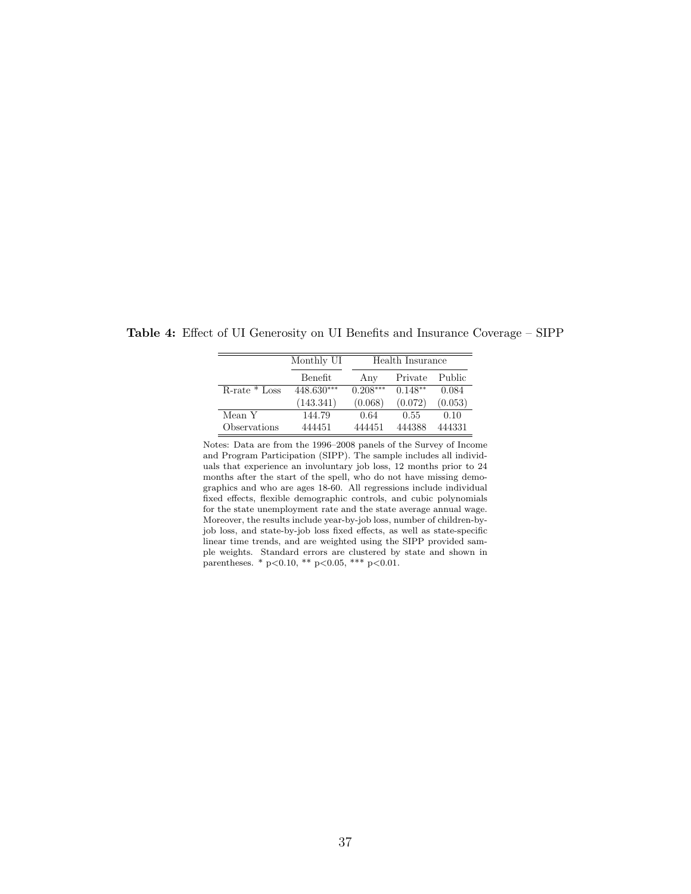**Table 4:** Effect of UI Generosity on UI Benefits and Insurance Coverage – SIPP

| | Monthly UI | Health Insurance | | |
|---|---|---|---|---|
| | Benefit | Any | Private | Public |
| R-rate * Loss | 448.630*** | 0.208*** | 0.148** | 0.084 |
| | (143.341) | (0.068) | (0.072) | (0.053) |
| Mean Y | 144.79 | 0.64 | 0.55 | 0.10 |
| Observations | 444451 | 444451 | 444388 | 444331 |

Notes: Data are from the 1996–2008 panels of the Survey of Income and Program Participation (SIPP). The sample includes all individuals that experience an involuntary job loss, 12 months prior to 24 months after the start of the spell, who do not have missing demographics and who are ages 18-60. All regressions include individual fixed effects, flexible demographic controls, and cubic polynomials for the state unemployment rate and the state average annual wage. Moreover, the results include year-by-job loss, number of children-by-job loss, and state-by-job loss fixed effects, as well as state-specific linear time trends, and are weighted using the SIPP provided sample weights. Standard errors are clustered by state and shown in parentheses. * p<0.10, ** p<0.05, *** p<0.01.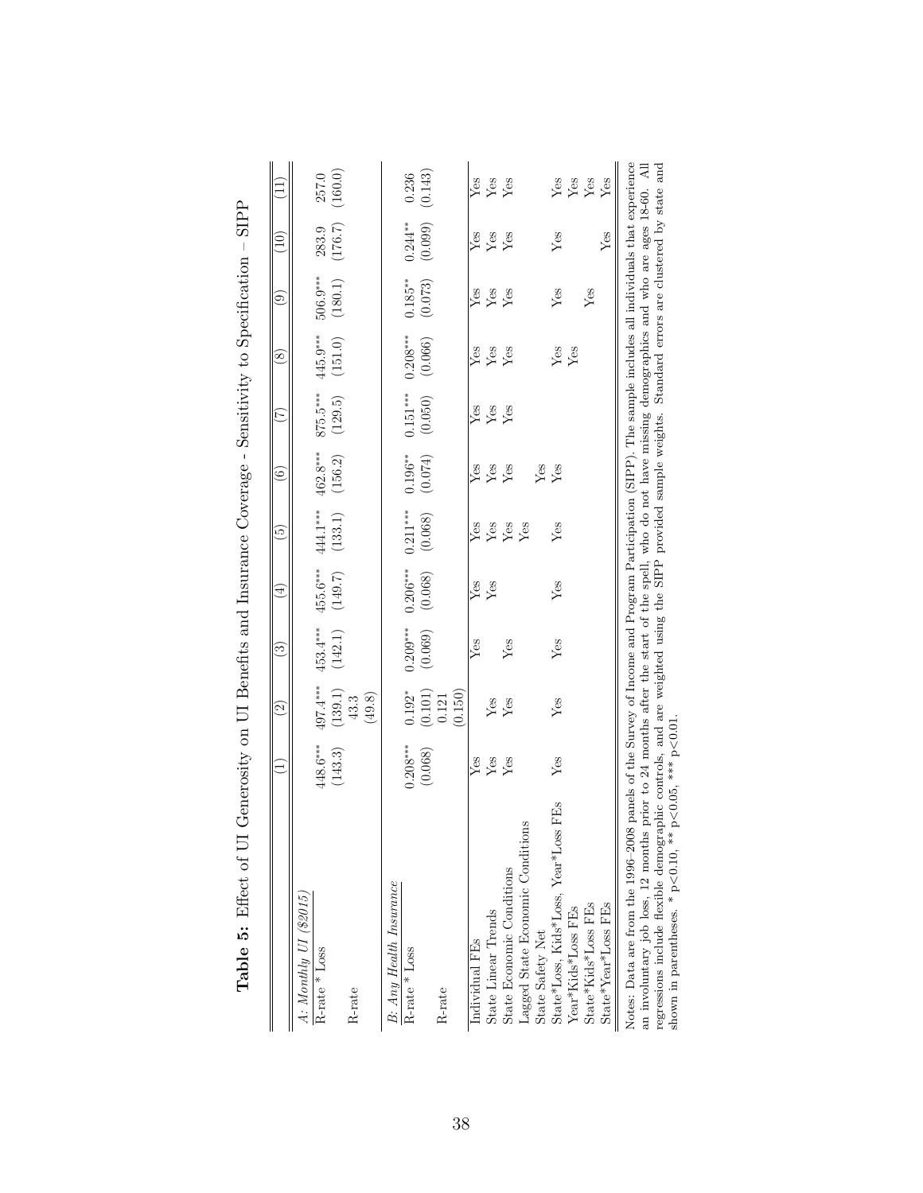**Table 5:** Effect of UI Generosity on UI Benefits and Insurance Coverage - Sensitivity to Specification – SIPP

| | (1) | (2) | (3) | (4) | (5) | (6) | (7) | (8) | (9) | (10) | (11) |
|---|---|---|---|---|---|---|---|---|---|---|---|
| *A: Monthly UI ($2015)* | | | | | | | | | | | |
| R-rate * Loss | 448.6*** | 497.4*** | 453.4*** | 455.6*** | 444.1*** | 462.8*** | 875.5*** | 445.9*** | 506.9*** | 283.9 | 257.0 |
| | (143.3) | (139.1) | (142.1) | (149.7) | (133.1) | (156.2) | (129.5) | (151.0) | (180.1) | (176.7) | (160.0) |
| R-rate | | 43.3 | | | | | | | | | |
| | | (49.8) | | | | | | | | | |
| *B: Any Health Insurance* | | | | | | | | | | | |
| R-rate * Loss | 0.208*** | 0.192* | 0.209*** | 0.206*** | 0.211*** | 0.196** | 0.151*** | 0.208*** | 0.185** | 0.244** | 0.236 |
| | (0.068) | (0.101) | (0.069) | (0.068) | (0.068) | (0.074) | (0.050) | (0.066) | (0.073) | (0.099) | (0.143) |
| R-rate | | 0.121 | | | | | | | | | |
| | | (0.150) | | | | | | | | | |
| Individual FEs | Yes | | Yes | Yes | Yes | Yes | Yes | Yes | Yes | Yes | Yes |
| State Linear Trends | Yes | Yes | | Yes | Yes | Yes | Yes | Yes | Yes | Yes | Yes |
| State Economic Conditions | Yes | Yes | Yes | | Yes | Yes | Yes | Yes | Yes | Yes | Yes |
| Lagged State Economic Conditions | | | | | Yes | | | | | | |
| State Safety Net | | | | | | Yes | | | | | |
| State*Loss, Kids*Loss, Year*Loss FEs | Yes | Yes | Yes | Yes | Yes | Yes | | Yes | Yes | Yes | Yes |
| Year*Kids*Loss FEs | | | | | | | | Yes | | | Yes |
| State*Kids*Loss FEs | | | | | | | | | Yes | | Yes |
| State*Year*Loss FEs | | | | | | | | | | Yes | Yes |

Notes: Data are from the 1996–2008 panels of the Survey of Income and Program Participation (SIPP). The sample includes all individuals that experience an involuntary job loss, 12 months prior to 24 months after the start of the spell, who do not have missing demographics and who are ages 18-60. All regressions include flexible demographic controls, and are weighted using the SIPP provided sample weights. Standard errors are clustered by state and shown in parentheses. * p<0.10, ** p<0.05, *** p<0.01.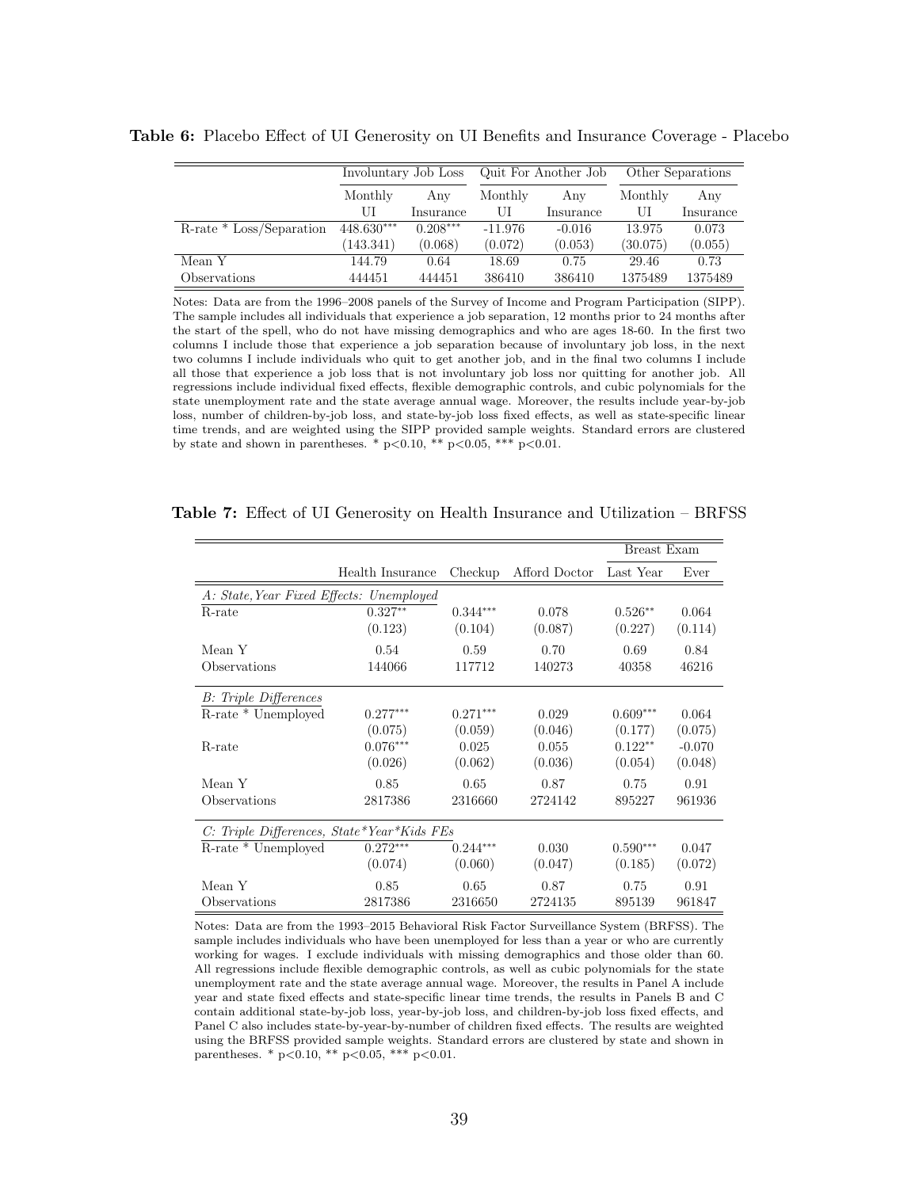**Table 6:** Placebo Effect of UI Generosity on UI Benefits and Insurance Coverage - Placebo

| | Involuntary Job Loss | | Quit For Another Job | | Other Separations | |
|---|---|---|---|---|---|---|
| | Monthly UI | Any Insurance | Monthly UI | Any Insurance | Monthly UI | Any Insurance |
| R-rate * Loss/Separation | 448.630*** | 0.208*** | -11.976 | -0.016 | 13.975 | 0.073 |
| | (143.341) | (0.068) | (0.072) | (0.053) | (30.075) | (0.055) |
| Mean Y | 144.79 | 0.64 | 18.69 | 0.75 | 29.46 | 0.73 |
| Observations | 444451 | 444451 | 386410 | 386410 | 1375489 | 1375489 |

Notes: Data are from the 1996–2008 panels of the Survey of Income and Program Participation (SIPP). The sample includes all individuals that experience a job separation, 12 months prior to 24 months after the start of the spell, who do not have missing demographics and who are ages 18-60. In the first two columns I include those that experience a job separation because of involuntary job loss, in the next two columns I include individuals who quit to get another job, and in the final two columns I include all those that experience a job loss that is not involuntary job loss nor quitting for another job. All regressions include individual fixed effects, flexible demographic controls, and cubic polynomials for the state unemployment rate and the state average annual wage. Moreover, the results include year-by-job loss, number of children-by-job loss, and state-by-job loss fixed effects, as well as state-specific linear time trends, and are weighted using the SIPP provided sample weights. Standard errors are clustered by state and shown in parentheses. * p<0.10, ** p<0.05, *** p<0.01.

**Table 7:** Effect of UI Generosity on Health Insurance and Utilization – BRFSS

| | | | | Breast Exam | |
|---|---|---|---|---|---|
| | Health Insurance | Checkup | Afford Doctor | Last Year | Ever |
| *A: State,Year Fixed Effects: Unemployed* | | | | | |
| R-rate | 0.327** | 0.344*** | 0.078 | 0.526** | 0.064 |
| | (0.123) | (0.104) | (0.087) | (0.227) | (0.114) |
| Mean Y | 0.54 | 0.59 | 0.70 | 0.69 | 0.84 |
| Observations | 144066 | 117712 | 140273 | 40358 | 46216 |
| *B: Triple Differences* | | | | | |
| R-rate * Unemployed | 0.277*** | 0.271*** | 0.029 | 0.609*** | 0.064 |
| | (0.075) | (0.059) | (0.046) | (0.177) | (0.075) |
| R-rate | 0.076*** | 0.025 | 0.055 | 0.122** | -0.070 |
| | (0.026) | (0.062) | (0.036) | (0.054) | (0.048) |
| Mean Y | 0.85 | 0.65 | 0.87 | 0.75 | 0.91 |
| Observations | 2817386 | 2316660 | 2724142 | 895227 | 961936 |
| *C: Triple Differences, State*Year*Kids FEs* | | | | | |
| R-rate * Unemployed | 0.272*** | 0.244*** | 0.030 | 0.590*** | 0.047 |
| | (0.074) | (0.060) | (0.047) | (0.185) | (0.072) |
| Mean Y | 0.85 | 0.65 | 0.87 | 0.75 | 0.91 |
| Observations | 2817386 | 2316650 | 2724135 | 895139 | 961847 |

Notes: Data are from the 1993–2015 Behavioral Risk Factor Surveillance System (BRFSS). The sample includes individuals who have been unemployed for less than a year or who are currently working for wages. I exclude individuals with missing demographics and those older than 60. All regressions include flexible demographic controls, as well as cubic polynomials for the state unemployment rate and the state average annual wage. Moreover, the results in Panel A include year and state fixed effects and state-specific linear time trends, the results in Panels B and C contain additional state-by-job loss, year-by-job loss, and children-by-job loss fixed effects, and Panel C also includes state-by-year-by-number of children fixed effects. The results are weighted using the BRFSS provided sample weights. Standard errors are clustered by state and shown in parentheses. * p<0.10, ** p<0.05, *** p<0.01.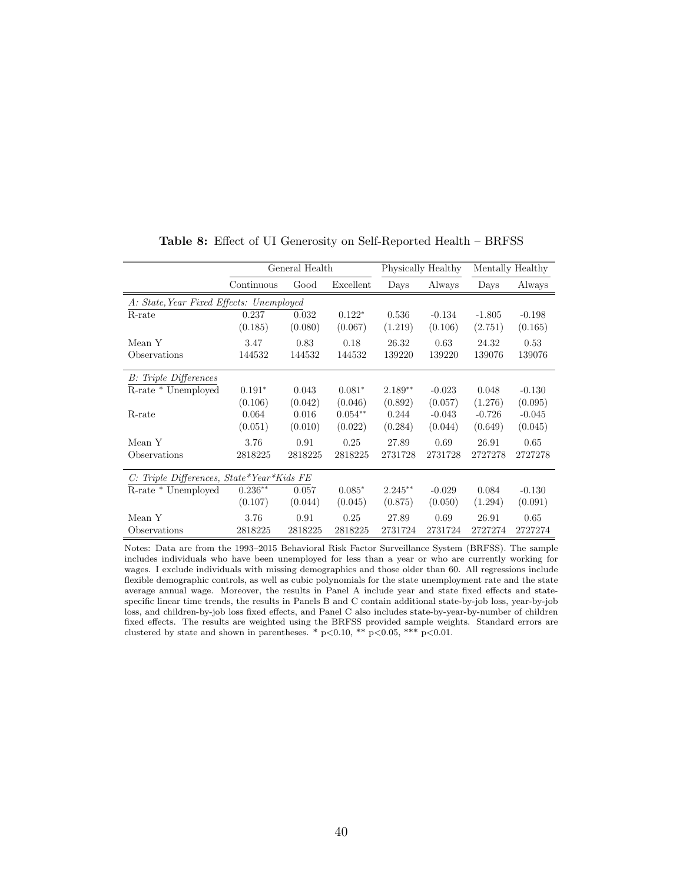**Table 8:** Effect of UI Generosity on Self-Reported Health – BRFSS

| | General Health | | | Physically Healthy | | Mentally Healthy | |
|---|---|---|---|---|---|---|---|
| | Continuous | Good | Excellent | Days | Always | Days | Always |
| *A: State, Year Fixed Effects: Unemployed* | | | | | | | |
| R-rate | 0.237 | 0.032 | 0.122* | 0.536 | -0.134 | -1.805 | -0.198 |
| | (0.185) | (0.080) | (0.067) | (1.219) | (0.106) | (2.751) | (0.165) |
| Mean Y | 3.47 | 0.83 | 0.18 | 26.32 | 0.63 | 24.32 | 0.53 |
| Observations | 144532 | 144532 | 144532 | 139220 | 139220 | 139076 | 139076 |
| *B: Triple Differences* | | | | | | | |
| R-rate * Unemployed | 0.191* | 0.043 | 0.081* | 2.189** | -0.023 | 0.048 | -0.130 |
| | (0.106) | (0.042) | (0.046) | (0.892) | (0.057) | (1.276) | (0.095) |
| R-rate | 0.064 | 0.016 | 0.054** | 0.244 | -0.043 | -0.726 | -0.045 |
| | (0.051) | (0.010) | (0.022) | (0.284) | (0.044) | (0.649) | (0.045) |
| Mean Y | 3.76 | 0.91 | 0.25 | 27.89 | 0.69 | 26.91 | 0.65 |
| Observations | 2818225 | 2818225 | 2818225 | 2731728 | 2731728 | 2727278 | 2727278 |
| *C: Triple Differences, State*Year*Kids FE* | | | | | | | |
| R-rate * Unemployed | 0.236** | 0.057 | 0.085* | 2.245** | -0.029 | 0.084 | -0.130 |
| | (0.107) | (0.044) | (0.045) | (0.875) | (0.050) | (1.294) | (0.091) |
| Mean Y | 3.76 | 0.91 | 0.25 | 27.89 | 0.69 | 26.91 | 0.65 |
| Observations | 2818225 | 2818225 | 2818225 | 2731724 | 2731724 | 2727274 | 2727274 |

Notes: Data are from the 1993–2015 Behavioral Risk Factor Surveillance System (BRFSS). The sample includes individuals who have been unemployed for less than a year or who are currently working for wages. I exclude individuals with missing demographics and those older than 60. All regressions include flexible demographic controls, as well as cubic polynomials for the state unemployment rate and the state average annual wage. Moreover, the results in Panel A include year and state fixed effects and state-specific linear time trends, the results in Panels B and C contain additional state-by-job loss, year-by-job loss, and children-by-job loss fixed effects, and Panel C also includes state-by-year-by-number of children fixed effects. The results are weighted using the BRFSS provided sample weights. Standard errors are clustered by state and shown in parentheses. * $p<0.10$, ** $p<0.05$, *** $p<0.01$.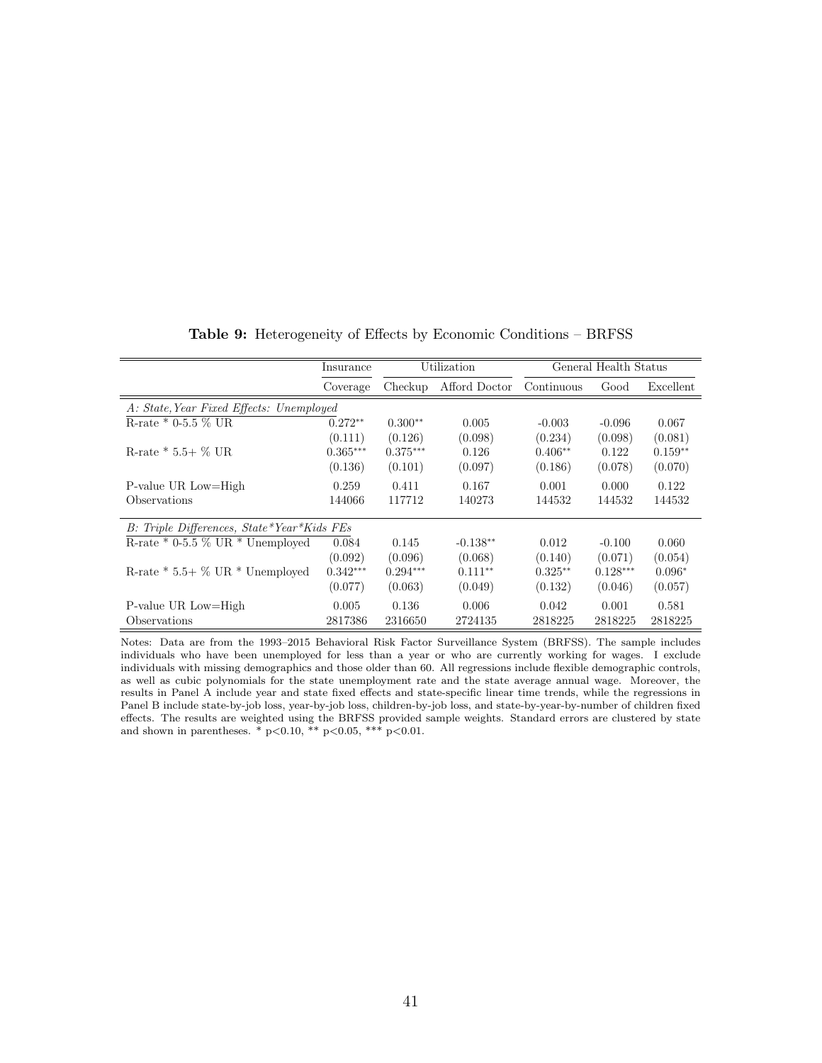**Table 9:** Heterogeneity of Effects by Economic Conditions – BRFSS

| | Insurance | Utilization | | General Health Status | | |
|---|---|---|---|---|---|---|
| | Coverage | Checkup | Afford Doctor | Continuous | Good | Excellent |
| *A: State,Year Fixed Effects: Unemployed* | | | | | | |
| R-rate * 0-5.5 % UR | 0.272** | 0.300** | 0.005 | -0.003 | -0.096 | 0.067 |
| | (0.111) | (0.126) | (0.098) | (0.234) | (0.098) | (0.081) |
| R-rate * 5.5+ % UR | 0.365*** | 0.375*** | 0.126 | 0.406** | 0.122 | 0.159** |
| | (0.136) | (0.101) | (0.097) | (0.186) | (0.078) | (0.070) |
| P-value UR Low=High | 0.259 | 0.411 | 0.167 | 0.001 | 0.000 | 0.122 |
| Observations | 144066 | 117712 | 140273 | 144532 | 144532 | 144532 |
| *B: Triple Differences, State*Year*Kids FEs* | | | | | | |
| R-rate * 0-5.5 % UR * Unemployed | 0.084 | 0.145 | -0.138** | 0.012 | -0.100 | 0.060 |
| | (0.092) | (0.096) | (0.068) | (0.140) | (0.071) | (0.054) |
| R-rate * 5.5+ % UR * Unemployed | 0.342*** | 0.294*** | 0.111** | 0.325** | 0.128*** | 0.096* |
| | (0.077) | (0.063) | (0.049) | (0.132) | (0.046) | (0.057) |
| P-value UR Low=High | 0.005 | 0.136 | 0.006 | 0.042 | 0.001 | 0.581 |
| Observations | 2817386 | 2316650 | 2724135 | 2818225 | 2818225 | 2818225 |

Notes: Data are from the 1993–2015 Behavioral Risk Factor Surveillance System (BRFSS). The sample includes individuals who have been unemployed for less than a year or who are currently working for wages. I exclude individuals with missing demographics and those older than 60. All regressions include flexible demographic controls, as well as cubic polynomials for the state unemployment rate and the state average annual wage. Moreover, the results in Panel A include year and state fixed effects and state-specific linear time trends, while the regressions in Panel B include state-by-job loss, year-by-job loss, children-by-job loss, and state-by-year-by-number of children fixed effects. The results are weighted using the BRFSS provided sample weights. Standard errors are clustered by state and shown in parentheses. * $p<0.10$, ** $p<0.05$, *** $p<0.01$.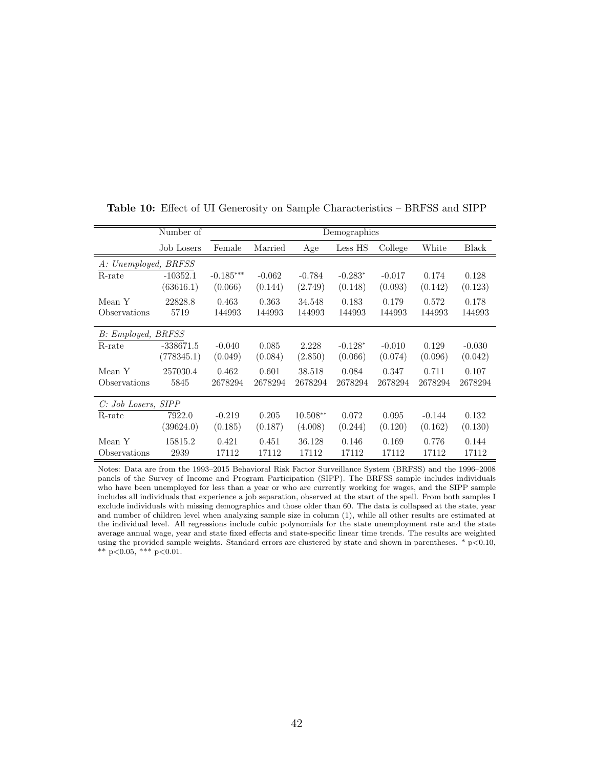**Table 10:** Effect of UI Generosity on Sample Characteristics – BRFSS and SIPP

| | Number of | Demographics | | | | | | |
|---|---|---|---|---|---|---|---|---|
| | Job Losers | Female | Married | Age | Less HS | College | White | Black |
| *A: Unemployed, BRFSS* | | | | | | | | |
| R-rate | -10352.1 | -0.185*** | -0.062 | -0.784 | -0.283* | -0.017 | 0.174 | 0.128 |
| | (63616.1) | (0.066) | (0.144) | (2.749) | (0.148) | (0.093) | (0.142) | (0.123) |
| Mean Y | 22828.8 | 0.463 | 0.363 | 34.548 | 0.183 | 0.179 | 0.572 | 0.178 |
| Observations | 5719 | 144993 | 144993 | 144993 | 144993 | 144993 | 144993 | 144993 |
| *B: Employed, BRFSS* | | | | | | | | |
| R-rate | -338671.5 | -0.040 | 0.085 | 2.228 | -0.128* | -0.010 | 0.129 | -0.030 |
| | (778345.1) | (0.049) | (0.084) | (2.850) | (0.066) | (0.074) | (0.096) | (0.042) |
| Mean Y | 257030.4 | 0.462 | 0.601 | 38.518 | 0.084 | 0.347 | 0.711 | 0.107 |
| Observations | 5845 | 2678294 | 2678294 | 2678294 | 2678294 | 2678294 | 2678294 | 2678294 |
| *C: Job Losers, SIPP* | | | | | | | | |
| R-rate | 7922.0 | -0.219 | 0.205 | 10.508** | 0.072 | 0.095 | -0.144 | 0.132 |
| | (39624.0) | (0.185) | (0.187) | (4.008) | (0.244) | (0.120) | (0.162) | (0.130) |
| Mean Y | 15815.2 | 0.421 | 0.451 | 36.128 | 0.146 | 0.169 | 0.776 | 0.144 |
| Observations | 2939 | 17112 | 17112 | 17112 | 17112 | 17112 | 17112 | 17112 |

Notes: Data are from the 1993–2015 Behavioral Risk Factor Surveillance System (BRFSS) and the 1996–2008 panels of the Survey of Income and Program Participation (SIPP). The BRFSS sample includes individuals who have been unemployed for less than a year or who are currently working for wages, and the SIPP sample includes all individuals that experience a job separation, observed at the start of the spell. From both samples I exclude individuals with missing demographics and those older than 60. The data is collapsed at the state, year and number of children level when analyzing sample size in column (1), while all other results are estimated at the individual level. All regressions include cubic polynomials for the state unemployment rate and the state average annual wage, year and state fixed effects and state-specific linear time trends. The results are weighted using the provided sample weights. Standard errors are clustered by state and shown in parentheses. * $p<0.10$, ** $p<0.05$, *** $p<0.01$.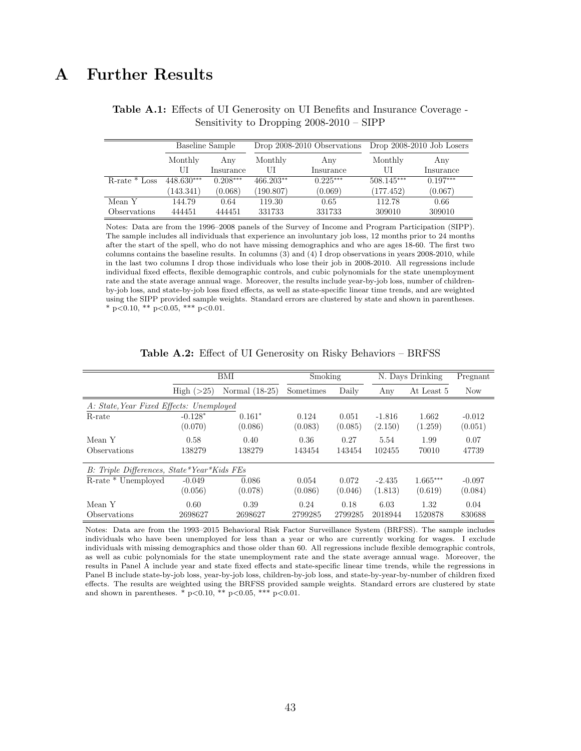# A Further Results

**Table A.1:** Effects of UI Generosity on UI Benefits and Insurance Coverage - Sensitivity to Dropping 2008-2010 – SIPP

| | Baseline Sample | | Drop 2008-2010 Observations | | Drop 2008-2010 Job Losers | |
|---|---|---|---|---|---|---|
| | Monthly UI | Any Insurance | Monthly UI | Any Insurance | Monthly UI | Any Insurance |
| R-rate * Loss | 448.630*** | 0.208*** | 466.203** | 0.225*** | 508.145*** | 0.197*** |
| | (143.341) | (0.068) | (190.807) | (0.069) | (177.452) | (0.067) |
| Mean Y | 144.79 | 0.64 | 119.30 | 0.65 | 112.78 | 0.66 |
| Observations | 444451 | 444451 | 331733 | 331733 | 309010 | 309010 |

Notes: Data are from the 1996–2008 panels of the Survey of Income and Program Participation (SIPP). The sample includes all individuals that experience an involuntary job loss, 12 months prior to 24 months after the start of the spell, who do not have missing demographics and who are ages 18-60. The first two columns contains the baseline results. In columns (3) and (4) I drop observations in years 2008-2010, while in the last two columns I drop those individuals who lose their job in 2008-2010. All regressions include individual fixed effects, flexible demographic controls, and cubic polynomials for the state unemployment rate and the state average annual wage. Moreover, the results include year-by-job loss, number of children-by-job loss, and state-by-job loss fixed effects, as well as state-specific linear time trends, and are weighted using the SIPP provided sample weights. Standard errors are clustered by state and shown in parentheses. * p<0.10, ** p<0.05, *** p<0.01.

**Table A.2:** Effect of UI Generosity on Risky Behaviors – BRFSS

| | BMI | | Smoking | | N. Days Drinking | | Pregnant |
|---|---|---|---|---|---|---|---|
| | High (>25) | Normal (18-25) | Sometimes | Daily | Any | At Least 5 | Now |
| *A: State,Year Fixed Effects: Unemployed* | | | | | | | |
| R-rate | -0.128* | 0.161* | 0.124 | 0.051 | -1.816 | 1.662 | -0.012 |
| | (0.070) | (0.086) | (0.083) | (0.085) | (2.150) | (1.259) | (0.051) |
| Mean Y | 0.58 | 0.40 | 0.36 | 0.27 | 5.54 | 1.99 | 0.07 |
| Observations | 138279 | 138279 | 143454 | 143454 | 102455 | 70010 | 47739 |
| *B: Triple Differences, State*Year*Kids FEs* | | | | | | | |
| R-rate * Unemployed | -0.049 | 0.086 | 0.054 | 0.072 | -2.435 | 1.665*** | -0.097 |
| | (0.056) | (0.078) | (0.086) | (0.046) | (1.813) | (0.619) | (0.084) |
| Mean Y | 0.60 | 0.39 | 0.24 | 0.18 | 6.03 | 1.32 | 0.04 |
| Observations | 2698627 | 2698627 | 2799285 | 2799285 | 2018944 | 1520878 | 830688 |

Notes: Data are from the 1993–2015 Behavioral Risk Factor Surveillance System (BRFSS). The sample includes individuals who have been unemployed for less than a year or who are currently working for wages. I exclude individuals with missing demographics and those older than 60. All regressions include flexible demographic controls, as well as cubic polynomials for the state unemployment rate and the state average annual wage. Moreover, the results in Panel A include year and state fixed effects and state-specific linear time trends, while the regressions in Panel B include state-by-job loss, year-by-job loss, children-by-job loss, and state-by-year-by-number of children fixed effects. The results are weighted using the BRFSS provided sample weights. Standard errors are clustered by state and shown in parentheses. * p<0.10, ** p<0.05, *** p<0.01.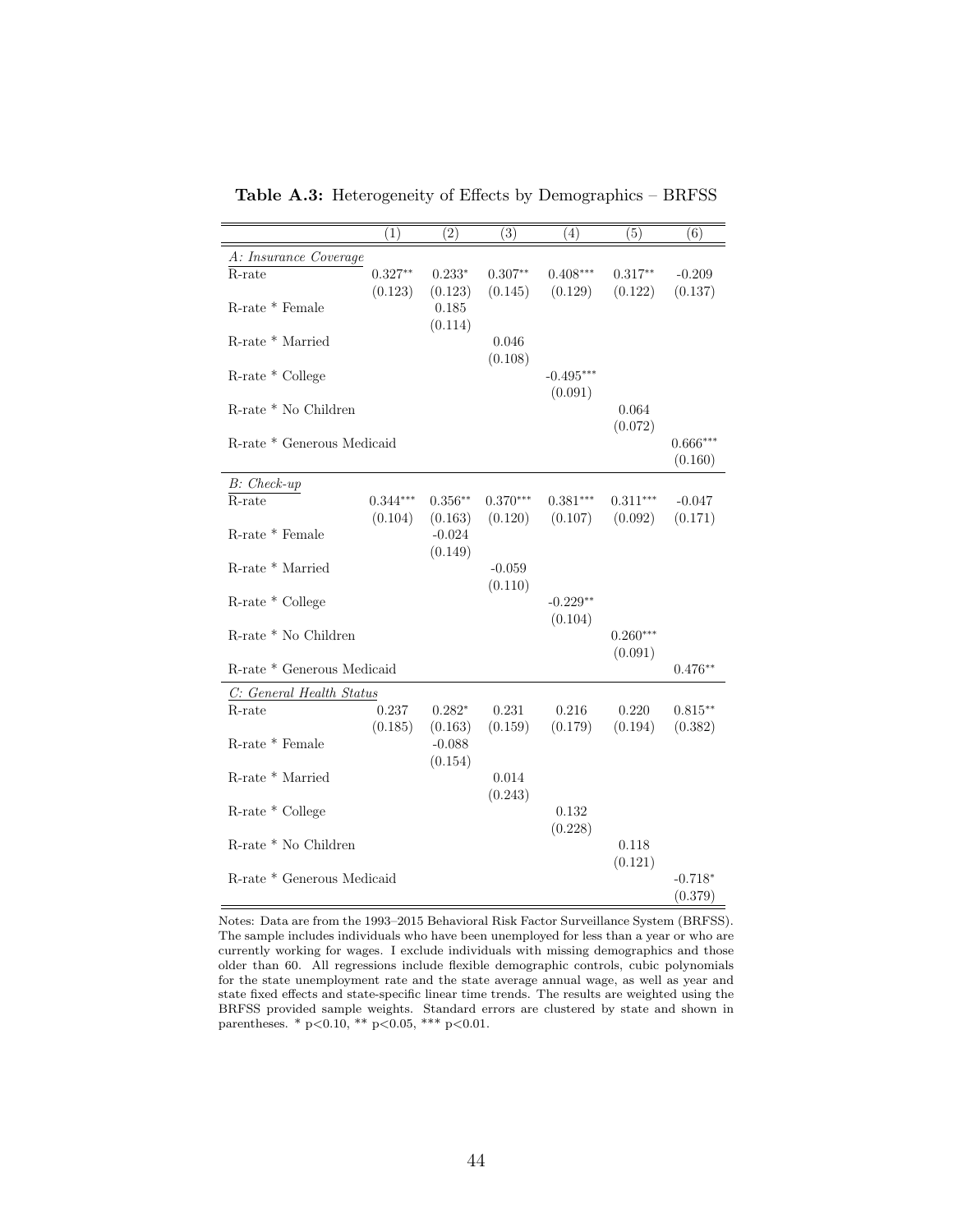**Table A.3:** Heterogeneity of Effects by Demographics – BRFSS

| | (1) | (2) | (3) | (4) | (5) | (6) |
|---|---|---|---|---|---|---|
| *A: Insurance Coverage* | | | | | | |
| R-rate | 0.327** | 0.233* | 0.307** | 0.408*** | 0.317** | -0.209 |
| | (0.123) | (0.123) | (0.145) | (0.129) | (0.122) | (0.137) |
| R-rate * Female | | 0.185 | | | | |
| | | (0.114) | | | | |
| R-rate * Married | | | 0.046 | | | |
| | | | (0.108) | | | |
| R-rate * College | | | | -0.495*** | | |
| | | | | (0.091) | | |
| R-rate * No Children | | | | | 0.064 | |
| | | | | | (0.072) | |
| R-rate * Generous Medicaid | | | | | | 0.666*** |
| | | | | | | (0.160) |
| *B: Check-up* | | | | | | |
| R-rate | 0.344*** | 0.356** | 0.370*** | 0.381*** | 0.311*** | -0.047 |
| | (0.104) | (0.163) | (0.120) | (0.107) | (0.092) | (0.171) |
| R-rate * Female | | -0.024 | | | | |
| | | (0.149) | | | | |
| R-rate * Married | | | -0.059 | | | |
| | | | (0.110) | | | |
| R-rate * College | | | | -0.229** | | |
| | | | | (0.104) | | |
| R-rate * No Children | | | | | 0.260*** | |
| | | | | | (0.091) | |
| R-rate * Generous Medicaid | | | | | | 0.476** |
| *C: General Health Status* | | | | | | |
| R-rate | 0.237 | 0.282* | 0.231 | 0.216 | 0.220 | 0.815** |
| | (0.185) | (0.163) | (0.159) | (0.179) | (0.194) | (0.382) |
| R-rate * Female | | -0.088 | | | | |
| | | (0.154) | | | | |
| R-rate * Married | | | 0.014 | | | |
| | | | (0.243) | | | |
| R-rate * College | | | | 0.132 | | |
| | | | | (0.228) | | |
| R-rate * No Children | | | | | 0.118 | |
| | | | | | (0.121) | |
| R-rate * Generous Medicaid | | | | | | -0.718* |
| | | | | | | (0.379) |

Notes: Data are from the 1993–2015 Behavioral Risk Factor Surveillance System (BRFSS). The sample includes individuals who have been unemployed for less than a year or who are currently working for wages. I exclude individuals with missing demographics and those older than 60. All regressions include flexible demographic controls, cubic polynomials for the state unemployment rate and the state average annual wage, as well as year and state fixed effects and state-specific linear time trends. The results are weighted using the BRFSS provided sample weights. Standard errors are clustered by state and shown in parentheses. * p<0.10, ** p<0.05, *** p<0.01.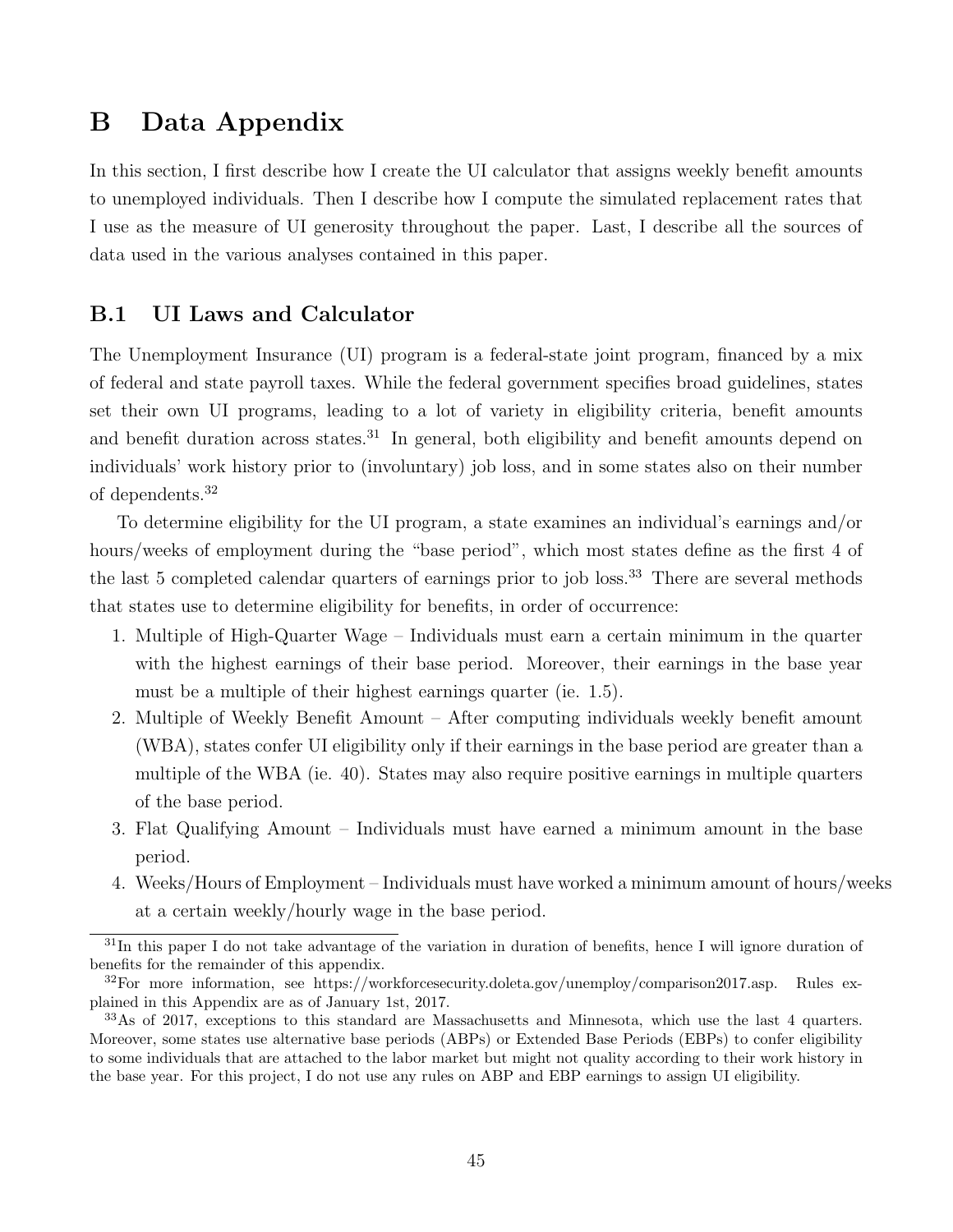# B Data Appendix

In this section, I first describe how I create the UI calculator that assigns weekly benefit amounts to unemployed individuals. Then I describe how I compute the simulated replacement rates that I use as the measure of UI generosity throughout the paper. Last, I describe all the sources of data used in the various analyses contained in this paper.

## B.1 UI Laws and Calculator

The Unemployment Insurance (UI) program is a federal-state joint program, financed by a mix of federal and state payroll taxes. While the federal government specifies broad guidelines, states set their own UI programs, leading to a lot of variety in eligibility criteria, benefit amounts and benefit duration across states.[31] In general, both eligibility and benefit amounts depend on individuals' work history prior to (involuntary) job loss, and in some states also on their number of dependents.[32]

To determine eligibility for the UI program, a state examines an individual's earnings and/or hours/weeks of employment during the "base period", which most states define as the first 4 of the last 5 completed calendar quarters of earnings prior to job loss.[33] There are several methods that states use to determine eligibility for benefits, in order of occurrence:

1. Multiple of High-Quarter Wage – Individuals must earn a certain minimum in the quarter with the highest earnings of their base period. Moreover, their earnings in the base year must be a multiple of their highest earnings quarter (ie. 1.5).
2. Multiple of Weekly Benefit Amount – After computing individuals weekly benefit amount (WBA), states confer UI eligibility only if their earnings in the base period are greater than a multiple of the WBA (ie. 40). States may also require positive earnings in multiple quarters of the base period.
3. Flat Qualifying Amount – Individuals must have earned a minimum amount in the base period.
4. Weeks/Hours of Employment – Individuals must have worked a minimum amount of hours/weeks at a certain weekly/hourly wage in the base period.

[31] In this paper I do not take advantage of the variation in duration of benefits, hence I will ignore duration of benefits for the remainder of this appendix.

[32] For more information, see https://workforcesecurity.doleta.gov/unemploy/comparison2017.asp. Rules explained in this Appendix are as of January 1st, 2017.

[33] As of 2017, exceptions to this standard are Massachusetts and Minnesota, which use the last 4 quarters. Moreover, some states use alternative base periods (ABPs) or Extended Base Periods (EBPs) to confer eligibility to some individuals that are attached to the labor market but might not quality according to their work history in the base year. For this project, I do not use any rules on ABP and EBP earnings to assign UI eligibility.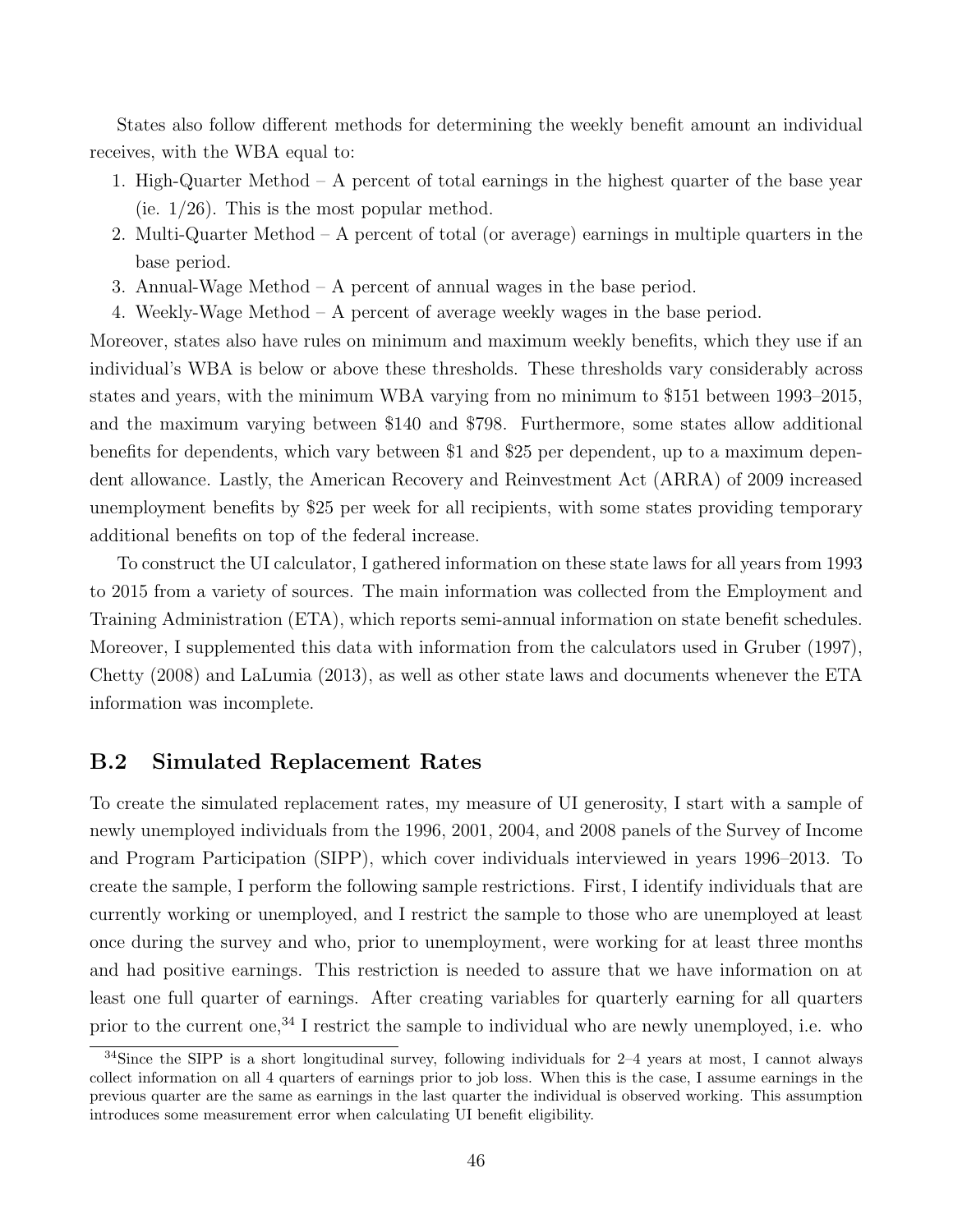States also follow different methods for determining the weekly benefit amount an individual receives, with the WBA equal to:

1. High-Quarter Method – A percent of total earnings in the highest quarter of the base year (ie. 1/26). This is the most popular method.
2. Multi-Quarter Method – A percent of total (or average) earnings in multiple quarters in the base period.
3. Annual-Wage Method – A percent of annual wages in the base period.
4. Weekly-Wage Method – A percent of average weekly wages in the base period.

Moreover, states also have rules on minimum and maximum weekly benefits, which they use if an individual's WBA is below or above these thresholds. These thresholds vary considerably across states and years, with the minimum WBA varying from no minimum to \$151 between 1993–2015, and the maximum varying between \$140 and \$798. Furthermore, some states allow additional benefits for dependents, which vary between \$1 and \$25 per dependent, up to a maximum dependent allowance. Lastly, the American Recovery and Reinvestment Act (ARRA) of 2009 increased unemployment benefits by \$25 per week for all recipients, with some states providing temporary additional benefits on top of the federal increase.

To construct the UI calculator, I gathered information on these state laws for all years from 1993 to 2015 from a variety of sources. The main information was collected from the Employment and Training Administration (ETA), which reports semi-annual information on state benefit schedules. Moreover, I supplemented this data with information from the calculators used in Gruber (1997), Chetty (2008) and LaLumia (2013), as well as other state laws and documents whenever the ETA information was incomplete.

## B.2 Simulated Replacement Rates

To create the simulated replacement rates, my measure of UI generosity, I start with a sample of newly unemployed individuals from the 1996, 2001, 2004, and 2008 panels of the Survey of Income and Program Participation (SIPP), which cover individuals interviewed in years 1996–2013. To create the sample, I perform the following sample restrictions. First, I identify individuals that are currently working or unemployed, and I restrict the sample to those who are unemployed at least once during the survey and who, prior to unemployment, were working for at least three months and had positive earnings. This restriction is needed to assure that we have information on at least one full quarter of earnings. After creating variables for quarterly earning for all quarters prior to the current one,[34] I restrict the sample to individual who are newly unemployed, i.e. who

[34] Since the SIPP is a short longitudinal survey, following individuals for 2–4 years at most, I cannot always collect information on all 4 quarters of earnings prior to job loss. When this is the case, I assume earnings in the previous quarter are the same as earnings in the last quarter the individual is observed working. This assumption introduces some measurement error when calculating UI benefit eligibility.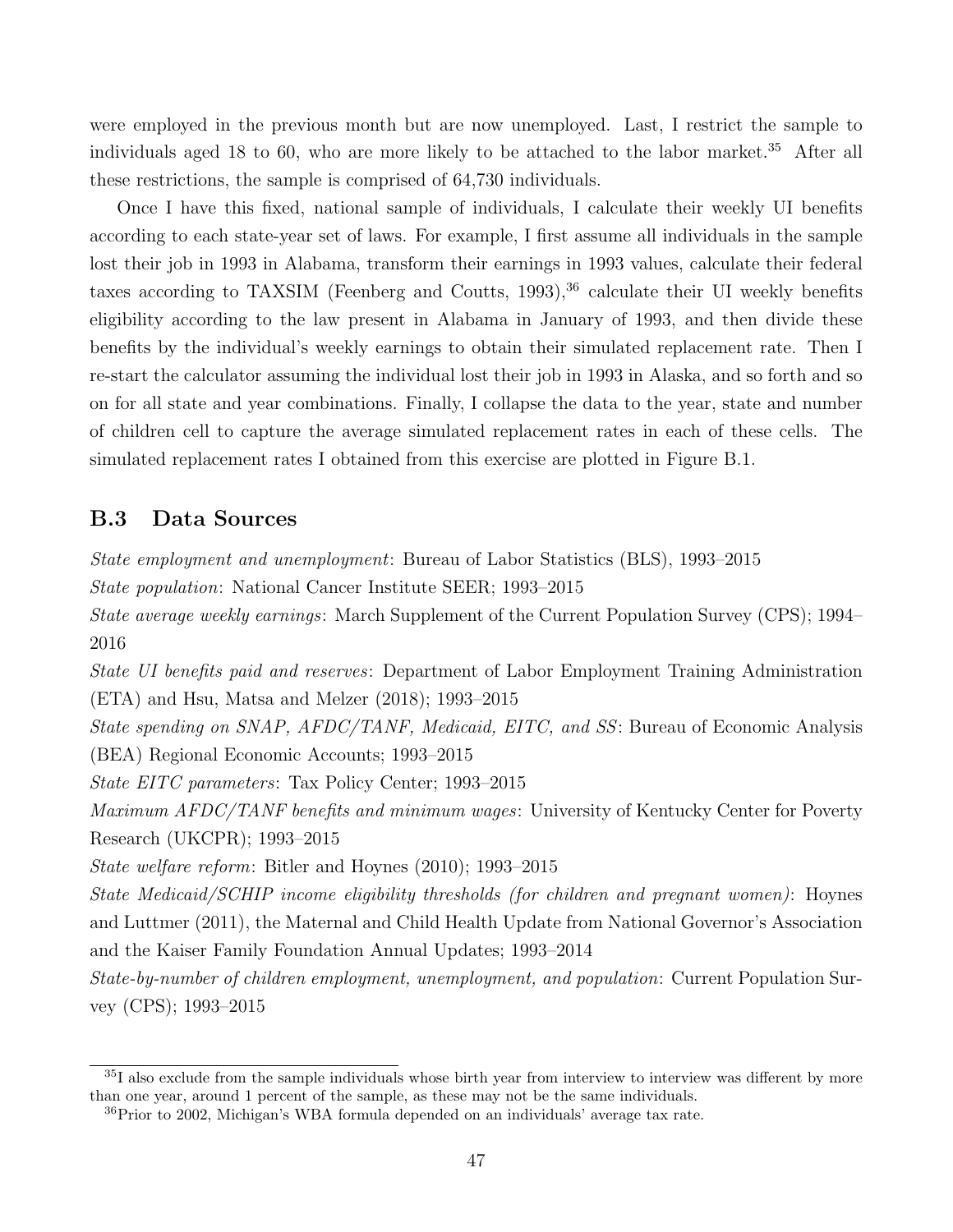were employed in the previous month but are now unemployed. Last, I restrict the sample to individuals aged 18 to 60, who are more likely to be attached to the labor market.[35] After all these restrictions, the sample is comprised of 64,730 individuals.

Once I have this fixed, national sample of individuals, I calculate their weekly UI benefits according to each state-year set of laws. For example, I first assume all individuals in the sample lost their job in 1993 in Alabama, transform their earnings in 1993 values, calculate their federal taxes according to TAXSIM (Feenberg and Coutts, 1993),[36] calculate their UI weekly benefits eligibility according to the law present in Alabama in January of 1993, and then divide these benefits by the individual's weekly earnings to obtain their simulated replacement rate. Then I re-start the calculator assuming the individual lost their job in 1993 in Alaska, and so forth and so on for all state and year combinations. Finally, I collapse the data to the year, state and number of children cell to capture the average simulated replacement rates in each of these cells. The simulated replacement rates I obtained from this exercise are plotted in Figure B.1.

## B.3 Data Sources

*State employment and unemployment*: Bureau of Labor Statistics (BLS), 1993–2015

*State population*: National Cancer Institute SEER; 1993–2015

*State average weekly earnings*: March Supplement of the Current Population Survey (CPS); 1994–2016

*State UI benefits paid and reserves*: Department of Labor Employment Training Administration (ETA) and Hsu, Matsa and Melzer (2018); 1993–2015

*State spending on SNAP, AFDC/TANF, Medicaid, EITC, and SS*: Bureau of Economic Analysis (BEA) Regional Economic Accounts; 1993–2015

*State EITC parameters*: Tax Policy Center; 1993–2015

*Maximum AFDC/TANF benefits and minimum wages*: University of Kentucky Center for Poverty Research (UKCPR); 1993–2015

*State welfare reform*: Bitler and Hoynes (2010); 1993–2015

*State Medicaid/SCHIP income eligibility thresholds (for children and pregnant women)*: Hoynes and Luttmer (2011), the Maternal and Child Health Update from National Governor's Association and the Kaiser Family Foundation Annual Updates; 1993–2014

*State-by-number of children employment, unemployment, and population*: Current Population Survey (CPS); 1993–2015

---

[35] I also exclude from the sample individuals whose birth year from interview to interview was different by more than one year, around 1 percent of the sample, as these may not be the same individuals.

[36] Prior to 2002, Michigan's WBA formula depended on an individuals' average tax rate.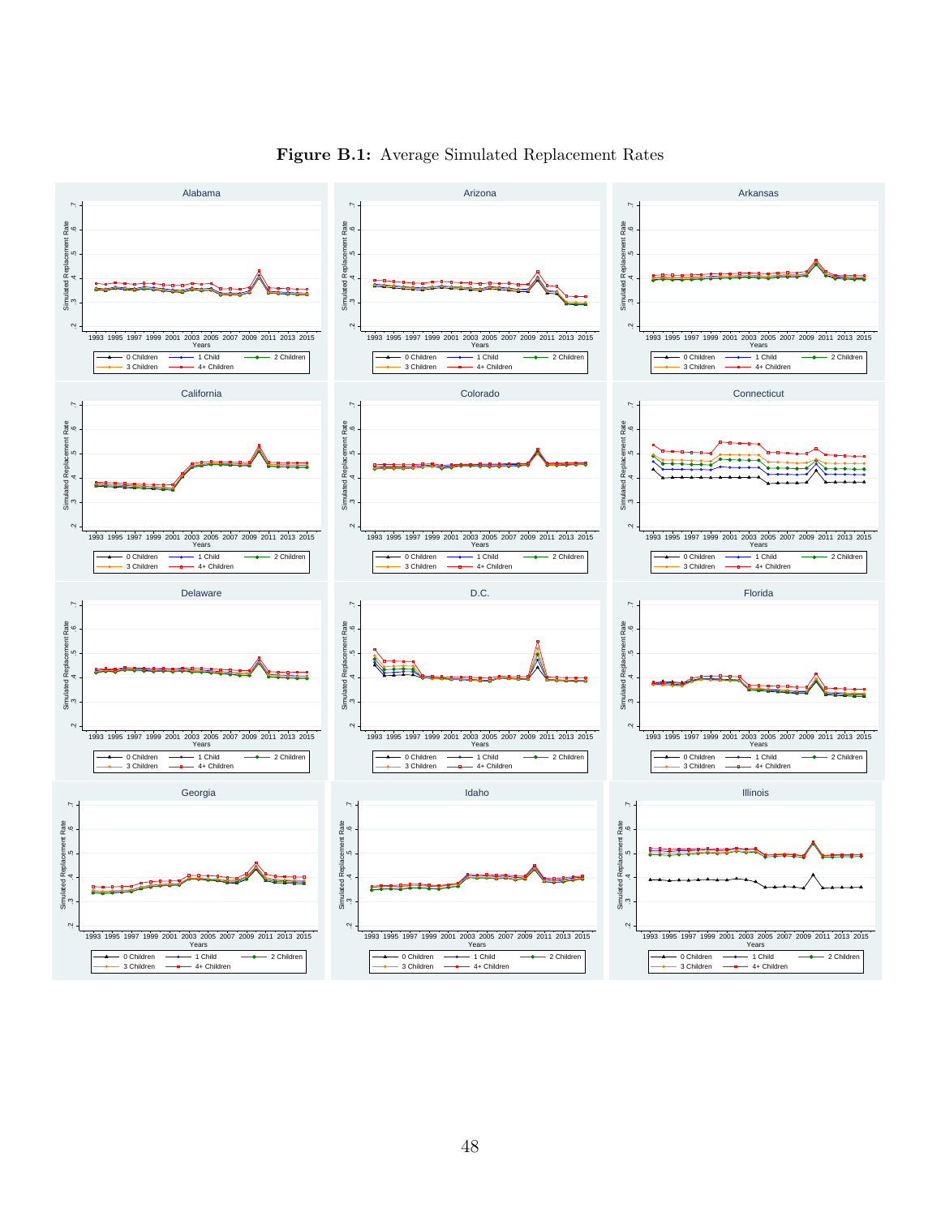**Figure B.1:** Average Simulated Replacement Rates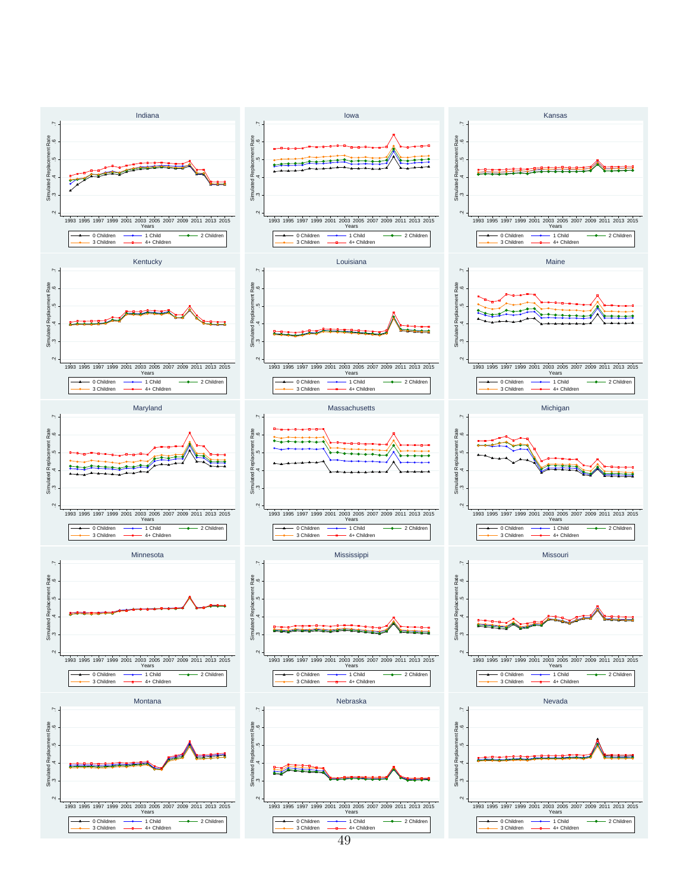Indiana

Iowa

Kansas

Kentucky

Louisiana

Maine

Maryland

Massachusetts

Michigan

Minnesota

Mississippi

Missouri

Montana

Nebraska

Nevada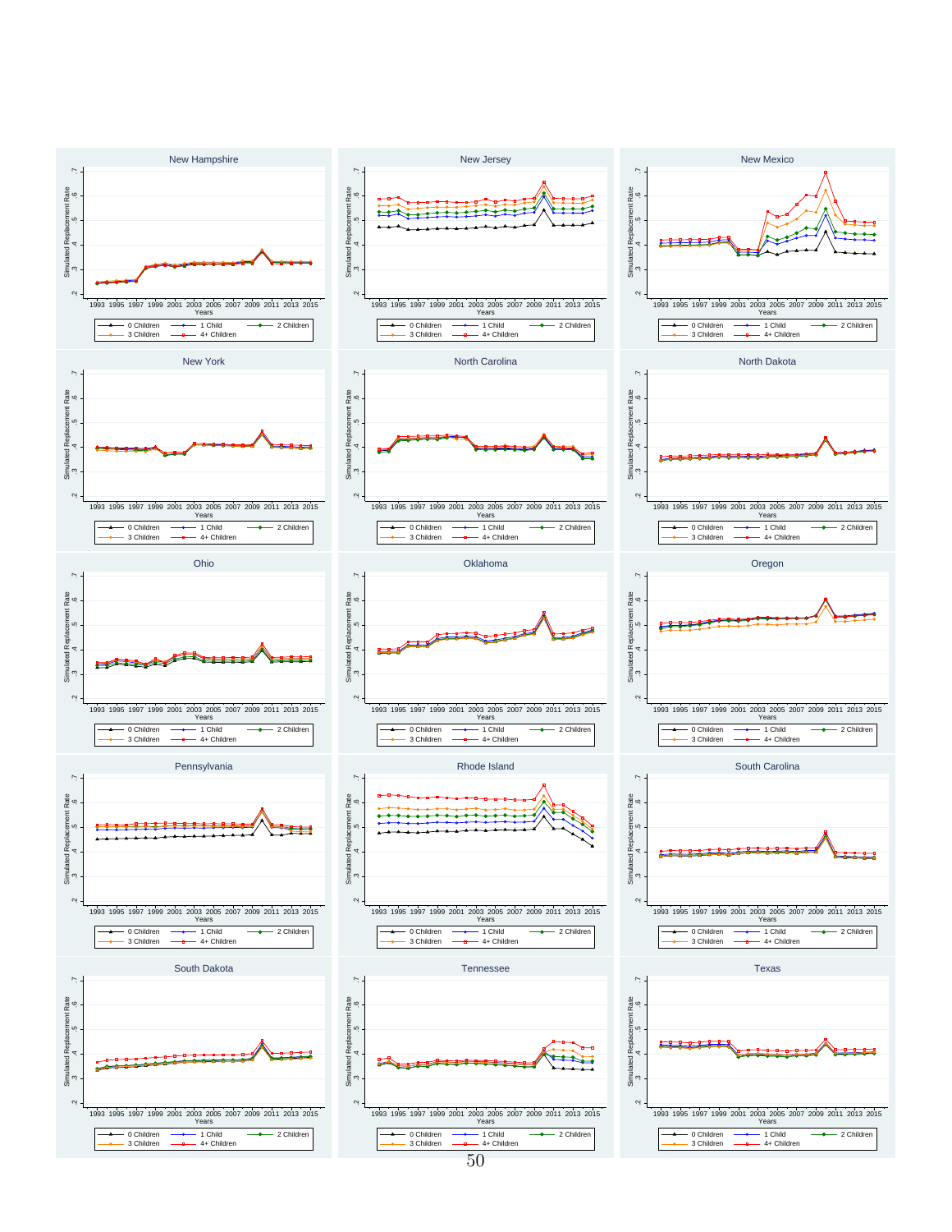New Hampshire

New Jersey

New Mexico

New York

North Carolina

North Dakota

Ohio

Oklahoma

Oregon

Pennsylvania

Rhode Island

South Carolina

South Dakota

Tennessee

Texas

Simulated Replacement Rate (y-axis: .2, .3, .4, .5, .6, .7)

Years (x-axis: 1993, 1995, 1997, 1999, 2001, 2003, 2005, 2007, 2009, 2011, 2013, 2015)

Legend: 0 Children, 1 Child, 2 Children, 3 Children, 4+ Children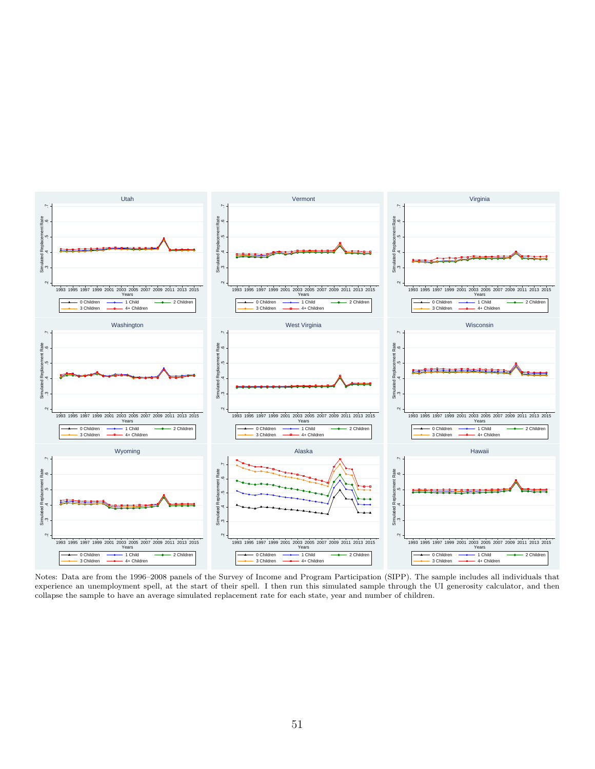Notes: Data are from the 1996–2008 panels of the Survey of Income and Program Participation (SIPP). The sample includes all individuals that experience an unemployment spell, at the start of their spell. I then run this simulated sample through the UI generosity calculator, and then collapse the sample to have an average simulated replacement rate for each state, year and number of children.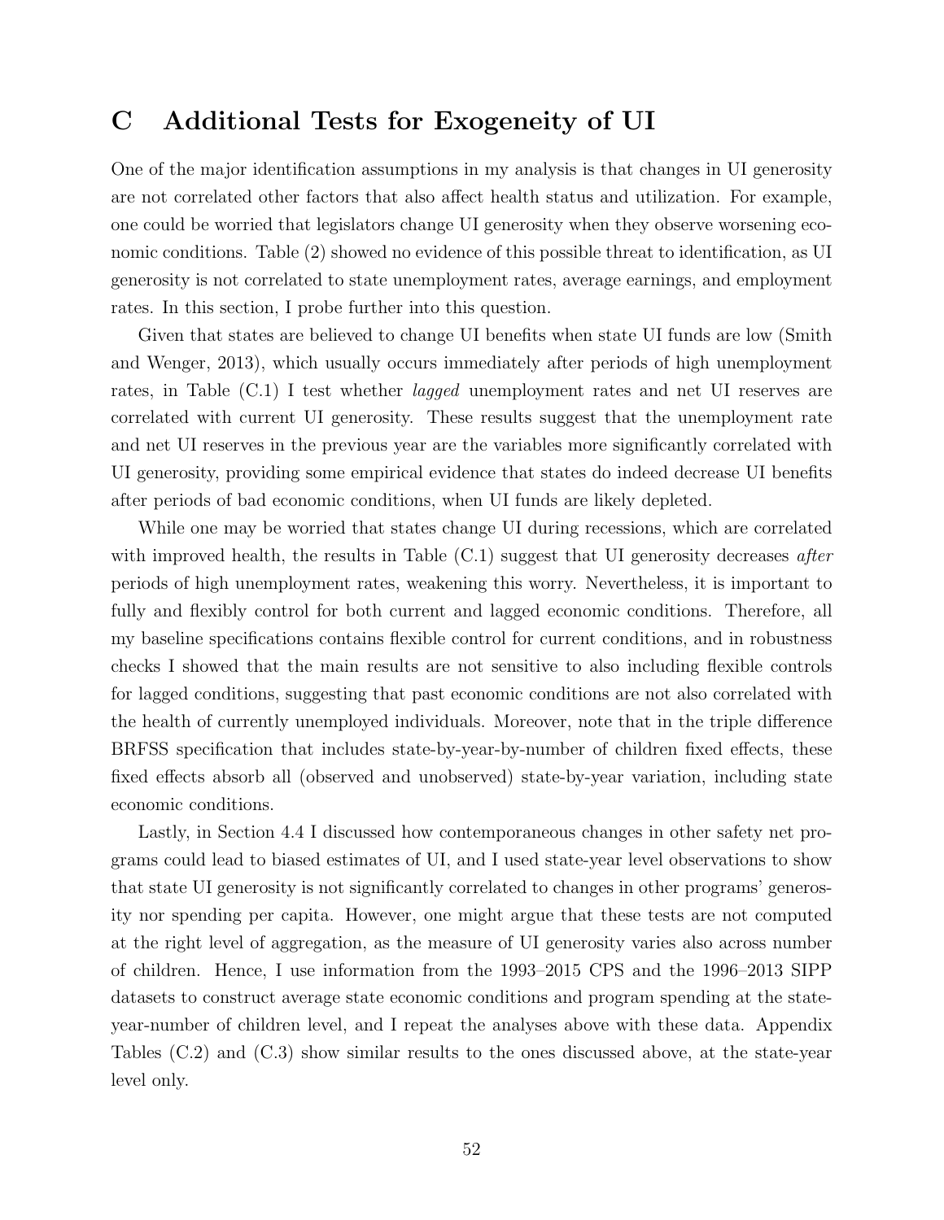# C Additional Tests for Exogeneity of UI

One of the major identification assumptions in my analysis is that changes in UI generosity are not correlated other factors that also affect health status and utilization. For example, one could be worried that legislators change UI generosity when they observe worsening economic conditions. Table (2) showed no evidence of this possible threat to identification, as UI generosity is not correlated to state unemployment rates, average earnings, and employment rates. In this section, I probe further into this question.

Given that states are believed to change UI benefits when state UI funds are low (Smith and Wenger, 2013), which usually occurs immediately after periods of high unemployment rates, in Table (C.1) I test whether *lagged* unemployment rates and net UI reserves are correlated with current UI generosity. These results suggest that the unemployment rate and net UI reserves in the previous year are the variables more significantly correlated with UI generosity, providing some empirical evidence that states do indeed decrease UI benefits after periods of bad economic conditions, when UI funds are likely depleted.

While one may be worried that states change UI during recessions, which are correlated with improved health, the results in Table (C.1) suggest that UI generosity decreases *after* periods of high unemployment rates, weakening this worry. Nevertheless, it is important to fully and flexibly control for both current and lagged economic conditions. Therefore, all my baseline specifications contains flexible control for current conditions, and in robustness checks I showed that the main results are not sensitive to also including flexible controls for lagged conditions, suggesting that past economic conditions are not also correlated with the health of currently unemployed individuals. Moreover, note that in the triple difference BRFSS specification that includes state-by-year-by-number of children fixed effects, these fixed effects absorb all (observed and unobserved) state-by-year variation, including state economic conditions.

Lastly, in Section 4.4 I discussed how contemporaneous changes in other safety net programs could lead to biased estimates of UI, and I used state-year level observations to show that state UI generosity is not significantly correlated to changes in other programs' generosity nor spending per capita. However, one might argue that these tests are not computed at the right level of aggregation, as the measure of UI generosity varies also across number of children. Hence, I use information from the 1993–2015 CPS and the 1996–2013 SIPP datasets to construct average state economic conditions and program spending at the state-year-number of children level, and I repeat the analyses above with these data. Appendix Tables (C.2) and (C.3) show similar results to the ones discussed above, at the state-year level only.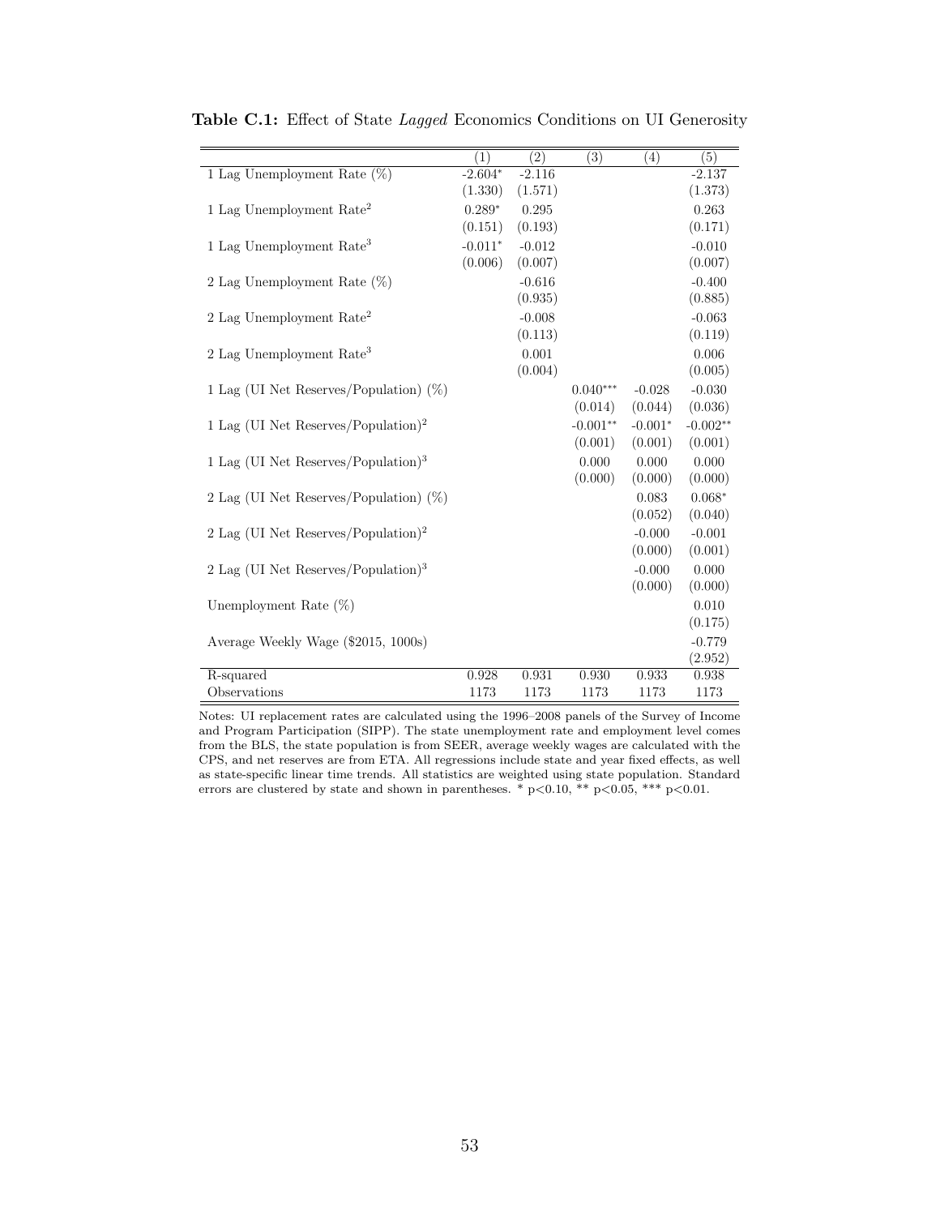**Table C.1:** Effect of State *Lagged* Economics Conditions on UI Generosity

| | (1) | (2) | (3) | (4) | (5) |
|---|---|---|---|---|---|
| 1 Lag Unemployment Rate (%) | -2.604* | -2.116 | | | -2.137 |
| | (1.330) | (1.571) | | | (1.373) |
| 1 Lag Unemployment Rate$^2$ | 0.289* | 0.295 | | | 0.263 |
| | (0.151) | (0.193) | | | (0.171) |
| 1 Lag Unemployment Rate$^3$ | -0.011* | -0.012 | | | -0.010 |
| | (0.006) | (0.007) | | | (0.007) |
| 2 Lag Unemployment Rate (%) | | -0.616 | | | -0.400 |
| | | (0.935) | | | (0.885) |
| 2 Lag Unemployment Rate$^2$ | | -0.008 | | | -0.063 |
| | | (0.113) | | | (0.119) |
| 2 Lag Unemployment Rate$^3$ | | 0.001 | | | 0.006 |
| | | (0.004) | | | (0.005) |
| 1 Lag (UI Net Reserves/Population) (%) | | | 0.040*** | -0.028 | -0.030 |
| | | | (0.014) | (0.044) | (0.036) |
| 1 Lag (UI Net Reserves/Population)$^2$ | | | -0.001** | -0.001* | -0.002** |
| | | | (0.001) | (0.001) | (0.001) |
| 1 Lag (UI Net Reserves/Population)$^3$ | | | 0.000 | 0.000 | 0.000 |
| | | | (0.000) | (0.000) | (0.000) |
| 2 Lag (UI Net Reserves/Population) (%) | | | | 0.083 | 0.068* |
| | | | | (0.052) | (0.040) |
| 2 Lag (UI Net Reserves/Population)$^2$ | | | | -0.000 | -0.001 |
| | | | | (0.000) | (0.001) |
| 2 Lag (UI Net Reserves/Population)$^3$ | | | | -0.000 | 0.000 |
| | | | | (0.000) | (0.000) |
| Unemployment Rate (%) | | | | | 0.010 |
| | | | | | (0.175) |
| Average Weekly Wage ($2015, 1000s) | | | | | -0.779 |
| | | | | | (2.952) |
| R-squared | 0.928 | 0.931 | 0.930 | 0.933 | 0.938 |
| Observations | 1173 | 1173 | 1173 | 1173 | 1173 |

Notes: UI replacement rates are calculated using the 1996–2008 panels of the Survey of Income and Program Participation (SIPP). The state unemployment rate and employment level comes from the BLS, the state population is from SEER, average weekly wages are calculated with the CPS, and net reserves are from ETA. All regressions include state and year fixed effects, as well as state-specific linear time trends. All statistics are weighted using state population. Standard errors are clustered by state and shown in parentheses. * $p<0.10$, ** $p<0.05$, *** $p<0.01$.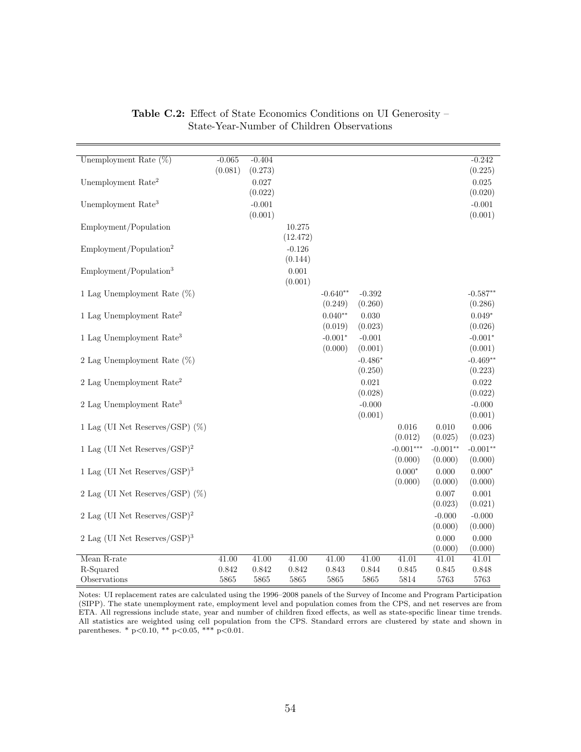**Table C.2:** Effect of State Economics Conditions on UI Generosity – State-Year-Number of Children Observations

| | (1) | (2) | (3) | (4) | (5) | (6) | (7) | (8) |
|---|---|---|---|---|---|---|---|---|
| Unemployment Rate (%) | -0.065 | -0.404 | | | | | | -0.242 |
| | (0.081) | (0.273) | | | | | | (0.225) |
| Unemployment Rate$^2$ | | 0.027 | | | | | | 0.025 |
| | | (0.022) | | | | | | (0.020) |
| Unemployment Rate$^3$ | | -0.001 | | | | | | -0.001 |
| | | (0.001) | | | | | | (0.001) |
| Employment/Population | | | 10.275 | | | | | |
| | | | (12.472) | | | | | |
| Employment/Population$^2$ | | | -0.126 | | | | | |
| | | | (0.144) | | | | | |
| Employment/Population$^3$ | | | 0.001 | | | | | |
| | | | (0.001) | | | | | |
| 1 Lag Unemployment Rate (%) | | | | -0.640** | -0.392 | | | -0.587** |
| | | | | (0.249) | (0.260) | | | (0.286) |
| 1 Lag Unemployment Rate$^2$ | | | | 0.040** | 0.030 | | | 0.049* |
| | | | | (0.019) | (0.023) | | | (0.026) |
| 1 Lag Unemployment Rate$^3$ | | | | -0.001* | -0.001 | | | -0.001* |
| | | | | (0.000) | (0.001) | | | (0.001) |
| 2 Lag Unemployment Rate (%) | | | | | -0.486* | | | -0.469** |
| | | | | | (0.250) | | | (0.223) |
| 2 Lag Unemployment Rate$^2$ | | | | | 0.021 | | | 0.022 |
| | | | | | (0.028) | | | (0.022) |
| 2 Lag Unemployment Rate$^3$ | | | | | -0.000 | | | -0.000 |
| | | | | | (0.001) | | | (0.001) |
| 1 Lag (UI Net Reserves/GSP) (%) | | | | | | 0.016 | 0.010 | 0.006 |
| | | | | | | (0.012) | (0.025) | (0.023) |
| 1 Lag (UI Net Reserves/GSP)$^2$ | | | | | | -0.001*** | -0.001** | -0.001** |
| | | | | | | (0.000) | (0.000) | (0.000) |
| 1 Lag (UI Net Reserves/GSP)$^3$ | | | | | | 0.000* | 0.000 | 0.000* |
| | | | | | | (0.000) | (0.000) | (0.000) |
| 2 Lag (UI Net Reserves/GSP) (%) | | | | | | | 0.007 | 0.001 |
| | | | | | | | (0.023) | (0.021) |
| 2 Lag (UI Net Reserves/GSP)$^2$ | | | | | | | -0.000 | -0.000 |
| | | | | | | | (0.000) | (0.000) |
| 2 Lag (UI Net Reserves/GSP)$^3$ | | | | | | | 0.000 | 0.000 |
| | | | | | | | (0.000) | (0.000) |
| Mean R-rate | 41.00 | 41.00 | 41.00 | 41.00 | 41.00 | 41.01 | 41.01 | 41.01 |
| R-Squared | 0.842 | 0.842 | 0.842 | 0.843 | 0.844 | 0.845 | 0.845 | 0.848 |
| Observations | 5865 | 5865 | 5865 | 5865 | 5865 | 5814 | 5763 | 5763 |

Notes: UI replacement rates are calculated using the 1996–2008 panels of the Survey of Income and Program Participation (SIPP). The state unemployment rate, employment level and population comes from the CPS, and net reserves are from ETA. All regressions include state, year and number of children fixed effects, as well as state-specific linear time trends. All statistics are weighted using cell population from the CPS. Standard errors are clustered by state and shown in parentheses. * p<0.10, ** p<0.05, *** p<0.01.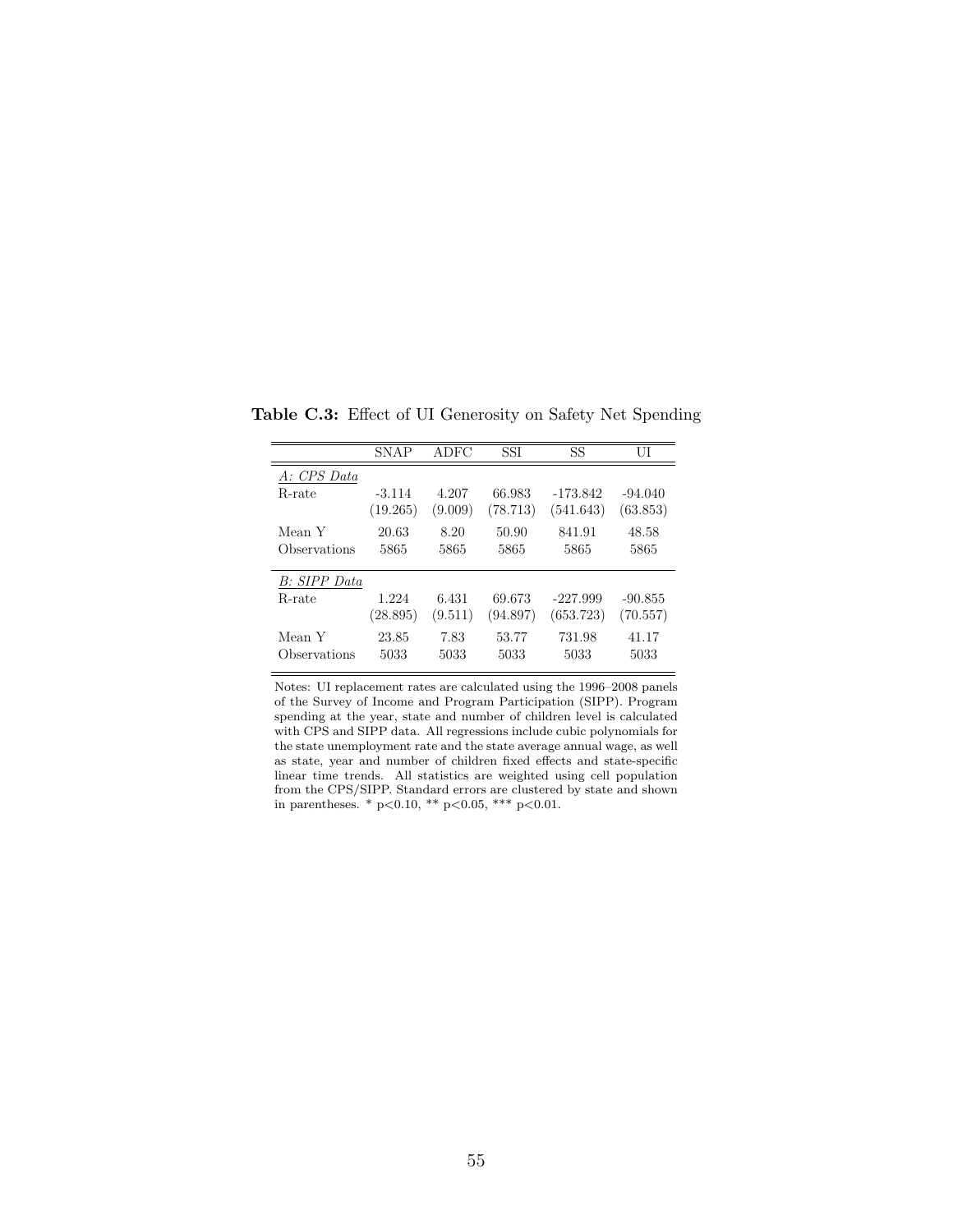**Table C.3:** Effect of UI Generosity on Safety Net Spending

| | SNAP | ADFC | SSI | SS | UI |
|---|---|---|---|---|---|
| *A: CPS Data* | | | | | |
| R-rate | -3.114 | 4.207 | 66.983 | -173.842 | -94.040 |
| | (19.265) | (9.009) | (78.713) | (541.643) | (63.853) |
| Mean Y | 20.63 | 8.20 | 50.90 | 841.91 | 48.58 |
| Observations | 5865 | 5865 | 5865 | 5865 | 5865 |
| *B: SIPP Data* | | | | | |
| R-rate | 1.224 | 6.431 | 69.673 | -227.999 | -90.855 |
| | (28.895) | (9.511) | (94.897) | (653.723) | (70.557) |
| Mean Y | 23.85 | 7.83 | 53.77 | 731.98 | 41.17 |
| Observations | 5033 | 5033 | 5033 | 5033 | 5033 |

Notes: UI replacement rates are calculated using the 1996–2008 panels of the Survey of Income and Program Participation (SIPP). Program spending at the year, state and number of children level is calculated with CPS and SIPP data. All regressions include cubic polynomials for the state unemployment rate and the state average annual wage, as well as state, year and number of children fixed effects and state-specific linear time trends. All statistics are weighted using cell population from the CPS/SIPP. Standard errors are clustered by state and shown in parentheses. * p<0.10, ** p<0.05, *** p<0.01.